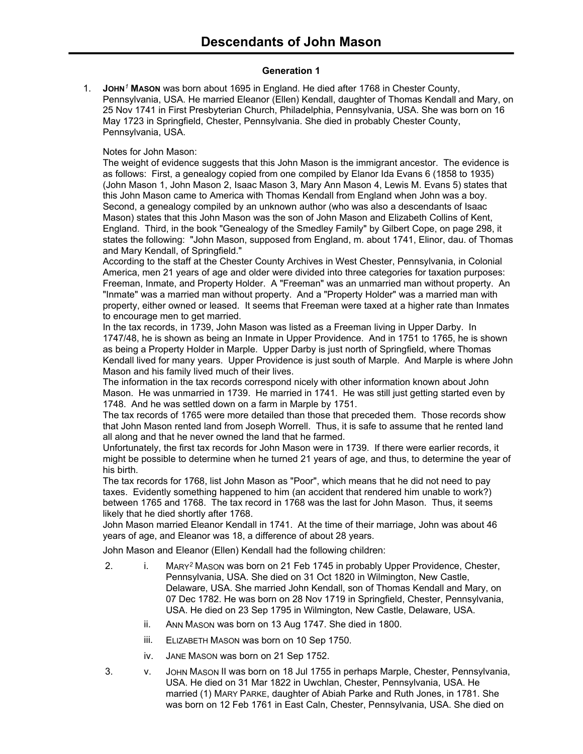# Descendants of John Mason

### Generation 1

1. **JOHN[1] MASON** was born about 1695 in England. He died after 1768 in Chester County, Pennsylvania, USA. He married Eleanor (Ellen) Kendall, daughter of Thomas Kendall and Mary, on 25 Nov 1741 in First Presbyterian Church, Philadelphia, Pennsylvania, USA. She was born on 16 May 1723 in Springfield, Chester, Pennsylvania. She died in probably Chester County, Pennsylvania, USA.

   Notes for John Mason:
   The weight of evidence suggests that this John Mason is the immigrant ancestor. The evidence is as follows: First, a genealogy copied from one compiled by Elanor Ida Evans 6 (1858 to 1935) (John Mason 1, John Mason 2, Isaac Mason 3, Mary Ann Mason 4, Lewis M. Evans 5) states that this John Mason came to America with Thomas Kendall from England when John was a boy. Second, a genealogy compiled by an unknown author (who was also a descendants of Isaac Mason) states that this John Mason was the son of John Mason and Elizabeth Collins of Kent, England. Third, in the book "Genealogy of the Smedley Family" by Gilbert Cope, on page 298, it states the following: "John Mason, supposed from England, m. about 1741, Elinor, dau. of Thomas and Mary Kendall, of Springfield."
   According to the staff at the Chester County Archives in West Chester, Pennsylvania, in Colonial America, men 21 years of age and older were divided into three categories for taxation purposes: Freeman, Inmate, and Property Holder. A "Freeman" was an unmarried man without property. An "Inmate" was a married man without property. And a "Property Holder" was a married man with property, either owned or leased. It seems that Freeman were taxed at a higher rate than Inmates to encourage men to get married.
   In the tax records, in 1739, John Mason was listed as a Freeman living in Upper Darby. In 1747/48, he is shown as being an Inmate in Upper Providence. And in 1751 to 1765, he is shown as being a Property Holder in Marple. Upper Darby is just north of Springfield, where Thomas Kendall lived for many years. Upper Providence is just south of Marple. And Marple is where John Mason and his family lived much of their lives.
   The information in the tax records correspond nicely with other information known about John Mason. He was unmarried in 1739. He married in 1741. He was still just getting started even by 1748. And he was settled down on a farm in Marple by 1751.
   The tax records of 1765 were more detailed than those that preceded them. Those records show that John Mason rented land from Joseph Worrell. Thus, it is safe to assume that he rented land all along and that he never owned the land that he farmed.
   Unfortunately, the first tax records for John Mason were in 1739. If there were earlier records, it might be possible to determine when he turned 21 years of age, and thus, to determine the year of his birth.
   The tax records for 1768, list John Mason as "Poor", which means that he did not need to pay taxes. Evidently something happened to him (an accident that rendered him unable to work?) between 1765 and 1768. The tax record in 1768 was the last for John Mason. Thus, it seems likely that he died shortly after 1768.
   John Mason married Eleanor Kendall in 1741. At the time of their marriage, John was about 46 years of age, and Eleanor was 18, a difference of about 28 years.

   John Mason and Eleanor (Ellen) Kendall had the following children:

   2. i. MARY[2] MASON was born on 21 Feb 1745 in probably Upper Providence, Chester, Pennsylvania, USA. She died on 31 Oct 1820 in Wilmington, New Castle, Delaware, USA. She married John Kendall, son of Thomas Kendall and Mary, on 07 Dec 1782. He was born on 28 Nov 1719 in Springfield, Chester, Pennsylvania, USA. He died on 23 Sep 1795 in Wilmington, New Castle, Delaware, USA.

      ii. ANN MASON was born on 13 Aug 1747. She died in 1800.

      iii. ELIZABETH MASON was born on 10 Sep 1750.

      iv. JANE MASON was born on 21 Sep 1752.

   3. v. JOHN MASON II was born on 18 Jul 1755 in perhaps Marple, Chester, Pennsylvania, USA. He died on 31 Mar 1822 in Uwchlan, Chester, Pennsylvania, USA. He married (1) MARY PARKE, daughter of Abiah Parke and Ruth Jones, in 1781. She was born on 12 Feb 1761 in East Caln, Chester, Pennsylvania, USA. She died on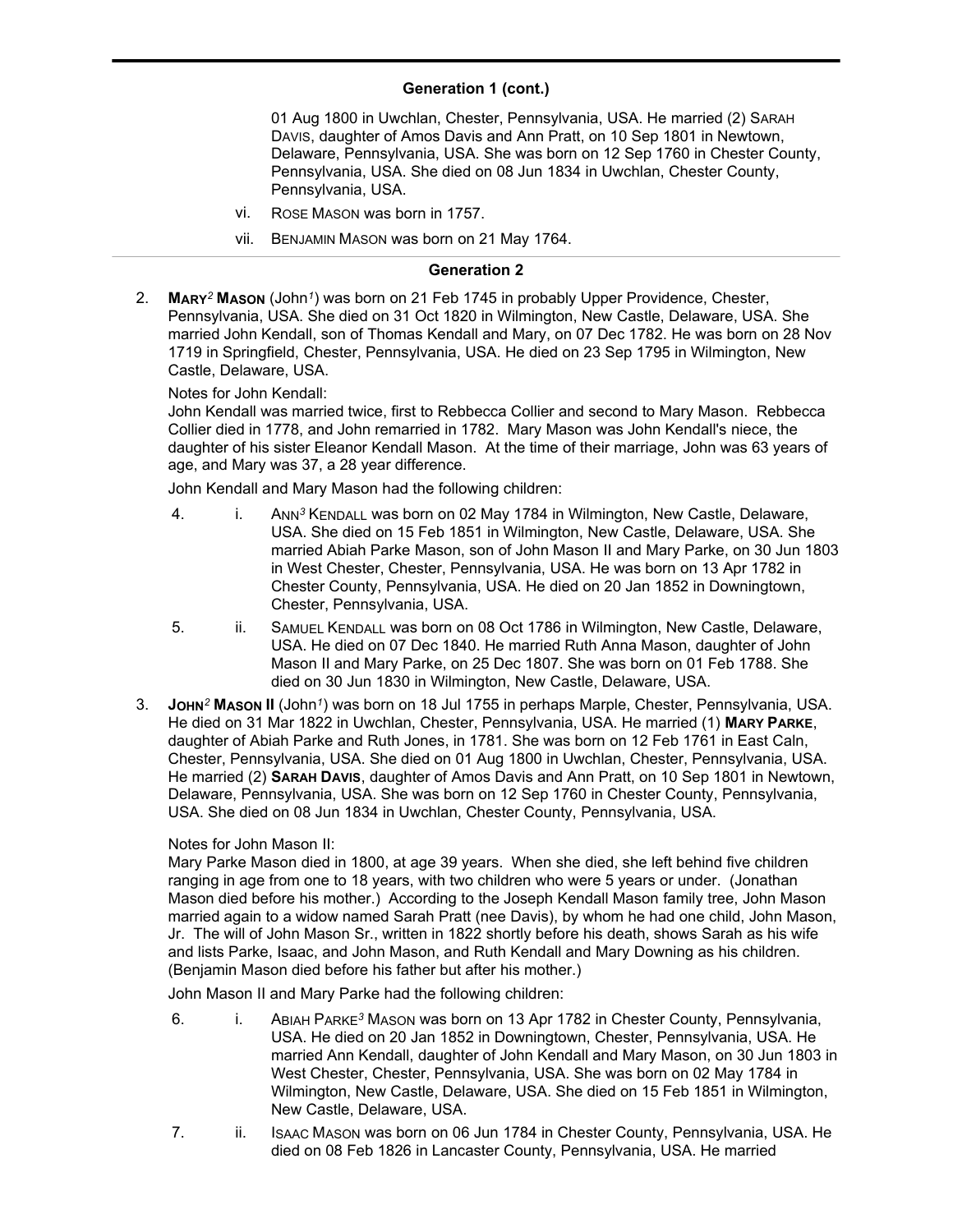## Generation 1 (cont.)

01 Aug 1800 in Uwchlan, Chester, Pennsylvania, USA. He married (2) SARAH DAVIS, daughter of Amos Davis and Ann Pratt, on 10 Sep 1801 in Newtown, Delaware, Pennsylvania, USA. She was born on 12 Sep 1760 in Chester County, Pennsylvania, USA. She died on 08 Jun 1834 in Uwchlan, Chester County, Pennsylvania, USA.

vi. ROSE MASON was born in 1757.

vii. BENJAMIN MASON was born on 21 May 1764.

## Generation 2

2. **MARY**[2] **MASON** (John[1]) was born on 21 Feb 1745 in probably Upper Providence, Chester, Pennsylvania, USA. She died on 31 Oct 1820 in Wilmington, New Castle, Delaware, USA. She married John Kendall, son of Thomas Kendall and Mary, on 07 Dec 1782. He was born on 28 Nov 1719 in Springfield, Chester, Pennsylvania, USA. He died on 23 Sep 1795 in Wilmington, New Castle, Delaware, USA.

Notes for John Kendall:
John Kendall was married twice, first to Rebbecca Collier and second to Mary Mason. Rebbecca Collier died in 1778, and John remarried in 1782. Mary Mason was John Kendall's niece, the daughter of his sister Eleanor Kendall Mason. At the time of their marriage, John was 63 years of age, and Mary was 37, a 28 year difference.

John Kendall and Mary Mason had the following children:

4. i. ANN[3] KENDALL was born on 02 May 1784 in Wilmington, New Castle, Delaware, USA. She died on 15 Feb 1851 in Wilmington, New Castle, Delaware, USA. She married Abiah Parke Mason, son of John Mason II and Mary Parke, on 30 Jun 1803 in West Chester, Chester, Pennsylvania, USA. He was born on 13 Apr 1782 in Chester County, Pennsylvania, USA. He died on 20 Jan 1852 in Downingtown, Chester, Pennsylvania, USA.

5. ii. SAMUEL KENDALL was born on 08 Oct 1786 in Wilmington, New Castle, Delaware, USA. He died on 07 Dec 1840. He married Ruth Anna Mason, daughter of John Mason II and Mary Parke, on 25 Dec 1807. She was born on 01 Feb 1788. She died on 30 Jun 1830 in Wilmington, New Castle, Delaware, USA.

3. **JOHN**[2] **MASON II** (John[1]) was born on 18 Jul 1755 in perhaps Marple, Chester, Pennsylvania, USA. He died on 31 Mar 1822 in Uwchlan, Chester, Pennsylvania, USA. He married (1) **MARY PARKE**, daughter of Abiah Parke and Ruth Jones, in 1781. She was born on 12 Feb 1761 in East Caln, Chester, Pennsylvania, USA. She died on 01 Aug 1800 in Uwchlan, Chester, Pennsylvania, USA. He married (2) **SARAH DAVIS**, daughter of Amos Davis and Ann Pratt, on 10 Sep 1801 in Newtown, Delaware, Pennsylvania, USA. She was born on 12 Sep 1760 in Chester County, Pennsylvania, USA. She died on 08 Jun 1834 in Uwchlan, Chester County, Pennsylvania, USA.

Notes for John Mason II:
Mary Parke Mason died in 1800, at age 39 years. When she died, she left behind five children ranging in age from one to 18 years, with two children who were 5 years or under. (Jonathan Mason died before his mother.) According to the Joseph Kendall Mason family tree, John Mason married again to a widow named Sarah Pratt (nee Davis), by whom he had one child, John Mason, Jr. The will of John Mason Sr., written in 1822 shortly before his death, shows Sarah as his wife and lists Parke, Isaac, and John Mason, and Ruth Kendall and Mary Downing as his children. (Benjamin Mason died before his father but after his mother.)

John Mason II and Mary Parke had the following children:

6. i. ABIAH PARKE[3] MASON was born on 13 Apr 1782 in Chester County, Pennsylvania, USA. He died on 20 Jan 1852 in Downingtown, Chester, Pennsylvania, USA. He married Ann Kendall, daughter of John Kendall and Mary Mason, on 30 Jun 1803 in West Chester, Chester, Pennsylvania, USA. She was born on 02 May 1784 in Wilmington, New Castle, Delaware, USA. She died on 15 Feb 1851 in Wilmington, New Castle, Delaware, USA.

7. ii. ISAAC MASON was born on 06 Jun 1784 in Chester County, Pennsylvania, USA. He died on 08 Feb 1826 in Lancaster County, Pennsylvania, USA. He married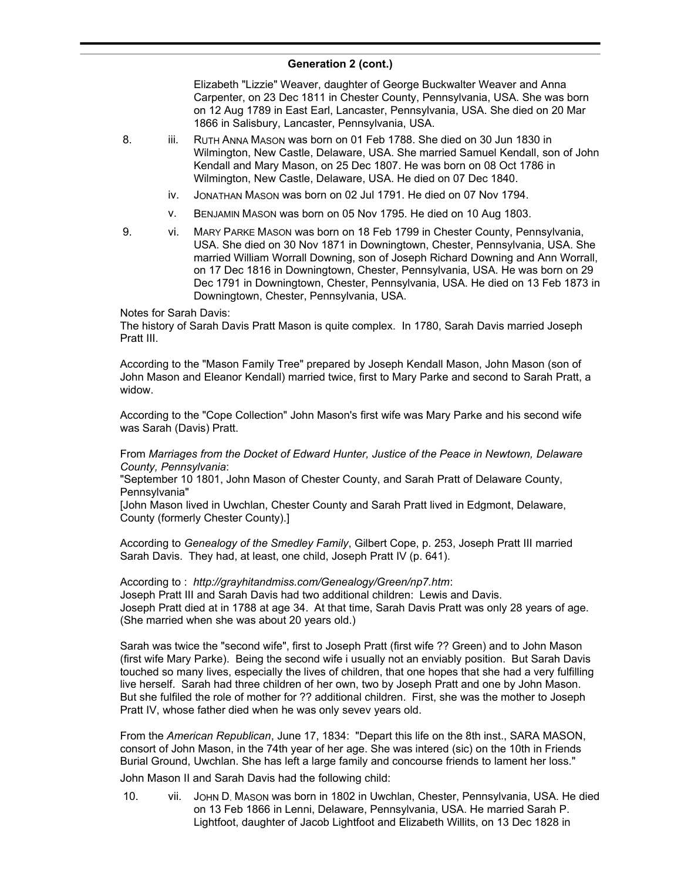## Generation 2 (cont.)

Elizabeth "Lizzie" Weaver, daughter of George Buckwalter Weaver and Anna Carpenter, on 23 Dec 1811 in Chester County, Pennsylvania, USA. She was born on 12 Aug 1789 in East Earl, Lancaster, Pennsylvania, USA. She died on 20 Mar 1866 in Salisbury, Lancaster, Pennsylvania, USA.

8. iii. RUTH ANNA MASON was born on 01 Feb 1788. She died on 30 Jun 1830 in Wilmington, New Castle, Delaware, USA. She married Samuel Kendall, son of John Kendall and Mary Mason, on 25 Dec 1807. He was born on 08 Oct 1786 in Wilmington, New Castle, Delaware, USA. He died on 07 Dec 1840.

iv. JONATHAN MASON was born on 02 Jul 1791. He died on 07 Nov 1794.

v. BENJAMIN MASON was born on 05 Nov 1795. He died on 10 Aug 1803.

9. vi. MARY PARKE MASON was born on 18 Feb 1799 in Chester County, Pennsylvania, USA. She died on 30 Nov 1871 in Downingtown, Chester, Pennsylvania, USA. She married William Worrall Downing, son of Joseph Richard Downing and Ann Worrall, on 17 Dec 1816 in Downingtown, Chester, Pennsylvania, USA. He was born on 29 Dec 1791 in Downingtown, Chester, Pennsylvania, USA. He died on 13 Feb 1873 in Downingtown, Chester, Pennsylvania, USA.

Notes for Sarah Davis:
The history of Sarah Davis Pratt Mason is quite complex. In 1780, Sarah Davis married Joseph Pratt III.

According to the "Mason Family Tree" prepared by Joseph Kendall Mason, John Mason (son of John Mason and Eleanor Kendall) married twice, first to Mary Parke and second to Sarah Pratt, a widow.

According to the "Cope Collection" John Mason's first wife was Mary Parke and his second wife was Sarah (Davis) Pratt.

From *Marriages from the Docket of Edward Hunter, Justice of the Peace in Newtown, Delaware County, Pennsylvania*:
"September 10 1801, John Mason of Chester County, and Sarah Pratt of Delaware County, Pennsylvania"
[John Mason lived in Uwchlan, Chester County and Sarah Pratt lived in Edgmont, Delaware, County (formerly Chester County).]

According to *Genealogy of the Smedley Family*, Gilbert Cope, p. 253, Joseph Pratt III married Sarah Davis. They had, at least, one child, Joseph Pratt IV (p. 641).

According to : *http://grayhitandmiss.com/Genealogy/Green/np7.htm*:
Joseph Pratt III and Sarah Davis had two additional children: Lewis and Davis.
Joseph Pratt died at in 1788 at age 34. At that time, Sarah Davis Pratt was only 28 years of age. (She married when she was about 20 years old.)

Sarah was twice the "second wife", first to Joseph Pratt (first wife ?? Green) and to John Mason (first wife Mary Parke). Being the second wife i usually not an enviably position. But Sarah Davis touched so many lives, especially the lives of children, that one hopes that she had a very fulfilling live herself. Sarah had three children of her own, two by Joseph Pratt and one by John Mason. But she fulfiled the role of mother for ?? additional children. First, she was the mother to Joseph Pratt IV, whose father died when he was only sevev years old.

From the *American Republican*, June 17, 1834: "Depart this life on the 8th inst., SARA MASON, consort of John Mason, in the 74th year of her age. She was intered (sic) on the 10th in Friends Burial Ground, Uwchlan. She has left a large family and concourse friends to lament her loss."

John Mason II and Sarah Davis had the following child:

10. vii. JOHN D. MASON was born in 1802 in Uwchlan, Chester, Pennsylvania, USA. He died on 13 Feb 1866 in Lenni, Delaware, Pennsylvania, USA. He married Sarah P. Lightfoot, daughter of Jacob Lightfoot and Elizabeth Willits, on 13 Dec 1828 in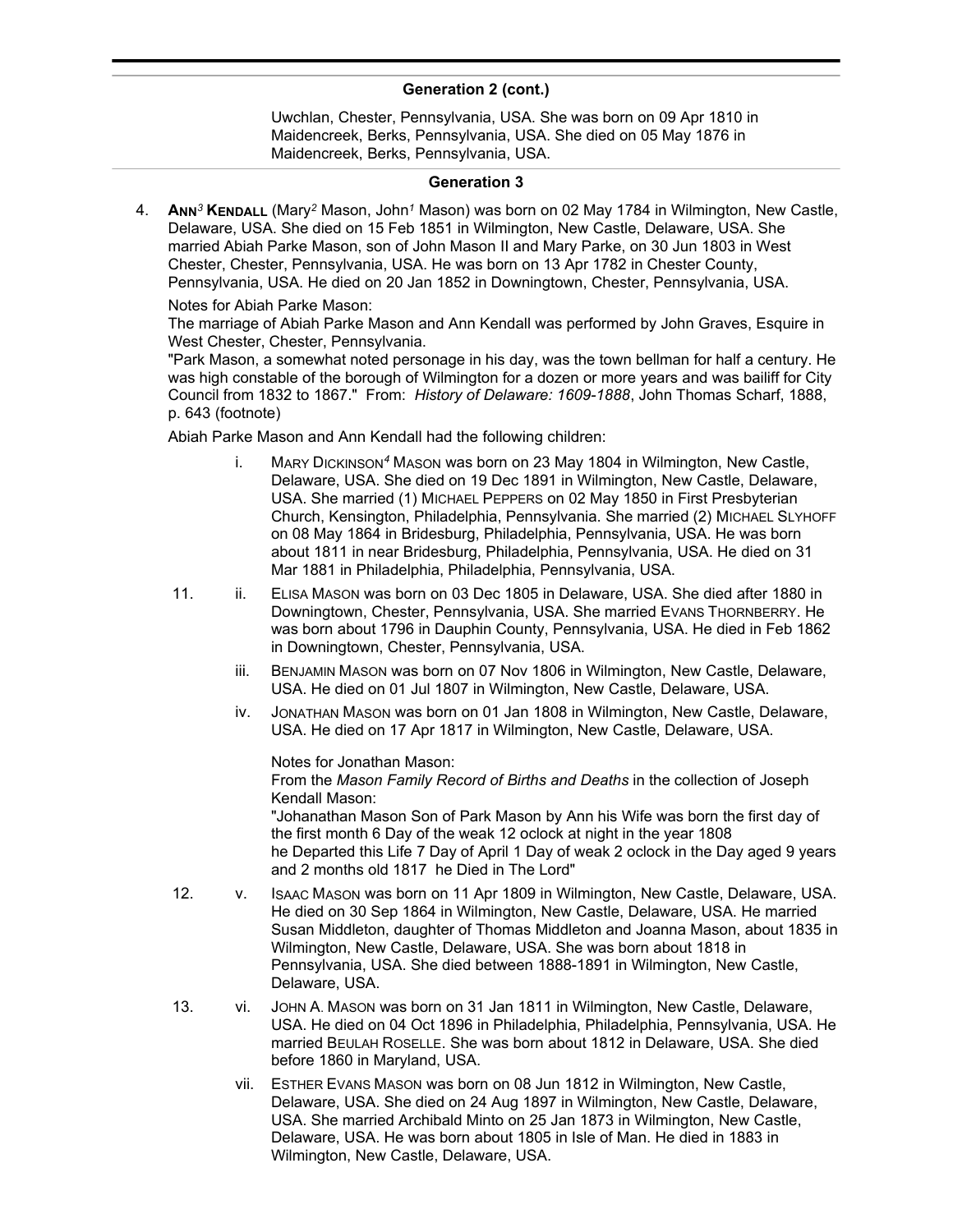## Generation 2 (cont.)

Uwchlan, Chester, Pennsylvania, USA. She was born on 09 Apr 1810 in Maidencreek, Berks, Pennsylvania, USA. She died on 05 May 1876 in Maidencreek, Berks, Pennsylvania, USA.

## Generation 3

4. **ANN[3] KENDALL** (Mary[2] Mason, John[1] Mason) was born on 02 May 1784 in Wilmington, New Castle, Delaware, USA. She died on 15 Feb 1851 in Wilmington, New Castle, Delaware, USA. She married Abiah Parke Mason, son of John Mason II and Mary Parke, on 30 Jun 1803 in West Chester, Chester, Pennsylvania, USA. He was born on 13 Apr 1782 in Chester County, Pennsylvania, USA. He died on 20 Jan 1852 in Downingtown, Chester, Pennsylvania, USA.

   Notes for Abiah Parke Mason:
   The marriage of Abiah Parke Mason and Ann Kendall was performed by John Graves, Esquire in West Chester, Chester, Pennsylvania.
   "Park Mason, a somewhat noted personage in his day, was the town bellman for half a century. He was high constable of the borough of Wilmington for a dozen or more years and was bailiff for City Council from 1832 to 1867." From: *History of Delaware: 1609-1888*, John Thomas Scharf, 1888, p. 643 (footnote)

   Abiah Parke Mason and Ann Kendall had the following children:

   - i. MARY DICKINSON[4] MASON was born on 23 May 1804 in Wilmington, New Castle, Delaware, USA. She died on 19 Dec 1891 in Wilmington, New Castle, Delaware, USA. She married (1) MICHAEL PEPPERS on 02 May 1850 in First Presbyterian Church, Kensington, Philadelphia, Pennsylvania. She married (2) MICHAEL SLYHOFF on 08 May 1864 in Bridesburg, Philadelphia, Pennsylvania, USA. He was born about 1811 in near Bridesburg, Philadelphia, Pennsylvania, USA. He died on 31 Mar 1881 in Philadelphia, Philadelphia, Pennsylvania, USA.
   - 11. ii. ELISA MASON was born on 03 Dec 1805 in Delaware, USA. She died after 1880 in Downingtown, Chester, Pennsylvania, USA. She married EVANS THORNBERRY. He was born about 1796 in Dauphin County, Pennsylvania, USA. He died in Feb 1862 in Downingtown, Chester, Pennsylvania, USA.
   - iii. BENJAMIN MASON was born on 07 Nov 1806 in Wilmington, New Castle, Delaware, USA. He died on 01 Jul 1807 in Wilmington, New Castle, Delaware, USA.
   - iv. JONATHAN MASON was born on 01 Jan 1808 in Wilmington, New Castle, Delaware, USA. He died on 17 Apr 1817 in Wilmington, New Castle, Delaware, USA.

     Notes for Jonathan Mason:
     From the *Mason Family Record of Births and Deaths* in the collection of Joseph Kendall Mason:
     "Johanathan Mason Son of Park Mason by Ann his Wife was born the first day of the first month 6 Day of the weak 12 oclock at night in the year 1808
     he Departed this Life 7 Day of April 1 Day of weak 2 oclock in the Day aged 9 years and 2 months old 1817 he Died in The Lord"
   - 12. v. ISAAC MASON was born on 11 Apr 1809 in Wilmington, New Castle, Delaware, USA. He died on 30 Sep 1864 in Wilmington, New Castle, Delaware, USA. He married Susan Middleton, daughter of Thomas Middleton and Joanna Mason, about 1835 in Wilmington, New Castle, Delaware, USA. She was born about 1818 in Pennsylvania, USA. She died between 1888-1891 in Wilmington, New Castle, Delaware, USA.
   - 13. vi. JOHN A. MASON was born on 31 Jan 1811 in Wilmington, New Castle, Delaware, USA. He died on 04 Oct 1896 in Philadelphia, Philadelphia, Pennsylvania, USA. He married BEULAH ROSELLE. She was born about 1812 in Delaware, USA. She died before 1860 in Maryland, USA.
   - vii. ESTHER EVANS MASON was born on 08 Jun 1812 in Wilmington, New Castle, Delaware, USA. She died on 24 Aug 1897 in Wilmington, New Castle, Delaware, USA. She married Archibald Minto on 25 Jan 1873 in Wilmington, New Castle, Delaware, USA. He was born about 1805 in Isle of Man. He died in 1883 in Wilmington, New Castle, Delaware, USA.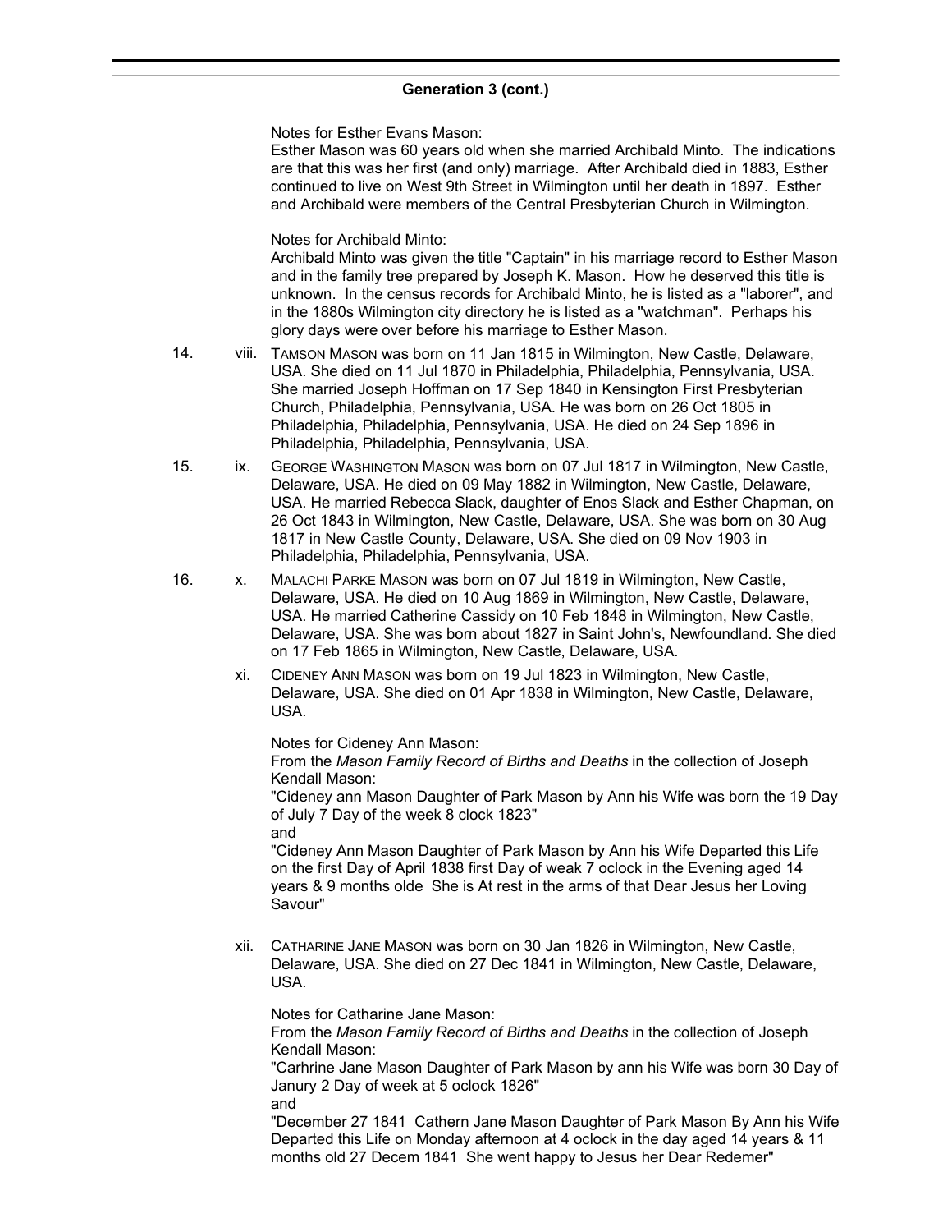## Generation 3 (cont.)

Notes for Esther Evans Mason:
Esther Mason was 60 years old when she married Archibald Minto. The indications are that this was her first (and only) marriage. After Archibald died in 1883, Esther continued to live on West 9th Street in Wilmington until her death in 1897. Esther and Archibald were members of the Central Presbyterian Church in Wilmington.

Notes for Archibald Minto:
Archibald Minto was given the title "Captain" in his marriage record to Esther Mason and in the family tree prepared by Joseph K. Mason. How he deserved this title is unknown. In the census records for Archibald Minto, he is listed as a "laborer", and in the 1880s Wilmington city directory he is listed as a "watchman". Perhaps his glory days were over before his marriage to Esther Mason.

14. viii. TAMSON MASON was born on 11 Jan 1815 in Wilmington, New Castle, Delaware, USA. She died on 11 Jul 1870 in Philadelphia, Philadelphia, Pennsylvania, USA. She married Joseph Hoffman on 17 Sep 1840 in Kensington First Presbyterian Church, Philadelphia, Pennsylvania, USA. He was born on 26 Oct 1805 in Philadelphia, Philadelphia, Pennsylvania, USA. He died on 24 Sep 1896 in Philadelphia, Philadelphia, Pennsylvania, USA.

15. ix. GEORGE WASHINGTON MASON was born on 07 Jul 1817 in Wilmington, New Castle, Delaware, USA. He died on 09 May 1882 in Wilmington, New Castle, Delaware, USA. He married Rebecca Slack, daughter of Enos Slack and Esther Chapman, on 26 Oct 1843 in Wilmington, New Castle, Delaware, USA. She was born on 30 Aug 1817 in New Castle County, Delaware, USA. She died on 09 Nov 1903 in Philadelphia, Philadelphia, Pennsylvania, USA.

16. x. MALACHI PARKE MASON was born on 07 Jul 1819 in Wilmington, New Castle, Delaware, USA. He died on 10 Aug 1869 in Wilmington, New Castle, Delaware, USA. He married Catherine Cassidy on 10 Feb 1848 in Wilmington, New Castle, Delaware, USA. She was born about 1827 in Saint John's, Newfoundland. She died on 17 Feb 1865 in Wilmington, New Castle, Delaware, USA.

xi. CIDENEY ANN MASON was born on 19 Jul 1823 in Wilmington, New Castle, Delaware, USA. She died on 01 Apr 1838 in Wilmington, New Castle, Delaware, USA.

Notes for Cideney Ann Mason:
From the *Mason Family Record of Births and Deaths* in the collection of Joseph Kendall Mason:
"Cideney ann Mason Daughter of Park Mason by Ann his Wife was born the 19 Day of July 7 Day of the week 8 clock 1823"
and
"Cideney Ann Mason Daughter of Park Mason by Ann his Wife Departed this Life on the first Day of April 1838 first Day of weak 7 oclock in the Evening aged 14 years & 9 months olde She is At rest in the arms of that Dear Jesus her Loving Savour"

xii. CATHARINE JANE MASON was born on 30 Jan 1826 in Wilmington, New Castle, Delaware, USA. She died on 27 Dec 1841 in Wilmington, New Castle, Delaware, USA.

Notes for Catharine Jane Mason:
From the *Mason Family Record of Births and Deaths* in the collection of Joseph Kendall Mason:
"Carhrine Jane Mason Daughter of Park Mason by ann his Wife was born 30 Day of Janury 2 Day of week at 5 oclock 1826"
and
"December 27 1841 Cathern Jane Mason Daughter of Park Mason By Ann his Wife Departed this Life on Monday afternoon at 4 oclock in the day aged 14 years & 11 months old 27 Decem 1841 She went happy to Jesus her Dear Redemer"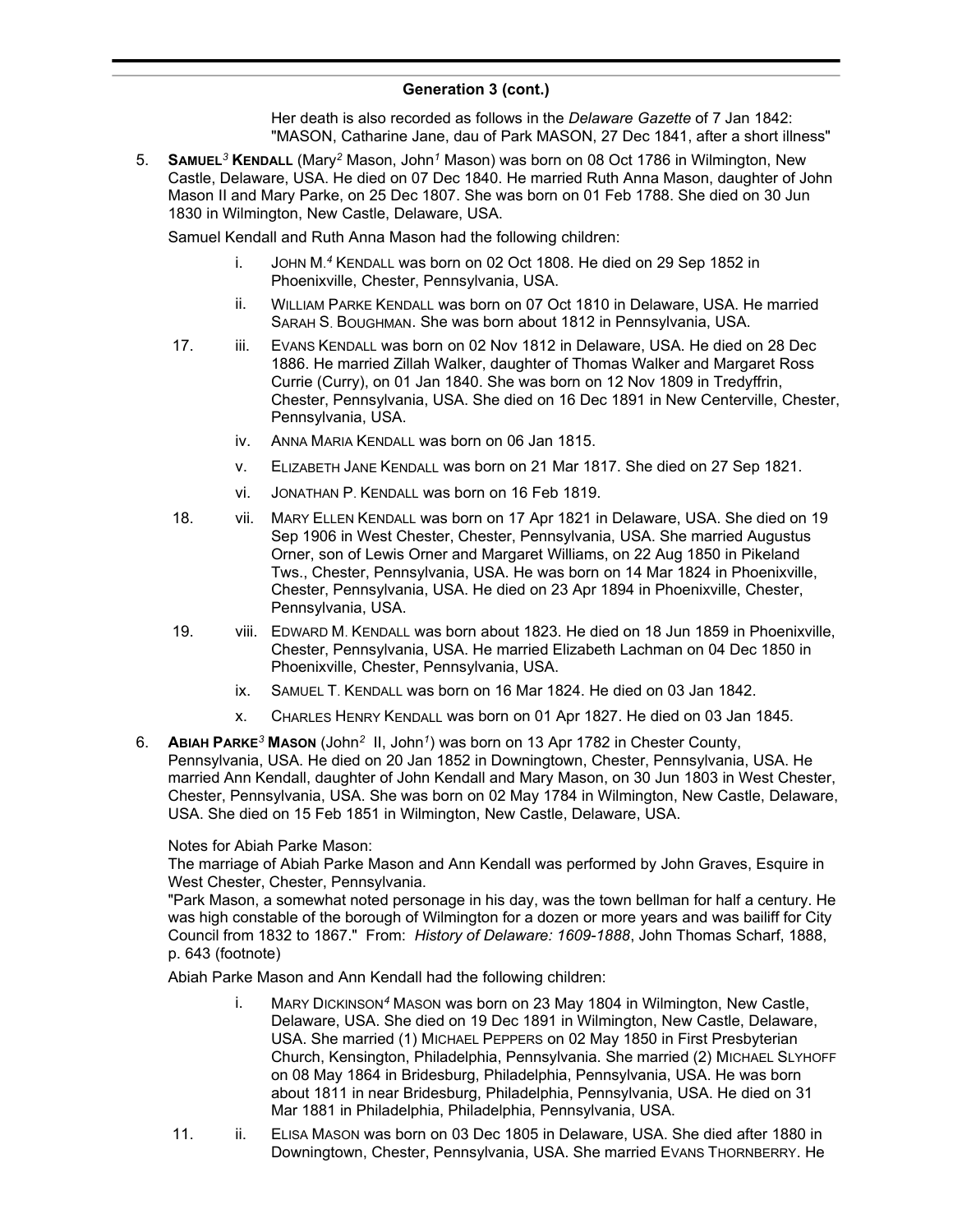## Generation 3 (cont.)

Her death is also recorded as follows in the *Delaware Gazette* of 7 Jan 1842: "MASON, Catharine Jane, dau of Park MASON, 27 Dec 1841, after a short illness"

5. **SAMUEL[3] KENDALL** (Mary[2] Mason, John[1] Mason) was born on 08 Oct 1786 in Wilmington, New Castle, Delaware, USA. He died on 07 Dec 1840. He married Ruth Anna Mason, daughter of John Mason II and Mary Parke, on 25 Dec 1807. She was born on 01 Feb 1788. She died on 30 Jun 1830 in Wilmington, New Castle, Delaware, USA.

   Samuel Kendall and Ruth Anna Mason had the following children:

   - i. JOHN M.[4] KENDALL was born on 02 Oct 1808. He died on 29 Sep 1852 in Phoenixville, Chester, Pennsylvania, USA.
   - ii. WILLIAM PARKE KENDALL was born on 07 Oct 1810 in Delaware, USA. He married SARAH S. BOUGHMAN. She was born about 1812 in Pennsylvania, USA.
   - 17. iii. EVANS KENDALL was born on 02 Nov 1812 in Delaware, USA. He died on 28 Dec 1886. He married Zillah Walker, daughter of Thomas Walker and Margaret Ross Currie (Curry), on 01 Jan 1840. She was born on 12 Nov 1809 in Tredyffrin, Chester, Pennsylvania, USA. She died on 16 Dec 1891 in New Centerville, Chester, Pennsylvania, USA.
   - iv. ANNA MARIA KENDALL was born on 06 Jan 1815.
   - v. ELIZABETH JANE KENDALL was born on 21 Mar 1817. She died on 27 Sep 1821.
   - vi. JONATHAN P. KENDALL was born on 16 Feb 1819.
   - 18. vii. MARY ELLEN KENDALL was born on 17 Apr 1821 in Delaware, USA. She died on 19 Sep 1906 in West Chester, Chester, Pennsylvania, USA. She married Augustus Orner, son of Lewis Orner and Margaret Williams, on 22 Aug 1850 in Pikeland Tws., Chester, Pennsylvania, USA. He was born on 14 Mar 1824 in Phoenixville, Chester, Pennsylvania, USA. He died on 23 Apr 1894 in Phoenixville, Chester, Pennsylvania, USA.
   - 19. viii. EDWARD M. KENDALL was born about 1823. He died on 18 Jun 1859 in Phoenixville, Chester, Pennsylvania, USA. He married Elizabeth Lachman on 04 Dec 1850 in Phoenixville, Chester, Pennsylvania, USA.
   - ix. SAMUEL T. KENDALL was born on 16 Mar 1824. He died on 03 Jan 1842.
   - x. CHARLES HENRY KENDALL was born on 01 Apr 1827. He died on 03 Jan 1845.

6. **ABIAH PARKE[3] MASON** (John[2] II, John[1]) was born on 13 Apr 1782 in Chester County, Pennsylvania, USA. He died on 20 Jan 1852 in Downingtown, Chester, Pennsylvania, USA. He married Ann Kendall, daughter of John Kendall and Mary Mason, on 30 Jun 1803 in West Chester, Chester, Pennsylvania, USA. She was born on 02 May 1784 in Wilmington, New Castle, Delaware, USA. She died on 15 Feb 1851 in Wilmington, New Castle, Delaware, USA.

   Notes for Abiah Parke Mason:
   The marriage of Abiah Parke Mason and Ann Kendall was performed by John Graves, Esquire in West Chester, Chester, Pennsylvania.
   "Park Mason, a somewhat noted personage in his day, was the town bellman for half a century. He was high constable of the borough of Wilmington for a dozen or more years and was bailiff for City Council from 1832 to 1867." From: *History of Delaware: 1609-1888*, John Thomas Scharf, 1888, p. 643 (footnote)

   Abiah Parke Mason and Ann Kendall had the following children:

   - i. MARY DICKINSON[4] MASON was born on 23 May 1804 in Wilmington, New Castle, Delaware, USA. She died on 19 Dec 1891 in Wilmington, New Castle, Delaware, USA. She married (1) MICHAEL PEPPERS on 02 May 1850 in First Presbyterian Church, Kensington, Philadelphia, Pennsylvania. She married (2) MICHAEL SLYHOFF on 08 May 1864 in Bridesburg, Philadelphia, Pennsylvania, USA. He was born about 1811 in near Bridesburg, Philadelphia, Pennsylvania, USA. He died on 31 Mar 1881 in Philadelphia, Philadelphia, Pennsylvania, USA.
   - 11. ii. ELISA MASON was born on 03 Dec 1805 in Delaware, USA. She died after 1880 in Downingtown, Chester, Pennsylvania, USA. She married EVANS THORNBERRY. He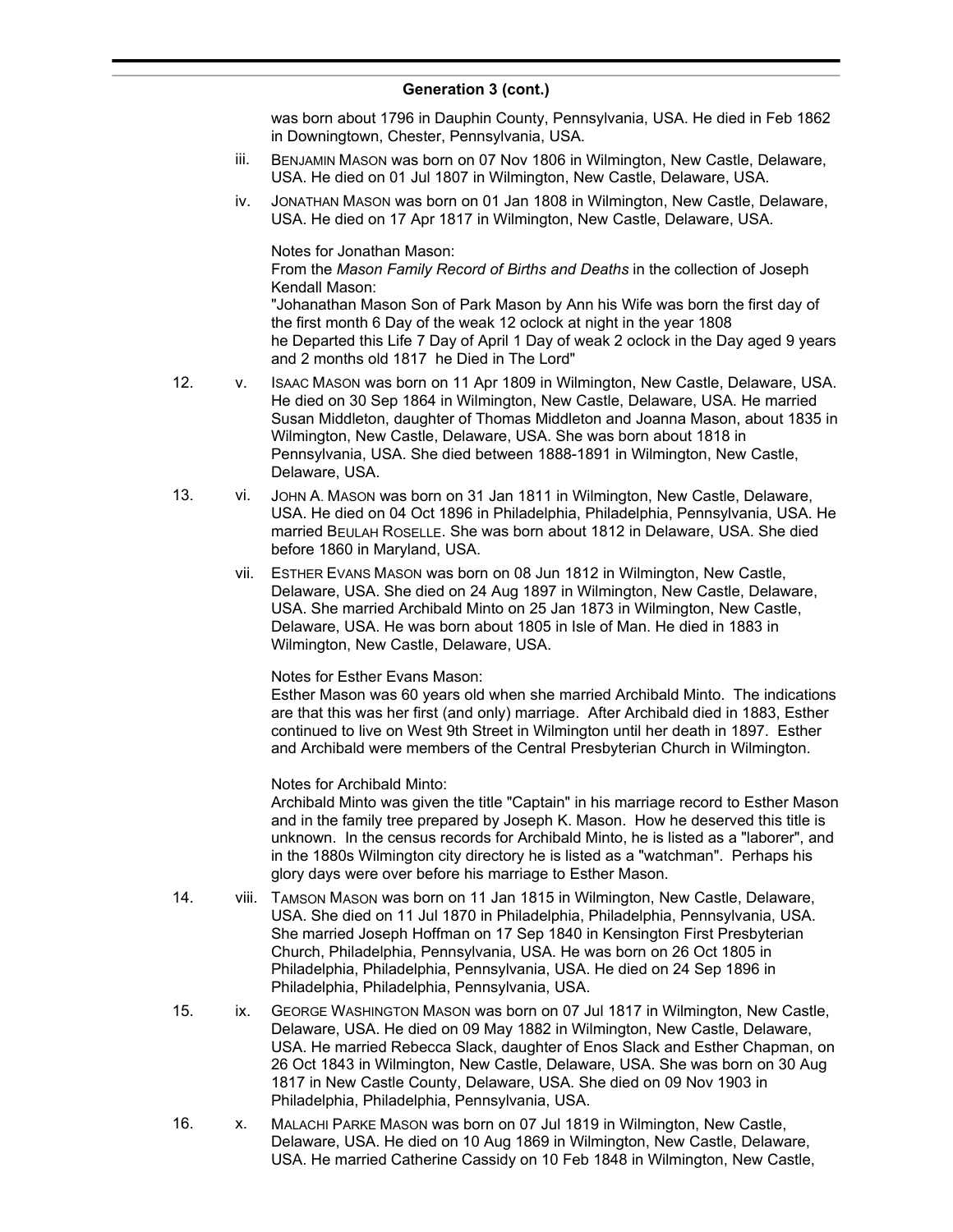## Generation 3 (cont.)

was born about 1796 in Dauphin County, Pennsylvania, USA. He died in Feb 1862 in Downingtown, Chester, Pennsylvania, USA.

iii. BENJAMIN MASON was born on 07 Nov 1806 in Wilmington, New Castle, Delaware, USA. He died on 01 Jul 1807 in Wilmington, New Castle, Delaware, USA.

iv. JONATHAN MASON was born on 01 Jan 1808 in Wilmington, New Castle, Delaware, USA. He died on 17 Apr 1817 in Wilmington, New Castle, Delaware, USA.

Notes for Jonathan Mason:
From the *Mason Family Record of Births and Deaths* in the collection of Joseph Kendall Mason:
"Johanathan Mason Son of Park Mason by Ann his Wife was born the first day of the first month 6 Day of the weak 12 oclock at night in the year 1808
he Departed this Life 7 Day of April 1 Day of weak 2 oclock in the Day aged 9 years and 2 months old 1817 he Died in The Lord"

12. v. ISAAC MASON was born on 11 Apr 1809 in Wilmington, New Castle, Delaware, USA. He died on 30 Sep 1864 in Wilmington, New Castle, Delaware, USA. He married Susan Middleton, daughter of Thomas Middleton and Joanna Mason, about 1835 in Wilmington, New Castle, Delaware, USA. She was born about 1818 in Pennsylvania, USA. She died between 1888-1891 in Wilmington, New Castle, Delaware, USA.

13. vi. JOHN A. MASON was born on 31 Jan 1811 in Wilmington, New Castle, Delaware, USA. He died on 04 Oct 1896 in Philadelphia, Philadelphia, Pennsylvania, USA. He married BEULAH ROSELLE. She was born about 1812 in Delaware, USA. She died before 1860 in Maryland, USA.

vii. ESTHER EVANS MASON was born on 08 Jun 1812 in Wilmington, New Castle, Delaware, USA. She died on 24 Aug 1897 in Wilmington, New Castle, Delaware, USA. She married Archibald Minto on 25 Jan 1873 in Wilmington, New Castle, Delaware, USA. He was born about 1805 in Isle of Man. He died in 1883 in Wilmington, New Castle, Delaware, USA.

Notes for Esther Evans Mason:
Esther Mason was 60 years old when she married Archibald Minto. The indications are that this was her first (and only) marriage. After Archibald died in 1883, Esther continued to live on West 9th Street in Wilmington until her death in 1897. Esther and Archibald were members of the Central Presbyterian Church in Wilmington.

Notes for Archibald Minto:
Archibald Minto was given the title "Captain" in his marriage record to Esther Mason and in the family tree prepared by Joseph K. Mason. How he deserved this title is unknown. In the census records for Archibald Minto, he is listed as a "laborer", and in the 1880s Wilmington city directory he is listed as a "watchman". Perhaps his glory days were over before his marriage to Esther Mason.

14. viii. TAMSON MASON was born on 11 Jan 1815 in Wilmington, New Castle, Delaware, USA. She died on 11 Jul 1870 in Philadelphia, Philadelphia, Pennsylvania, USA. She married Joseph Hoffman on 17 Sep 1840 in Kensington First Presbyterian Church, Philadelphia, Pennsylvania, USA. He was born on 26 Oct 1805 in Philadelphia, Philadelphia, Pennsylvania, USA. He died on 24 Sep 1896 in Philadelphia, Philadelphia, Pennsylvania, USA.

15. ix. GEORGE WASHINGTON MASON was born on 07 Jul 1817 in Wilmington, New Castle, Delaware, USA. He died on 09 May 1882 in Wilmington, New Castle, Delaware, USA. He married Rebecca Slack, daughter of Enos Slack and Esther Chapman, on 26 Oct 1843 in Wilmington, New Castle, Delaware, USA. She was born on 30 Aug 1817 in New Castle County, Delaware, USA. She died on 09 Nov 1903 in Philadelphia, Philadelphia, Pennsylvania, USA.

16. x. MALACHI PARKE MASON was born on 07 Jul 1819 in Wilmington, New Castle, Delaware, USA. He died on 10 Aug 1869 in Wilmington, New Castle, Delaware, USA. He married Catherine Cassidy on 10 Feb 1848 in Wilmington, New Castle,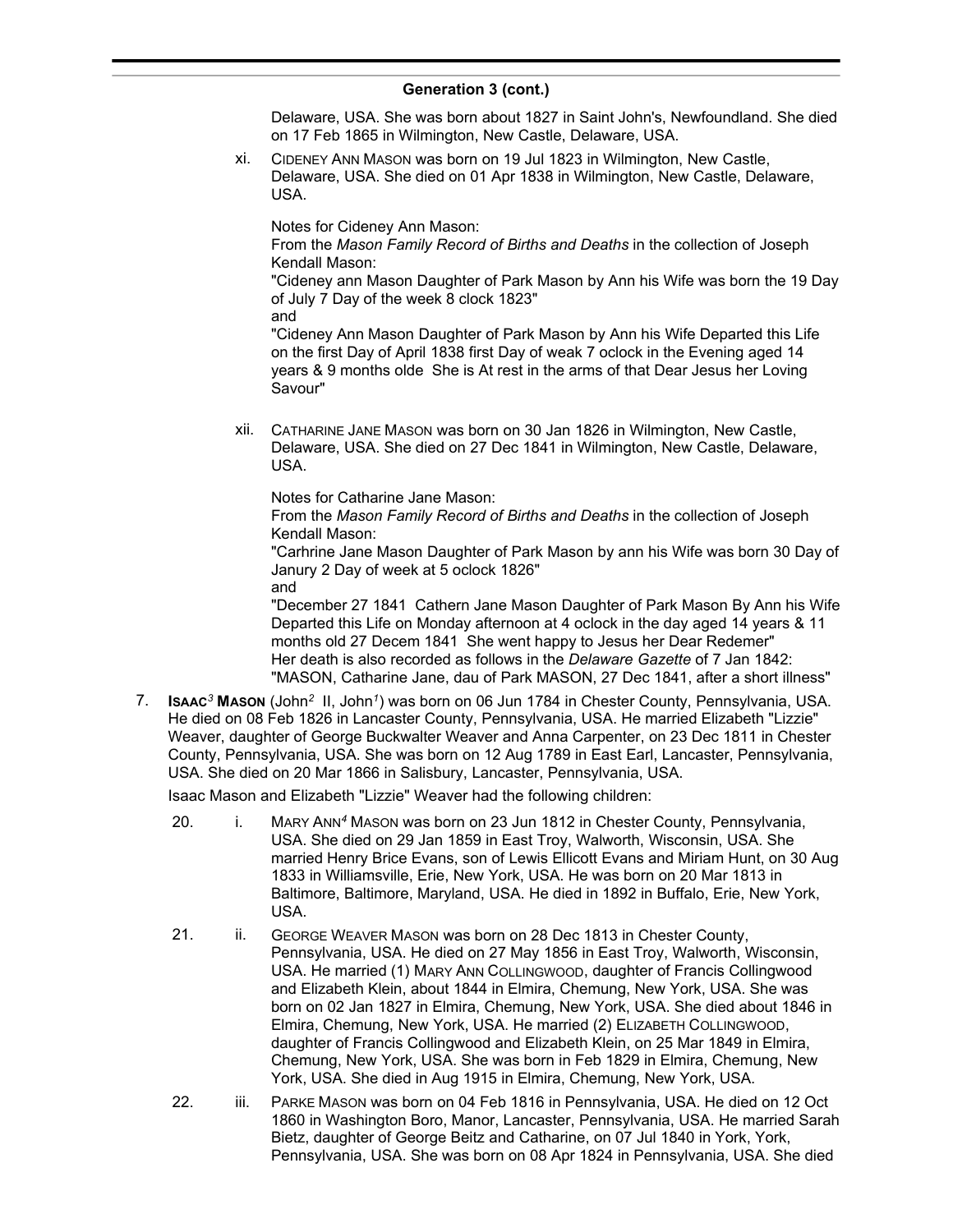## Generation 3 (cont.)

Delaware, USA. She was born about 1827 in Saint John's, Newfoundland. She died on 17 Feb 1865 in Wilmington, New Castle, Delaware, USA.

xi. CIDENEY ANN MASON was born on 19 Jul 1823 in Wilmington, New Castle, Delaware, USA. She died on 01 Apr 1838 in Wilmington, New Castle, Delaware, USA.

Notes for Cideney Ann Mason:
From the *Mason Family Record of Births and Deaths* in the collection of Joseph Kendall Mason:
"Cideney ann Mason Daughter of Park Mason by Ann his Wife was born the 19 Day of July 7 Day of the week 8 clock 1823"
and
"Cideney Ann Mason Daughter of Park Mason by Ann his Wife Departed this Life on the first Day of April 1838 first Day of weak 7 oclock in the Evening aged 14 years & 9 months olde She is At rest in the arms of that Dear Jesus her Loving Savour"

xii. CATHARINE JANE MASON was born on 30 Jan 1826 in Wilmington, New Castle, Delaware, USA. She died on 27 Dec 1841 in Wilmington, New Castle, Delaware, USA.

Notes for Catharine Jane Mason:
From the *Mason Family Record of Births and Deaths* in the collection of Joseph Kendall Mason:
"Carhrine Jane Mason Daughter of Park Mason by ann his Wife was born 30 Day of Janury 2 Day of week at 5 oclock 1826"
and
"December 27 1841 Cathern Jane Mason Daughter of Park Mason By Ann his Wife Departed this Life on Monday afternoon at 4 oclock in the day aged 14 years & 11 months old 27 Decem 1841 She went happy to Jesus her Dear Redemer"
Her death is also recorded as follows in the *Delaware Gazette* of 7 Jan 1842:
"MASON, Catharine Jane, dau of Park MASON, 27 Dec 1841, after a short illness"

7. **ISAAC[3] MASON** (John[2] II, John[1]) was born on 06 Jun 1784 in Chester County, Pennsylvania, USA. He died on 08 Feb 1826 in Lancaster County, Pennsylvania, USA. He married Elizabeth "Lizzie" Weaver, daughter of George Buckwalter Weaver and Anna Carpenter, on 23 Dec 1811 in Chester County, Pennsylvania, USA. She was born on 12 Aug 1789 in East Earl, Lancaster, Pennsylvania, USA. She died on 20 Mar 1866 in Salisbury, Lancaster, Pennsylvania, USA.

Isaac Mason and Elizabeth "Lizzie" Weaver had the following children:

20. i. MARY ANN[4] MASON was born on 23 Jun 1812 in Chester County, Pennsylvania, USA. She died on 29 Jan 1859 in East Troy, Walworth, Wisconsin, USA. She married Henry Brice Evans, son of Lewis Ellicott Evans and Miriam Hunt, on 30 Aug 1833 in Williamsville, Erie, New York, USA. He was born on 20 Mar 1813 in Baltimore, Baltimore, Maryland, USA. He died in 1892 in Buffalo, Erie, New York, USA.

21. ii. GEORGE WEAVER MASON was born on 28 Dec 1813 in Chester County, Pennsylvania, USA. He died on 27 May 1856 in East Troy, Walworth, Wisconsin, USA. He married (1) MARY ANN COLLINGWOOD, daughter of Francis Collingwood and Elizabeth Klein, about 1844 in Elmira, Chemung, New York, USA. She was born on 02 Jan 1827 in Elmira, Chemung, New York, USA. She died about 1846 in Elmira, Chemung, New York, USA. He married (2) ELIZABETH COLLINGWOOD, daughter of Francis Collingwood and Elizabeth Klein, on 25 Mar 1849 in Elmira, Chemung, New York, USA. She was born in Feb 1829 in Elmira, Chemung, New York, USA. She died in Aug 1915 in Elmira, Chemung, New York, USA.

22. iii. PARKE MASON was born on 04 Feb 1816 in Pennsylvania, USA. He died on 12 Oct 1860 in Washington Boro, Manor, Lancaster, Pennsylvania, USA. He married Sarah Bietz, daughter of George Beitz and Catharine, on 07 Jul 1840 in York, York, Pennsylvania, USA. She was born on 08 Apr 1824 in Pennsylvania, USA. She died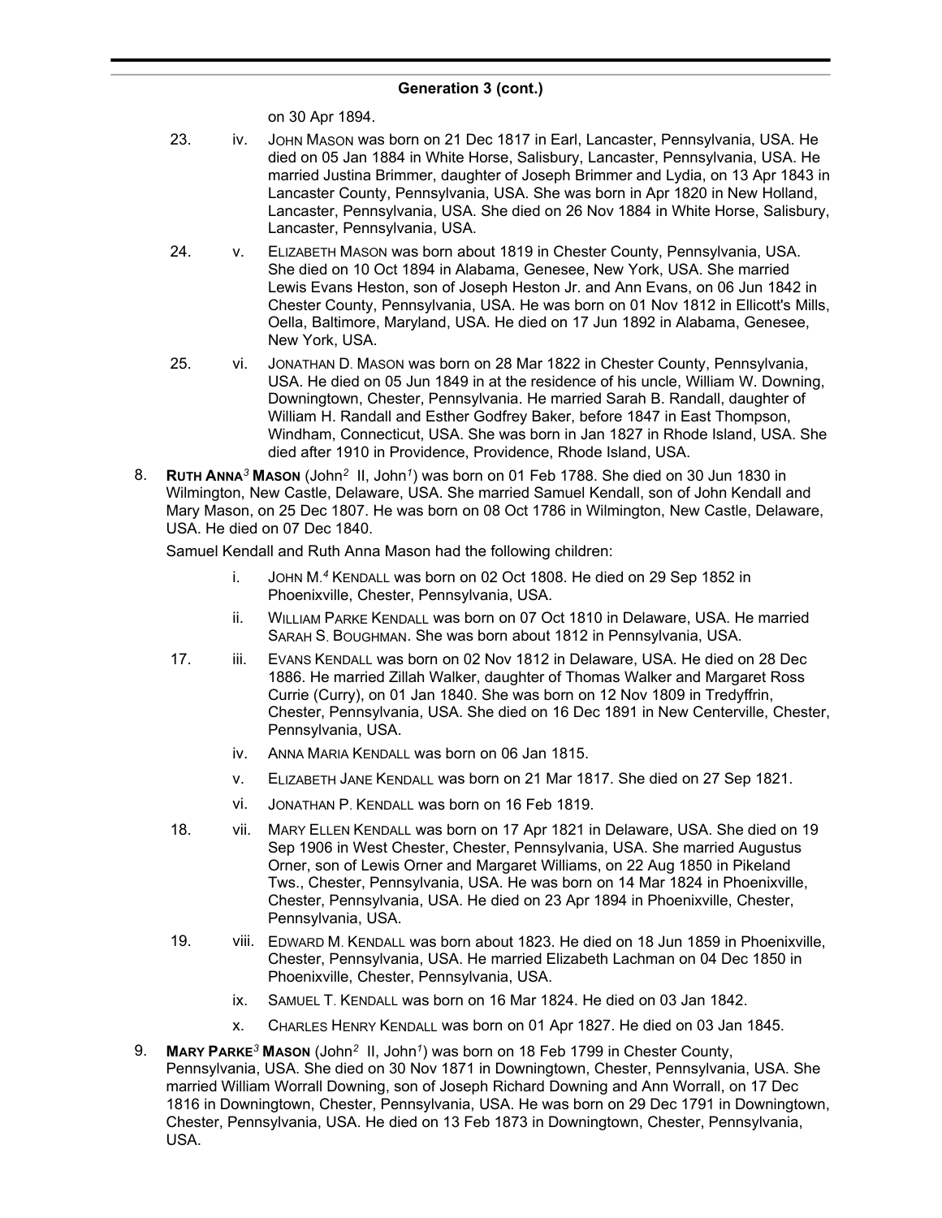### Generation 3 (cont.)

on 30 Apr 1894.

23. iv. JOHN MASON was born on 21 Dec 1817 in Earl, Lancaster, Pennsylvania, USA. He died on 05 Jan 1884 in White Horse, Salisbury, Lancaster, Pennsylvania, USA. He married Justina Brimmer, daughter of Joseph Brimmer and Lydia, on 13 Apr 1843 in Lancaster County, Pennsylvania, USA. She was born in Apr 1820 in New Holland, Lancaster, Pennsylvania, USA. She died on 26 Nov 1884 in White Horse, Salisbury, Lancaster, Pennsylvania, USA.

24. v. ELIZABETH MASON was born about 1819 in Chester County, Pennsylvania, USA. She died on 10 Oct 1894 in Alabama, Genesee, New York, USA. She married Lewis Evans Heston, son of Joseph Heston Jr. and Ann Evans, on 06 Jun 1842 in Chester County, Pennsylvania, USA. He was born on 01 Nov 1812 in Ellicott's Mills, Oella, Baltimore, Maryland, USA. He died on 17 Jun 1892 in Alabama, Genesee, New York, USA.

25. vi. JONATHAN D. MASON was born on 28 Mar 1822 in Chester County, Pennsylvania, USA. He died on 05 Jun 1849 in at the residence of his uncle, William W. Downing, Downingtown, Chester, Pennsylvania. He married Sarah B. Randall, daughter of William H. Randall and Esther Godfrey Baker, before 1847 in East Thompson, Windham, Connecticut, USA. She was born in Jan 1827 in Rhode Island, USA. She died after 1910 in Providence, Providence, Rhode Island, USA.

8. **RUTH ANNA[3] MASON** (John[2] II, John[1]) was born on 01 Feb 1788. She died on 30 Jun 1830 in Wilmington, New Castle, Delaware, USA. She married Samuel Kendall, son of John Kendall and Mary Mason, on 25 Dec 1807. He was born on 08 Oct 1786 in Wilmington, New Castle, Delaware, USA. He died on 07 Dec 1840.

Samuel Kendall and Ruth Anna Mason had the following children:

i. JOHN M.[4] KENDALL was born on 02 Oct 1808. He died on 29 Sep 1852 in Phoenixville, Chester, Pennsylvania, USA.

ii. WILLIAM PARKE KENDALL was born on 07 Oct 1810 in Delaware, USA. He married SARAH S. BOUGHMAN. She was born about 1812 in Pennsylvania, USA.

17. iii. EVANS KENDALL was born on 02 Nov 1812 in Delaware, USA. He died on 28 Dec 1886. He married Zillah Walker, daughter of Thomas Walker and Margaret Ross Currie (Curry), on 01 Jan 1840. She was born on 12 Nov 1809 in Tredyffrin, Chester, Pennsylvania, USA. She died on 16 Dec 1891 in New Centerville, Chester, Pennsylvania, USA.

iv. ANNA MARIA KENDALL was born on 06 Jan 1815.

v. ELIZABETH JANE KENDALL was born on 21 Mar 1817. She died on 27 Sep 1821.

vi. JONATHAN P. KENDALL was born on 16 Feb 1819.

18. vii. MARY ELLEN KENDALL was born on 17 Apr 1821 in Delaware, USA. She died on 19 Sep 1906 in West Chester, Chester, Pennsylvania, USA. She married Augustus Orner, son of Lewis Orner and Margaret Williams, on 22 Aug 1850 in Pikeland Tws., Chester, Pennsylvania, USA. He was born on 14 Mar 1824 in Phoenixville, Chester, Pennsylvania, USA. He died on 23 Apr 1894 in Phoenixville, Chester, Pennsylvania, USA.

19. viii. EDWARD M. KENDALL was born about 1823. He died on 18 Jun 1859 in Phoenixville, Chester, Pennsylvania, USA. He married Elizabeth Lachman on 04 Dec 1850 in Phoenixville, Chester, Pennsylvania, USA.

ix. SAMUEL T. KENDALL was born on 16 Mar 1824. He died on 03 Jan 1842.

x. CHARLES HENRY KENDALL was born on 01 Apr 1827. He died on 03 Jan 1845.

9. **MARY PARKE[3] MASON** (John[2] II, John[1]) was born on 18 Feb 1799 in Chester County, Pennsylvania, USA. She died on 30 Nov 1871 in Downingtown, Chester, Pennsylvania, USA. She married William Worrall Downing, son of Joseph Richard Downing and Ann Worrall, on 17 Dec 1816 in Downingtown, Chester, Pennsylvania, USA. He was born on 29 Dec 1791 in Downingtown, Chester, Pennsylvania, USA. He died on 13 Feb 1873 in Downingtown, Chester, Pennsylvania, USA.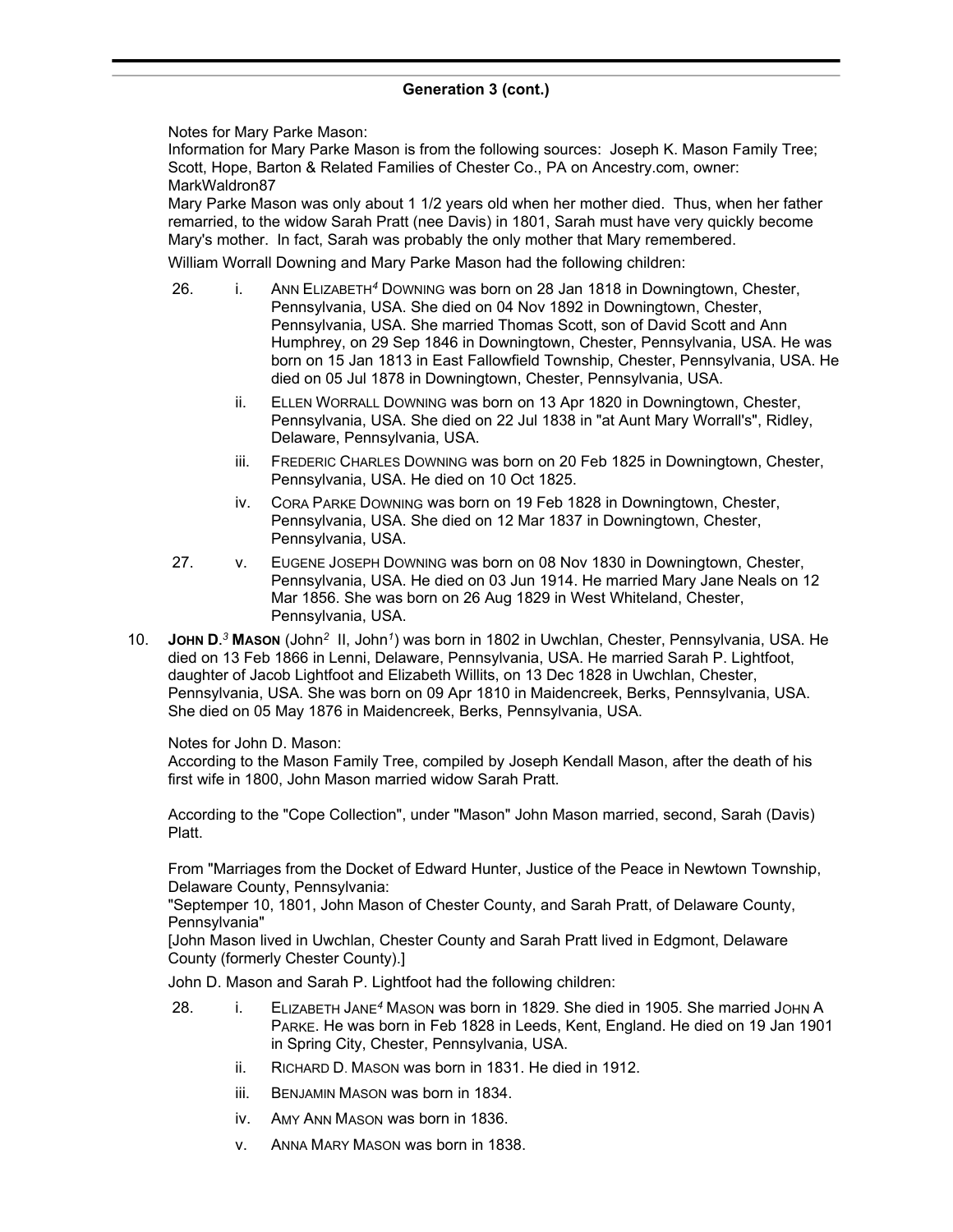## Generation 3 (cont.)

Notes for Mary Parke Mason:

Information for Mary Parke Mason is from the following sources: Joseph K. Mason Family Tree; Scott, Hope, Barton & Related Families of Chester Co., PA on Ancestry.com, owner: MarkWaldron87

Mary Parke Mason was only about 1 1/2 years old when her mother died. Thus, when her father remarried, to the widow Sarah Pratt (nee Davis) in 1801, Sarah must have very quickly become Mary's mother. In fact, Sarah was probably the only mother that Mary remembered.

William Worrall Downing and Mary Parke Mason had the following children:

26. i. ANN ELIZABETH[4] DOWNING was born on 28 Jan 1818 in Downingtown, Chester, Pennsylvania, USA. She died on 04 Nov 1892 in Downingtown, Chester, Pennsylvania, USA. She married Thomas Scott, son of David Scott and Ann Humphrey, on 29 Sep 1846 in Downingtown, Chester, Pennsylvania, USA. He was born on 15 Jan 1813 in East Fallowfield Township, Chester, Pennsylvania, USA. He died on 05 Jul 1878 in Downingtown, Chester, Pennsylvania, USA.

ii. ELLEN WORRALL DOWNING was born on 13 Apr 1820 in Downingtown, Chester, Pennsylvania, USA. She died on 22 Jul 1838 in "at Aunt Mary Worrall's", Ridley, Delaware, Pennsylvania, USA.

iii. FREDERIC CHARLES DOWNING was born on 20 Feb 1825 in Downingtown, Chester, Pennsylvania, USA. He died on 10 Oct 1825.

iv. CORA PARKE DOWNING was born on 19 Feb 1828 in Downingtown, Chester, Pennsylvania, USA. She died on 12 Mar 1837 in Downingtown, Chester, Pennsylvania, USA.

27. v. EUGENE JOSEPH DOWNING was born on 08 Nov 1830 in Downingtown, Chester, Pennsylvania, USA. He died on 03 Jun 1914. He married Mary Jane Neals on 12 Mar 1856. She was born on 26 Aug 1829 in West Whiteland, Chester, Pennsylvania, USA.

10. **JOHN D.[3] MASON** (John[2] II, John[1]) was born in 1802 in Uwchlan, Chester, Pennsylvania, USA. He died on 13 Feb 1866 in Lenni, Delaware, Pennsylvania, USA. He married Sarah P. Lightfoot, daughter of Jacob Lightfoot and Elizabeth Willits, on 13 Dec 1828 in Uwchlan, Chester, Pennsylvania, USA. She was born on 09 Apr 1810 in Maidencreek, Berks, Pennsylvania, USA. She died on 05 May 1876 in Maidencreek, Berks, Pennsylvania, USA.

Notes for John D. Mason:

According to the Mason Family Tree, compiled by Joseph Kendall Mason, after the death of his first wife in 1800, John Mason married widow Sarah Pratt.

According to the "Cope Collection", under "Mason" John Mason married, second, Sarah (Davis) Platt.

From "Marriages from the Docket of Edward Hunter, Justice of the Peace in Newtown Township, Delaware County, Pennsylvania:

"Septemper 10, 1801, John Mason of Chester County, and Sarah Pratt, of Delaware County, Pennsylvania"

[John Mason lived in Uwchlan, Chester County and Sarah Pratt lived in Edgmont, Delaware County (formerly Chester County).]

John D. Mason and Sarah P. Lightfoot had the following children:

28. i. ELIZABETH JANE[4] MASON was born in 1829. She died in 1905. She married JOHN A PARKE. He was born in Feb 1828 in Leeds, Kent, England. He died on 19 Jan 1901 in Spring City, Chester, Pennsylvania, USA.

ii. RICHARD D. MASON was born in 1831. He died in 1912.

iii. BENJAMIN MASON was born in 1834.

iv. AMY ANN MASON was born in 1836.

v. ANNA MARY MASON was born in 1838.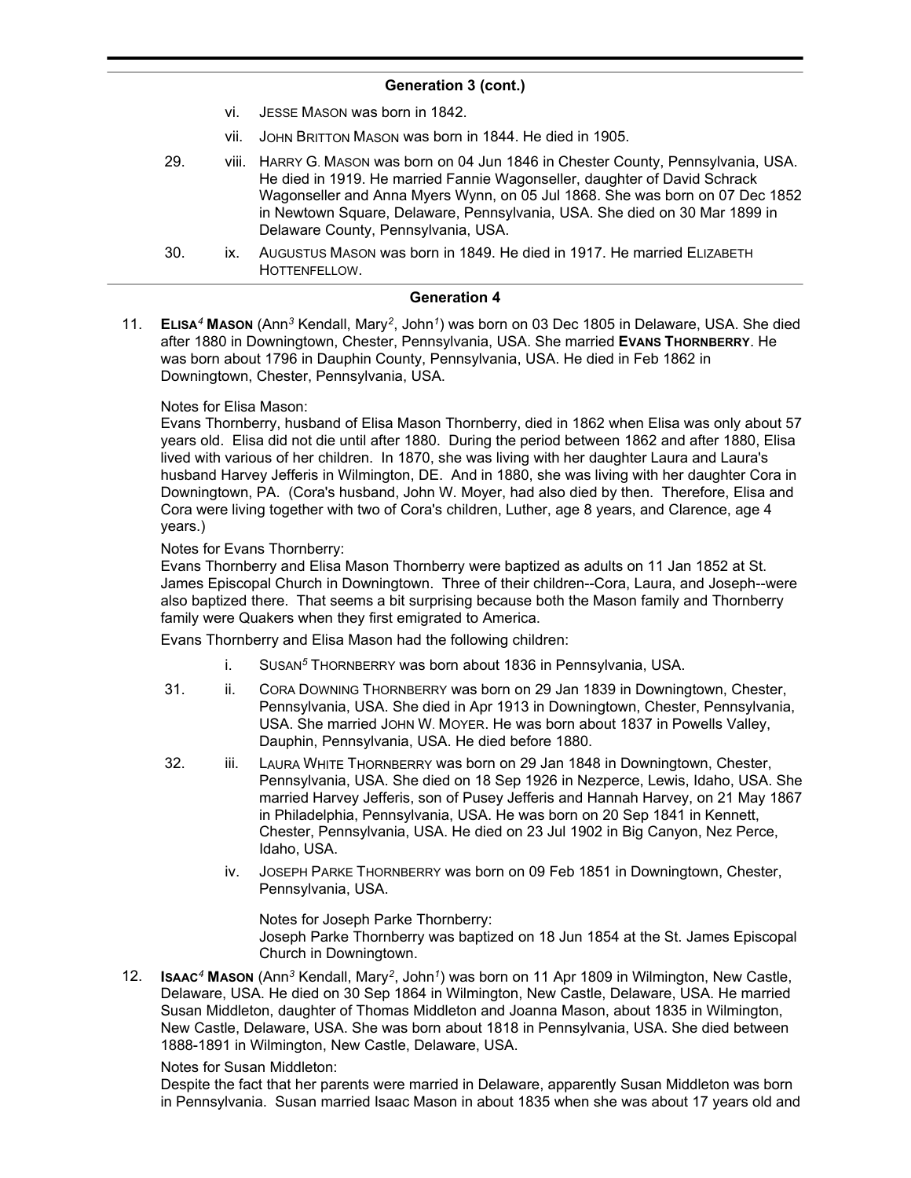## Generation 3 (cont.)

vi. JESSE MASON was born in 1842.

vii. JOHN BRITTON MASON was born in 1844. He died in 1905.

29. viii. HARRY G. MASON was born on 04 Jun 1846 in Chester County, Pennsylvania, USA. He died in 1919. He married Fannie Wagonseller, daughter of David Schrack Wagonseller and Anna Myers Wynn, on 05 Jul 1868. She was born on 07 Dec 1852 in Newtown Square, Delaware, Pennsylvania, USA. She died on 30 Mar 1899 in Delaware County, Pennsylvania, USA.

30. ix. AUGUSTUS MASON was born in 1849. He died in 1917. He married ELIZABETH HOTTENFELLOW.

## Generation 4

11. **ELISA[4] MASON** (Ann[3] Kendall, Mary[2], John[1]) was born on 03 Dec 1805 in Delaware, USA. She died after 1880 in Downingtown, Chester, Pennsylvania, USA. She married **EVANS THORNBERRY**. He was born about 1796 in Dauphin County, Pennsylvania, USA. He died in Feb 1862 in Downingtown, Chester, Pennsylvania, USA.

Notes for Elisa Mason:
Evans Thornberry, husband of Elisa Mason Thornberry, died in 1862 when Elisa was only about 57 years old. Elisa did not die until after 1880. During the period between 1862 and after 1880, Elisa lived with various of her children. In 1870, she was living with her daughter Laura and Laura's husband Harvey Jefferis in Wilmington, DE. And in 1880, she was living with her daughter Cora in Downingtown, PA. (Cora's husband, John W. Moyer, had also died by then. Therefore, Elisa and Cora were living together with two of Cora's children, Luther, age 8 years, and Clarence, age 4 years.)

Notes for Evans Thornberry:
Evans Thornberry and Elisa Mason Thornberry were baptized as adults on 11 Jan 1852 at St. James Episcopal Church in Downingtown. Three of their children--Cora, Laura, and Joseph--were also baptized there. That seems a bit surprising because both the Mason family and Thornberry family were Quakers when they first emigrated to America.

Evans Thornberry and Elisa Mason had the following children:

i. SUSAN[5] THORNBERRY was born about 1836 in Pennsylvania, USA.

31. ii. CORA DOWNING THORNBERRY was born on 29 Jan 1839 in Downingtown, Chester, Pennsylvania, USA. She died in Apr 1913 in Downingtown, Chester, Pennsylvania, USA. She married JOHN W. MOYER. He was born about 1837 in Powells Valley, Dauphin, Pennsylvania, USA. He died before 1880.

32. iii. LAURA WHITE THORNBERRY was born on 29 Jan 1848 in Downingtown, Chester, Pennsylvania, USA. She died on 18 Sep 1926 in Nezperce, Lewis, Idaho, USA. She married Harvey Jefferis, son of Pusey Jefferis and Hannah Harvey, on 21 May 1867 in Philadelphia, Pennsylvania, USA. He was born on 20 Sep 1841 in Kennett, Chester, Pennsylvania, USA. He died on 23 Jul 1902 in Big Canyon, Nez Perce, Idaho, USA.

iv. JOSEPH PARKE THORNBERRY was born on 09 Feb 1851 in Downingtown, Chester, Pennsylvania, USA.

Notes for Joseph Parke Thornberry:
Joseph Parke Thornberry was baptized on 18 Jun 1854 at the St. James Episcopal Church in Downingtown.

12. **ISAAC[4] MASON** (Ann[3] Kendall, Mary[2], John[1]) was born on 11 Apr 1809 in Wilmington, New Castle, Delaware, USA. He died on 30 Sep 1864 in Wilmington, New Castle, Delaware, USA. He married Susan Middleton, daughter of Thomas Middleton and Joanna Mason, about 1835 in Wilmington, New Castle, Delaware, USA. She was born about 1818 in Pennsylvania, USA. She died between 1888-1891 in Wilmington, New Castle, Delaware, USA.

Notes for Susan Middleton:
Despite the fact that her parents were married in Delaware, apparently Susan Middleton was born in Pennsylvania. Susan married Isaac Mason in about 1835 when she was about 17 years old and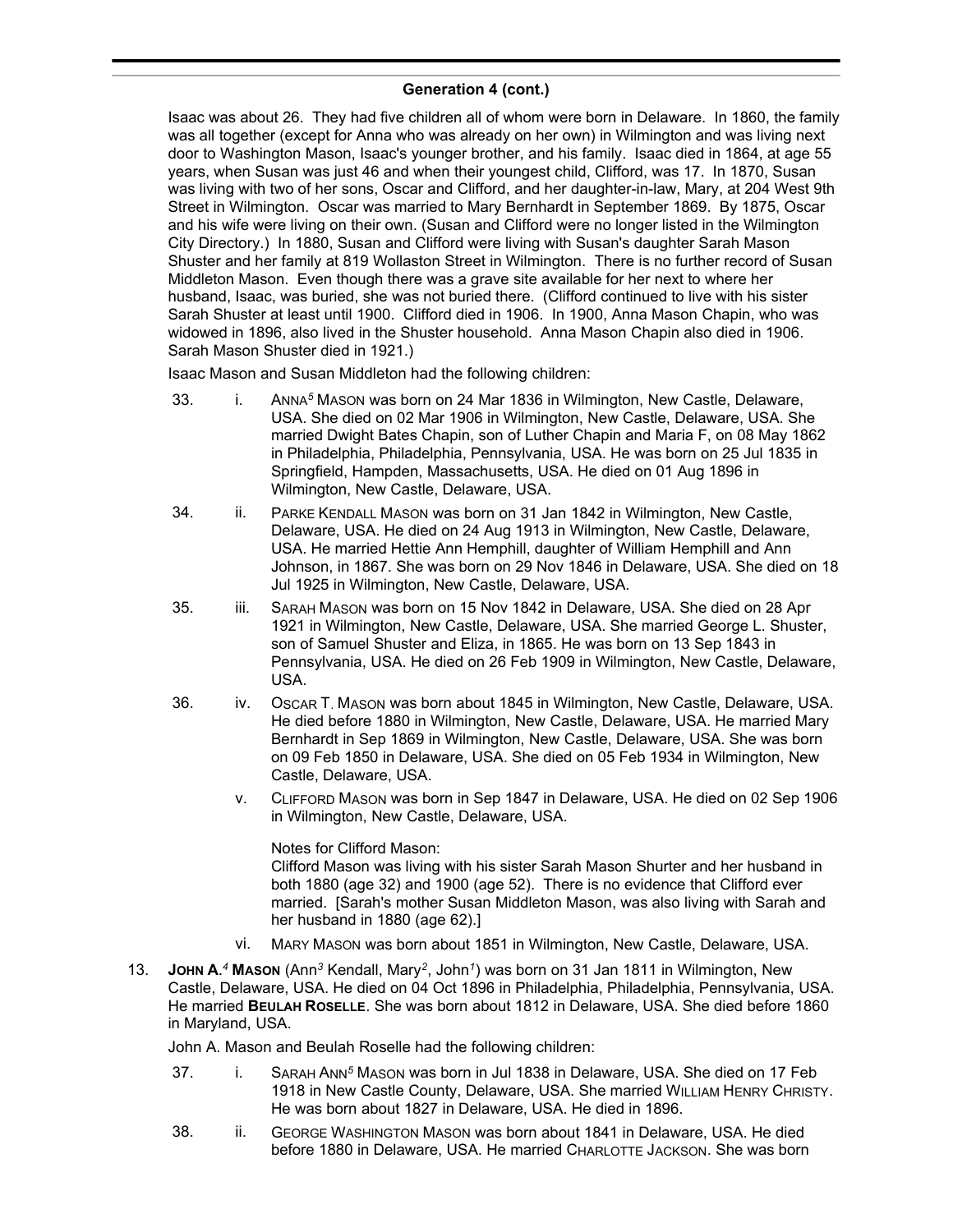## Generation 4 (cont.)

Isaac was about 26. They had five children all of whom were born in Delaware. In 1860, the family was all together (except for Anna who was already on her own) in Wilmington and was living next door to Washington Mason, Isaac's younger brother, and his family. Isaac died in 1864, at age 55 years, when Susan was just 46 and when their youngest child, Clifford, was 17. In 1870, Susan was living with two of her sons, Oscar and Clifford, and her daughter-in-law, Mary, at 204 West 9th Street in Wilmington. Oscar was married to Mary Bernhardt in September 1869. By 1875, Oscar and his wife were living on their own. (Susan and Clifford were no longer listed in the Wilmington City Directory.) In 1880, Susan and Clifford were living with Susan's daughter Sarah Mason Shuster and her family at 819 Wollaston Street in Wilmington. There is no further record of Susan Middleton Mason. Even though there was a grave site available for her next to where her husband, Isaac, was buried, she was not buried there. (Clifford continued to live with his sister Sarah Shuster at least until 1900. Clifford died in 1906. In 1900, Anna Mason Chapin, who was widowed in 1896, also lived in the Shuster household. Anna Mason Chapin also died in 1906. Sarah Mason Shuster died in 1921.)

Isaac Mason and Susan Middleton had the following children:

33. i. ANNA[5] MASON was born on 24 Mar 1836 in Wilmington, New Castle, Delaware, USA. She died on 02 Mar 1906 in Wilmington, New Castle, Delaware, USA. She married Dwight Bates Chapin, son of Luther Chapin and Maria F, on 08 May 1862 in Philadelphia, Philadelphia, Pennsylvania, USA. He was born on 25 Jul 1835 in Springfield, Hampden, Massachusetts, USA. He died on 01 Aug 1896 in Wilmington, New Castle, Delaware, USA.

34. ii. PARKE KENDALL MASON was born on 31 Jan 1842 in Wilmington, New Castle, Delaware, USA. He died on 24 Aug 1913 in Wilmington, New Castle, Delaware, USA. He married Hettie Ann Hemphill, daughter of William Hemphill and Ann Johnson, in 1867. She was born on 29 Nov 1846 in Delaware, USA. She died on 18 Jul 1925 in Wilmington, New Castle, Delaware, USA.

35. iii. SARAH MASON was born on 15 Nov 1842 in Delaware, USA. She died on 28 Apr 1921 in Wilmington, New Castle, Delaware, USA. She married George L. Shuster, son of Samuel Shuster and Eliza, in 1865. He was born on 13 Sep 1843 in Pennsylvania, USA. He died on 26 Feb 1909 in Wilmington, New Castle, Delaware, USA.

36. iv. OSCAR T. MASON was born about 1845 in Wilmington, New Castle, Delaware, USA. He died before 1880 in Wilmington, New Castle, Delaware, USA. He married Mary Bernhardt in Sep 1869 in Wilmington, New Castle, Delaware, USA. She was born on 09 Feb 1850 in Delaware, USA. She died on 05 Feb 1934 in Wilmington, New Castle, Delaware, USA.

v. CLIFFORD MASON was born in Sep 1847 in Delaware, USA. He died on 02 Sep 1906 in Wilmington, New Castle, Delaware, USA.

Notes for Clifford Mason:
Clifford Mason was living with his sister Sarah Mason Shurter and her husband in both 1880 (age 32) and 1900 (age 52). There is no evidence that Clifford ever married. [Sarah's mother Susan Middleton Mason, was also living with Sarah and her husband in 1880 (age 62).]

vi. MARY MASON was born about 1851 in Wilmington, New Castle, Delaware, USA.

13. **JOHN A.[4] MASON** (Ann[3] Kendall, Mary[2], John[1]) was born on 31 Jan 1811 in Wilmington, New Castle, Delaware, USA. He died on 04 Oct 1896 in Philadelphia, Philadelphia, Pennsylvania, USA. He married **BEULAH ROSELLE**. She was born about 1812 in Delaware, USA. She died before 1860 in Maryland, USA.

John A. Mason and Beulah Roselle had the following children:

37. i. SARAH ANN[5] MASON was born in Jul 1838 in Delaware, USA. She died on 17 Feb 1918 in New Castle County, Delaware, USA. She married WILLIAM HENRY CHRISTY. He was born about 1827 in Delaware, USA. He died in 1896.

38. ii. GEORGE WASHINGTON MASON was born about 1841 in Delaware, USA. He died before 1880 in Delaware, USA. He married CHARLOTTE JACKSON. She was born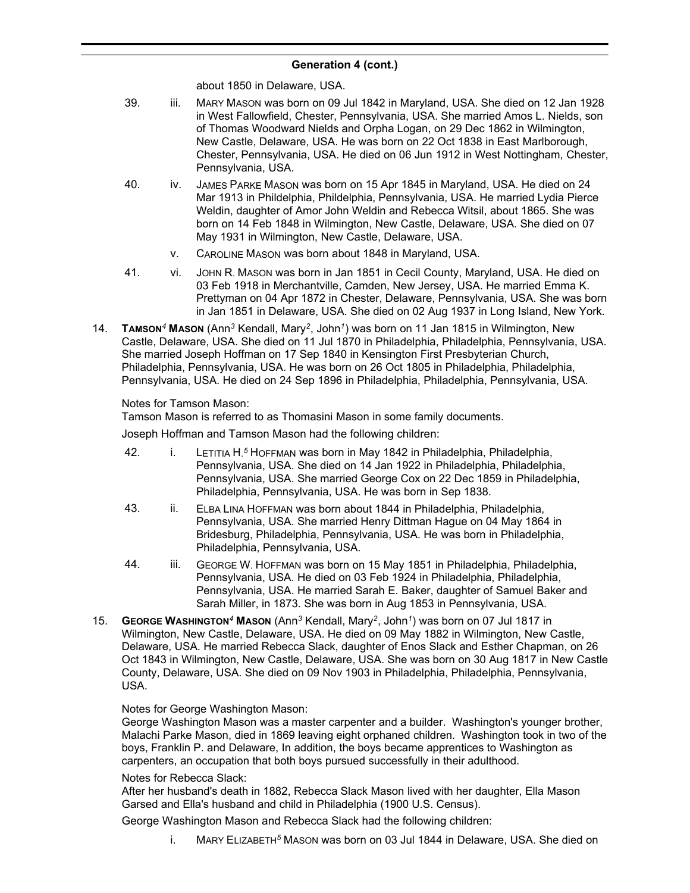## Generation 4 (cont.)

about 1850 in Delaware, USA.

39. iii. MARY MASON was born on 09 Jul 1842 in Maryland, USA. She died on 12 Jan 1928 in West Fallowfield, Chester, Pennsylvania, USA. She married Amos L. Nields, son of Thomas Woodward Nields and Orpha Logan, on 29 Dec 1862 in Wilmington, New Castle, Delaware, USA. He was born on 22 Oct 1838 in East Marlborough, Chester, Pennsylvania, USA. He died on 06 Jun 1912 in West Nottingham, Chester, Pennsylvania, USA.

40. iv. JAMES PARKE MASON was born on 15 Apr 1845 in Maryland, USA. He died on 24 Mar 1913 in Phildelphia, Phildelphia, Pennsylvania, USA. He married Lydia Pierce Weldin, daughter of Amor John Weldin and Rebecca Witsil, about 1865. She was born on 14 Feb 1848 in Wilmington, New Castle, Delaware, USA. She died on 07 May 1931 in Wilmington, New Castle, Delaware, USA.

v. CAROLINE MASON was born about 1848 in Maryland, USA.

41. vi. JOHN R. MASON was born in Jan 1851 in Cecil County, Maryland, USA. He died on 03 Feb 1918 in Merchantville, Camden, New Jersey, USA. He married Emma K. Prettyman on 04 Apr 1872 in Chester, Delaware, Pennsylvania, USA. She was born in Jan 1851 in Delaware, USA. She died on 02 Aug 1937 in Long Island, New York.

14. **TAMSON**[4] **MASON** (Ann[3] Kendall, Mary[2], John[1]) was born on 11 Jan 1815 in Wilmington, New Castle, Delaware, USA. She died on 11 Jul 1870 in Philadelphia, Philadelphia, Pennsylvania, USA. She married Joseph Hoffman on 17 Sep 1840 in Kensington First Presbyterian Church, Philadelphia, Pennsylvania, USA. He was born on 26 Oct 1805 in Philadelphia, Philadelphia, Pennsylvania, USA. He died on 24 Sep 1896 in Philadelphia, Philadelphia, Pennsylvania, USA.

Notes for Tamson Mason:
Tamson Mason is referred to as Thomasini Mason in some family documents.

Joseph Hoffman and Tamson Mason had the following children:

42. i. LETITIA H.[5] HOFFMAN was born in May 1842 in Philadelphia, Philadelphia, Pennsylvania, USA. She died on 14 Jan 1922 in Philadelphia, Philadelphia, Pennsylvania, USA. She married George Cox on 22 Dec 1859 in Philadelphia, Philadelphia, Pennsylvania, USA. He was born in Sep 1838.

43. ii. ELBA LINA HOFFMAN was born about 1844 in Philadelphia, Philadelphia, Pennsylvania, USA. She married Henry Dittman Hague on 04 May 1864 in Bridesburg, Philadelphia, Pennsylvania, USA. He was born in Philadelphia, Philadelphia, Pennsylvania, USA.

44. iii. GEORGE W. HOFFMAN was born on 15 May 1851 in Philadelphia, Philadelphia, Pennsylvania, USA. He died on 03 Feb 1924 in Philadelphia, Philadelphia, Pennsylvania, USA. He married Sarah E. Baker, daughter of Samuel Baker and Sarah Miller, in 1873. She was born in Aug 1853 in Pennsylvania, USA.

15. **GEORGE WASHINGTON**[4] **MASON** (Ann[3] Kendall, Mary[2], John[1]) was born on 07 Jul 1817 in Wilmington, New Castle, Delaware, USA. He died on 09 May 1882 in Wilmington, New Castle, Delaware, USA. He married Rebecca Slack, daughter of Enos Slack and Esther Chapman, on 26 Oct 1843 in Wilmington, New Castle, Delaware, USA. She was born on 30 Aug 1817 in New Castle County, Delaware, USA. She died on 09 Nov 1903 in Philadelphia, Philadelphia, Pennsylvania, USA.

Notes for George Washington Mason:
George Washington Mason was a master carpenter and a builder. Washington's younger brother, Malachi Parke Mason, died in 1869 leaving eight orphaned children. Washington took in two of the boys, Franklin P. and Delaware, In addition, the boys became apprentices to Washington as carpenters, an occupation that both boys pursued successfully in their adulthood.

Notes for Rebecca Slack:
After her husband's death in 1882, Rebecca Slack Mason lived with her daughter, Ella Mason Garsed and Ella's husband and child in Philadelphia (1900 U.S. Census).

George Washington Mason and Rebecca Slack had the following children:

i. MARY ELIZABETH[5] MASON was born on 03 Jul 1844 in Delaware, USA. She died on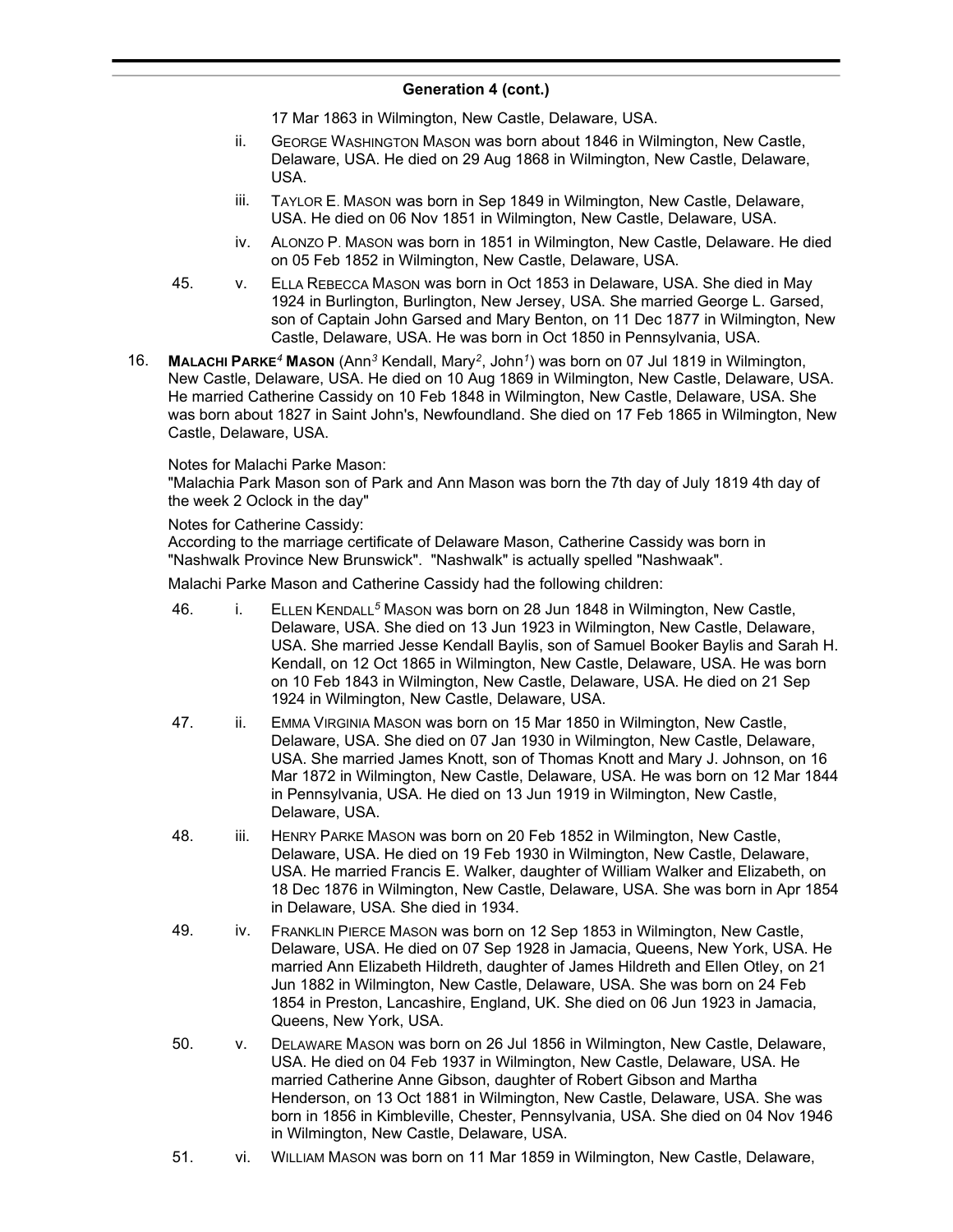## Generation 4 (cont.)

17 Mar 1863 in Wilmington, New Castle, Delaware, USA.

- ii. George Washington Mason was born about 1846 in Wilmington, New Castle, Delaware, USA. He died on 29 Aug 1868 in Wilmington, New Castle, Delaware, USA.
- iii. Taylor E. Mason was born in Sep 1849 in Wilmington, New Castle, Delaware, USA. He died on 06 Nov 1851 in Wilmington, New Castle, Delaware, USA.
- iv. Alonzo P. Mason was born in 1851 in Wilmington, New Castle, Delaware. He died on 05 Feb 1852 in Wilmington, New Castle, Delaware, USA.
- 45. v. Ella Rebecca Mason was born in Oct 1853 in Delaware, USA. She died in May 1924 in Burlington, Burlington, New Jersey, USA. She married George L. Garsed, son of Captain John Garsed and Mary Benton, on 11 Dec 1877 in Wilmington, New Castle, Delaware, USA. He was born in Oct 1850 in Pennsylvania, USA.

16. **Malachi Parke[4] Mason** (Ann[3] Kendall, Mary[2], John[1]) was born on 07 Jul 1819 in Wilmington, New Castle, Delaware, USA. He died on 10 Aug 1869 in Wilmington, New Castle, Delaware, USA. He married Catherine Cassidy on 10 Feb 1848 in Wilmington, New Castle, Delaware, USA. She was born about 1827 in Saint John's, Newfoundland. She died on 17 Feb 1865 in Wilmington, New Castle, Delaware, USA.

Notes for Malachi Parke Mason:
"Malachia Park Mason son of Park and Ann Mason was born the 7th day of July 1819 4th day of the week 2 Oclock in the day"

Notes for Catherine Cassidy:
According to the marriage certificate of Delaware Mason, Catherine Cassidy was born in "Nashwalk Province New Brunswick". "Nashwalk" is actually spelled "Nashwaak".

Malachi Parke Mason and Catherine Cassidy had the following children:

- 46. i. Ellen Kendall[5] Mason was born on 28 Jun 1848 in Wilmington, New Castle, Delaware, USA. She died on 13 Jun 1923 in Wilmington, New Castle, Delaware, USA. She married Jesse Kendall Baylis, son of Samuel Booker Baylis and Sarah H. Kendall, on 12 Oct 1865 in Wilmington, New Castle, Delaware, USA. He was born on 10 Feb 1843 in Wilmington, New Castle, Delaware, USA. He died on 21 Sep 1924 in Wilmington, New Castle, Delaware, USA.
- 47. ii. Emma Virginia Mason was born on 15 Mar 1850 in Wilmington, New Castle, Delaware, USA. She died on 07 Jan 1930 in Wilmington, New Castle, Delaware, USA. She married James Knott, son of Thomas Knott and Mary J. Johnson, on 16 Mar 1872 in Wilmington, New Castle, Delaware, USA. He was born on 12 Mar 1844 in Pennsylvania, USA. He died on 13 Jun 1919 in Wilmington, New Castle, Delaware, USA.
- 48. iii. Henry Parke Mason was born on 20 Feb 1852 in Wilmington, New Castle, Delaware, USA. He died on 19 Feb 1930 in Wilmington, New Castle, Delaware, USA. He married Francis E. Walker, daughter of William Walker and Elizabeth, on 18 Dec 1876 in Wilmington, New Castle, Delaware, USA. She was born in Apr 1854 in Delaware, USA. She died in 1934.
- 49. iv. Franklin Pierce Mason was born on 12 Sep 1853 in Wilmington, New Castle, Delaware, USA. He died on 07 Sep 1928 in Jamacia, Queens, New York, USA. He married Ann Elizabeth Hildreth, daughter of James Hildreth and Ellen Otley, on 21 Jun 1882 in Wilmington, New Castle, Delaware, USA. She was born on 24 Feb 1854 in Preston, Lancashire, England, UK. She died on 06 Jun 1923 in Jamacia, Queens, New York, USA.
- 50. v. Delaware Mason was born on 26 Jul 1856 in Wilmington, New Castle, Delaware, USA. He died on 04 Feb 1937 in Wilmington, New Castle, Delaware, USA. He married Catherine Anne Gibson, daughter of Robert Gibson and Martha Henderson, on 13 Oct 1881 in Wilmington, New Castle, Delaware, USA. She was born in 1856 in Kimbleville, Chester, Pennsylvania, USA. She died on 04 Nov 1946 in Wilmington, New Castle, Delaware, USA.
- 51. vi. William Mason was born on 11 Mar 1859 in Wilmington, New Castle, Delaware,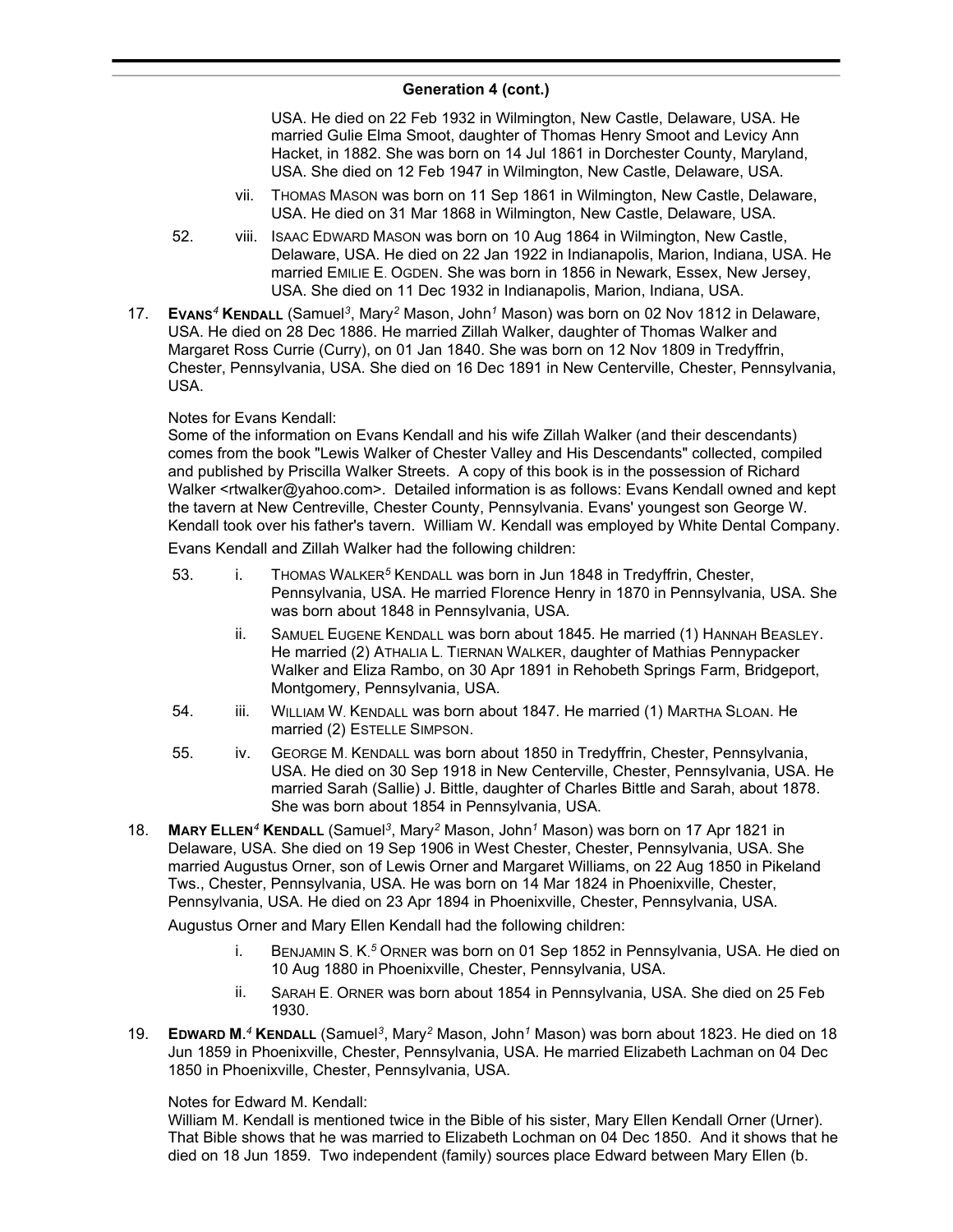## Generation 4 (cont.)

USA. He died on 22 Feb 1932 in Wilmington, New Castle, Delaware, USA. He married Gulie Elma Smoot, daughter of Thomas Henry Smoot and Levicy Ann Hacket, in 1882. She was born on 14 Jul 1861 in Dorchester County, Maryland, USA. She died on 12 Feb 1947 in Wilmington, New Castle, Delaware, USA.

vii. THOMAS MASON was born on 11 Sep 1861 in Wilmington, New Castle, Delaware, USA. He died on 31 Mar 1868 in Wilmington, New Castle, Delaware, USA.

52. viii. ISAAC EDWARD MASON was born on 10 Aug 1864 in Wilmington, New Castle, Delaware, USA. He died on 22 Jan 1922 in Indianapolis, Marion, Indiana, USA. He married EMILIE E. OGDEN. She was born in 1856 in Newark, Essex, New Jersey, USA. She died on 11 Dec 1932 in Indianapolis, Marion, Indiana, USA.

17. **EVANS[4] KENDALL** (Samuel[3], Mary[2] Mason, John[1] Mason) was born on 02 Nov 1812 in Delaware, USA. He died on 28 Dec 1886. He married Zillah Walker, daughter of Thomas Walker and Margaret Ross Currie (Curry), on 01 Jan 1840. She was born on 12 Nov 1809 in Tredyffrin, Chester, Pennsylvania, USA. She died on 16 Dec 1891 in New Centerville, Chester, Pennsylvania, USA.

Notes for Evans Kendall:
Some of the information on Evans Kendall and his wife Zillah Walker (and their descendants) comes from the book "Lewis Walker of Chester Valley and His Descendants" collected, compiled and published by Priscilla Walker Streets. A copy of this book is in the possession of Richard Walker <rtwalker@yahoo.com>. Detailed information is as follows: Evans Kendall owned and kept the tavern at New Centreville, Chester County, Pennsylvania. Evans' youngest son George W. Kendall took over his father's tavern. William W. Kendall was employed by White Dental Company.

Evans Kendall and Zillah Walker had the following children:

53. i. THOMAS WALKER[5] KENDALL was born in Jun 1848 in Tredyffrin, Chester, Pennsylvania, USA. He married Florence Henry in 1870 in Pennsylvania, USA. She was born about 1848 in Pennsylvania, USA.

ii. SAMUEL EUGENE KENDALL was born about 1845. He married (1) HANNAH BEASLEY. He married (2) ATHALIA L. TIERNAN WALKER, daughter of Mathias Pennypacker Walker and Eliza Rambo, on 30 Apr 1891 in Rehobeth Springs Farm, Bridgeport, Montgomery, Pennsylvania, USA.

54. iii. WILLIAM W. KENDALL was born about 1847. He married (1) MARTHA SLOAN. He married (2) ESTELLE SIMPSON.

55. iv. GEORGE M. KENDALL was born about 1850 in Tredyffrin, Chester, Pennsylvania, USA. He died on 30 Sep 1918 in New Centerville, Chester, Pennsylvania, USA. He married Sarah (Sallie) J. Bittle, daughter of Charles Bittle and Sarah, about 1878. She was born about 1854 in Pennsylvania, USA.

18. **MARY ELLEN[4] KENDALL** (Samuel[3], Mary[2] Mason, John[1] Mason) was born on 17 Apr 1821 in Delaware, USA. She died on 19 Sep 1906 in West Chester, Chester, Pennsylvania, USA. She married Augustus Orner, son of Lewis Orner and Margaret Williams, on 22 Aug 1850 in Pikeland Tws., Chester, Pennsylvania, USA. He was born on 14 Mar 1824 in Phoenixville, Chester, Pennsylvania, USA. He died on 23 Apr 1894 in Phoenixville, Chester, Pennsylvania, USA.

Augustus Orner and Mary Ellen Kendall had the following children:

i. BENJAMIN S. K.[5] ORNER was born on 01 Sep 1852 in Pennsylvania, USA. He died on 10 Aug 1880 in Phoenixville, Chester, Pennsylvania, USA.

ii. SARAH E. ORNER was born about 1854 in Pennsylvania, USA. She died on 25 Feb 1930.

19. **EDWARD M.[4] KENDALL** (Samuel[3], Mary[2] Mason, John[1] Mason) was born about 1823. He died on 18 Jun 1859 in Phoenixville, Chester, Pennsylvania, USA. He married Elizabeth Lachman on 04 Dec 1850 in Phoenixville, Chester, Pennsylvania, USA.

Notes for Edward M. Kendall:
William M. Kendall is mentioned twice in the Bible of his sister, Mary Ellen Kendall Orner (Urner). That Bible shows that he was married to Elizabeth Lochman on 04 Dec 1850. And it shows that he died on 18 Jun 1859. Two independent (family) sources place Edward between Mary Ellen (b.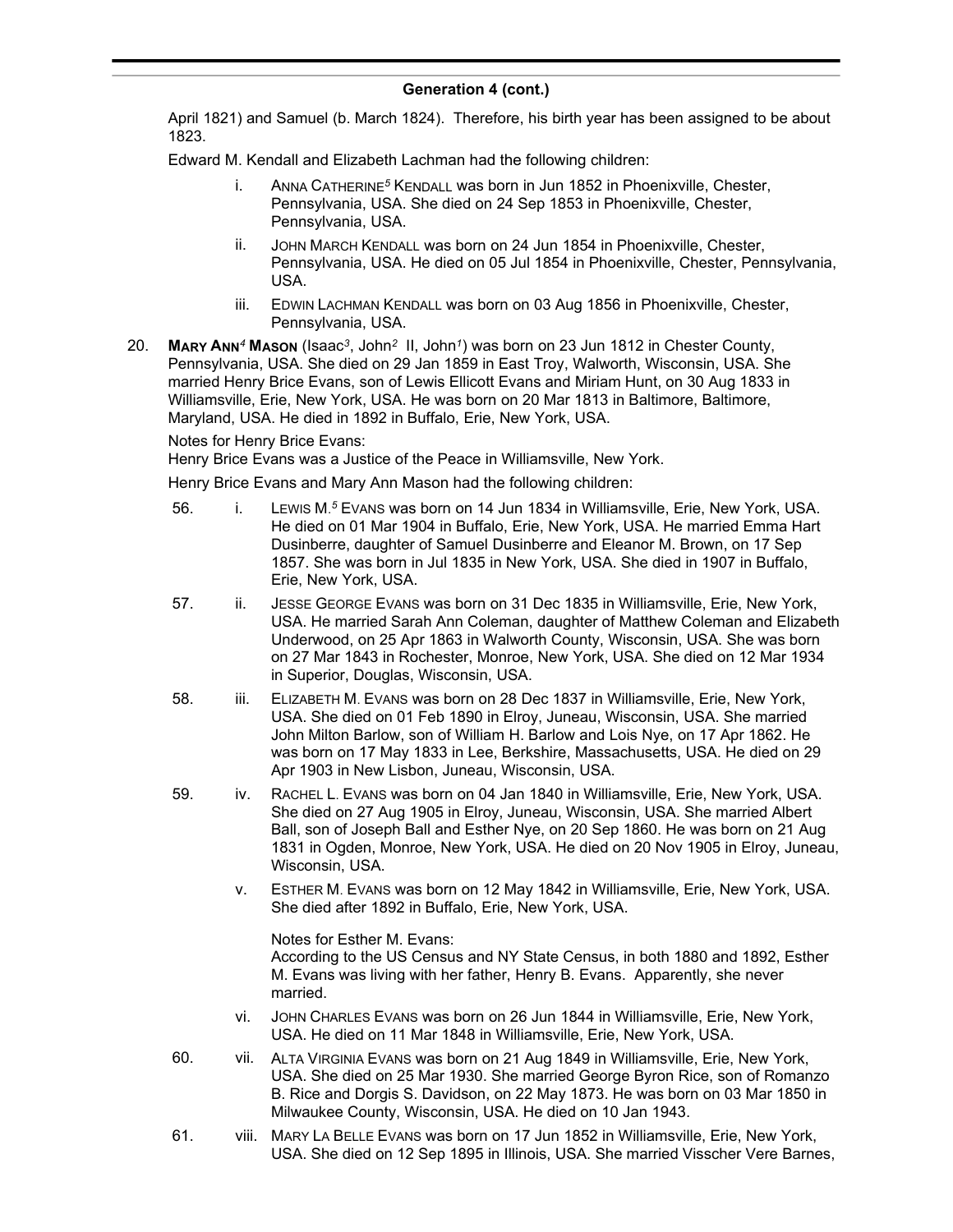## Generation 4 (cont.)

April 1821) and Samuel (b. March 1824). Therefore, his birth year has been assigned to be about 1823.

Edward M. Kendall and Elizabeth Lachman had the following children:

- i. ANNA CATHERINE[5] KENDALL was born in Jun 1852 in Phoenixville, Chester, Pennsylvania, USA. She died on 24 Sep 1853 in Phoenixville, Chester, Pennsylvania, USA.
- ii. JOHN MARCH KENDALL was born on 24 Jun 1854 in Phoenixville, Chester, Pennsylvania, USA. He died on 05 Jul 1854 in Phoenixville, Chester, Pennsylvania, USA.
- iii. EDWIN LACHMAN KENDALL was born on 03 Aug 1856 in Phoenixville, Chester, Pennsylvania, USA.

20. **MARY ANN[4] MASON** (Isaac[3], John[2] II, John[1]) was born on 23 Jun 1812 in Chester County, Pennsylvania, USA. She died on 29 Jan 1859 in East Troy, Walworth, Wisconsin, USA. She married Henry Brice Evans, son of Lewis Ellicott Evans and Miriam Hunt, on 30 Aug 1833 in Williamsville, Erie, New York, USA. He was born on 20 Mar 1813 in Baltimore, Baltimore, Maryland, USA. He died in 1892 in Buffalo, Erie, New York, USA.

Notes for Henry Brice Evans:
Henry Brice Evans was a Justice of the Peace in Williamsville, New York.

Henry Brice Evans and Mary Ann Mason had the following children:

- 56. i. LEWIS M.[5] EVANS was born on 14 Jun 1834 in Williamsville, Erie, New York, USA. He died on 01 Mar 1904 in Buffalo, Erie, New York, USA. He married Emma Hart Dusinberre, daughter of Samuel Dusinberre and Eleanor M. Brown, on 17 Sep 1857. She was born in Jul 1835 in New York, USA. She died in 1907 in Buffalo, Erie, New York, USA.
- 57. ii. JESSE GEORGE EVANS was born on 31 Dec 1835 in Williamsville, Erie, New York, USA. He married Sarah Ann Coleman, daughter of Matthew Coleman and Elizabeth Underwood, on 25 Apr 1863 in Walworth County, Wisconsin, USA. She was born on 27 Mar 1843 in Rochester, Monroe, New York, USA. She died on 12 Mar 1934 in Superior, Douglas, Wisconsin, USA.
- 58. iii. ELIZABETH M. EVANS was born on 28 Dec 1837 in Williamsville, Erie, New York, USA. She died on 01 Feb 1890 in Elroy, Juneau, Wisconsin, USA. She married John Milton Barlow, son of William H. Barlow and Lois Nye, on 17 Apr 1862. He was born on 17 May 1833 in Lee, Berkshire, Massachusetts, USA. He died on 29 Apr 1903 in New Lisbon, Juneau, Wisconsin, USA.
- 59. iv. RACHEL L. EVANS was born on 04 Jan 1840 in Williamsville, Erie, New York, USA. She died on 27 Aug 1905 in Elroy, Juneau, Wisconsin, USA. She married Albert Ball, son of Joseph Ball and Esther Nye, on 20 Sep 1860. He was born on 21 Aug 1831 in Ogden, Monroe, New York, USA. He died on 20 Nov 1905 in Elroy, Juneau, Wisconsin, USA.
- v. ESTHER M. EVANS was born on 12 May 1842 in Williamsville, Erie, New York, USA. She died after 1892 in Buffalo, Erie, New York, USA.

  Notes for Esther M. Evans:
  According to the US Census and NY State Census, in both 1880 and 1892, Esther M. Evans was living with her father, Henry B. Evans. Apparently, she never married.
- vi. JOHN CHARLES EVANS was born on 26 Jun 1844 in Williamsville, Erie, New York, USA. He died on 11 Mar 1848 in Williamsville, Erie, New York, USA.
- 60. vii. ALTA VIRGINIA EVANS was born on 21 Aug 1849 in Williamsville, Erie, New York, USA. She died on 25 Mar 1930. She married George Byron Rice, son of Romanzo B. Rice and Dorgis S. Davidson, on 22 May 1873. He was born on 03 Mar 1850 in Milwaukee County, Wisconsin, USA. He died on 10 Jan 1943.
- 61. viii. MARY LA BELLE EVANS was born on 17 Jun 1852 in Williamsville, Erie, New York, USA. She died on 12 Sep 1895 in Illinois, USA. She married Visscher Vere Barnes,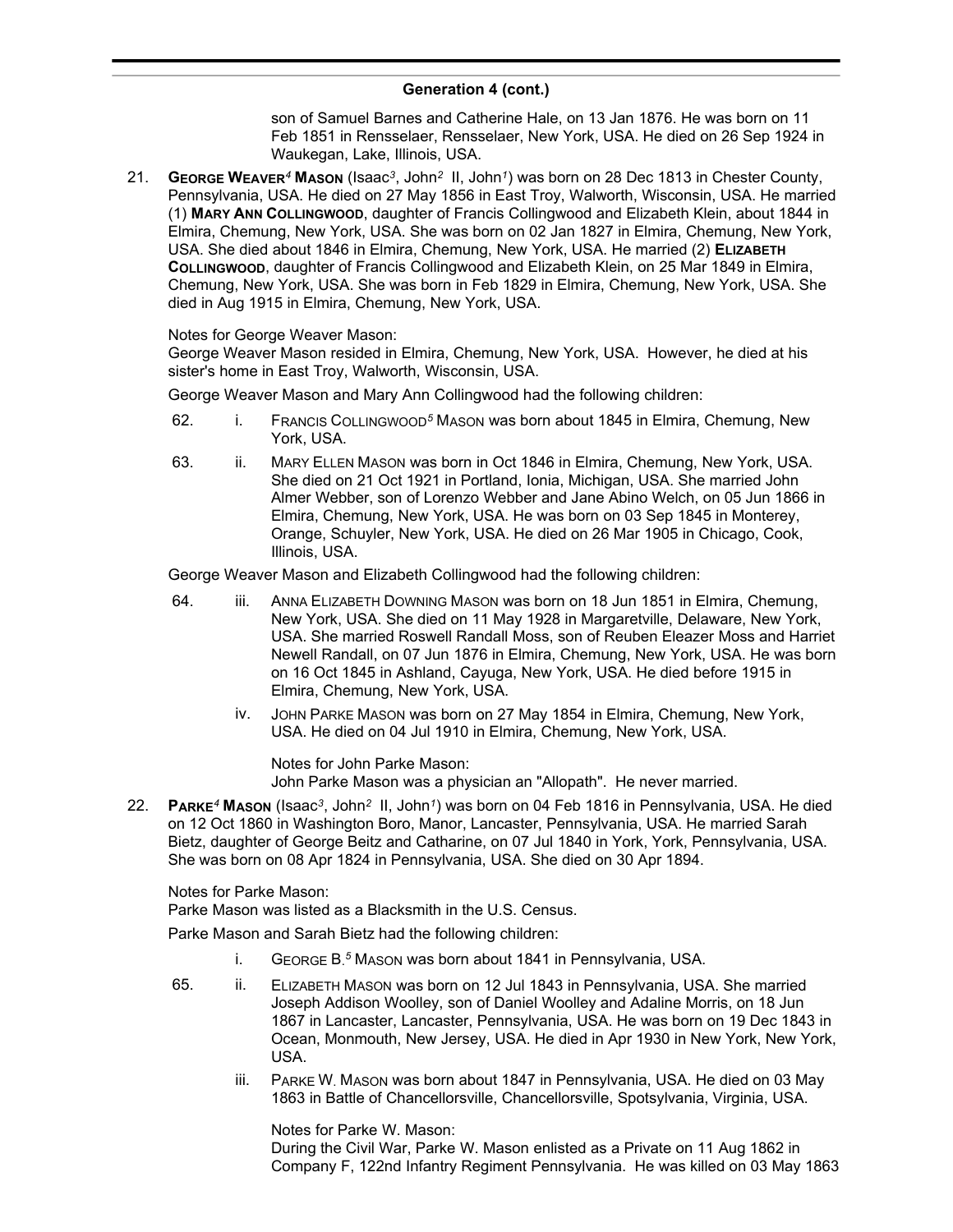## Generation 4 (cont.)

son of Samuel Barnes and Catherine Hale, on 13 Jan 1876. He was born on 11 Feb 1851 in Rensselaer, Rensselaer, New York, USA. He died on 26 Sep 1924 in Waukegan, Lake, Illinois, USA.

21. **GEORGE WEAVER[4] MASON** (Isaac[3], John[2] II, John[1]) was born on 28 Dec 1813 in Chester County, Pennsylvania, USA. He died on 27 May 1856 in East Troy, Walworth, Wisconsin, USA. He married (1) **MARY ANN COLLINGWOOD**, daughter of Francis Collingwood and Elizabeth Klein, about 1844 in Elmira, Chemung, New York, USA. She was born on 02 Jan 1827 in Elmira, Chemung, New York, USA. She died about 1846 in Elmira, Chemung, New York, USA. He married (2) **ELIZABETH COLLINGWOOD**, daughter of Francis Collingwood and Elizabeth Klein, on 25 Mar 1849 in Elmira, Chemung, New York, USA. She was born in Feb 1829 in Elmira, Chemung, New York, USA. She died in Aug 1915 in Elmira, Chemung, New York, USA.

    Notes for George Weaver Mason:
    George Weaver Mason resided in Elmira, Chemung, New York, USA. However, he died at his sister's home in East Troy, Walworth, Wisconsin, USA.

    George Weaver Mason and Mary Ann Collingwood had the following children:

    62. i. FRANCIS COLLINGWOOD[5] MASON was born about 1845 in Elmira, Chemung, New York, USA.

    63. ii. MARY ELLEN MASON was born in Oct 1846 in Elmira, Chemung, New York, USA. She died on 21 Oct 1921 in Portland, Ionia, Michigan, USA. She married John Almer Webber, son of Lorenzo Webber and Jane Abino Welch, on 05 Jun 1866 in Elmira, Chemung, New York, USA. He was born on 03 Sep 1845 in Monterey, Orange, Schuyler, New York, USA. He died on 26 Mar 1905 in Chicago, Cook, Illinois, USA.

    George Weaver Mason and Elizabeth Collingwood had the following children:

    64. iii. ANNA ELIZABETH DOWNING MASON was born on 18 Jun 1851 in Elmira, Chemung, New York, USA. She died on 11 May 1928 in Margaretville, Delaware, New York, USA. She married Roswell Randall Moss, son of Reuben Eleazer Moss and Harriet Newell Randall, on 07 Jun 1876 in Elmira, Chemung, New York, USA. He was born on 16 Oct 1845 in Ashland, Cayuga, New York, USA. He died before 1915 in Elmira, Chemung, New York, USA.

    iv. JOHN PARKE MASON was born on 27 May 1854 in Elmira, Chemung, New York, USA. He died on 04 Jul 1910 in Elmira, Chemung, New York, USA.

    Notes for John Parke Mason:
    John Parke Mason was a physician an "Allopath". He never married.

22. **PARKE[4] MASON** (Isaac[3], John[2] II, John[1]) was born on 04 Feb 1816 in Pennsylvania, USA. He died on 12 Oct 1860 in Washington Boro, Manor, Lancaster, Pennsylvania, USA. He married Sarah Bietz, daughter of George Beitz and Catharine, on 07 Jul 1840 in York, York, Pennsylvania, USA. She was born on 08 Apr 1824 in Pennsylvania, USA. She died on 30 Apr 1894.

    Notes for Parke Mason:
    Parke Mason was listed as a Blacksmith in the U.S. Census.

    Parke Mason and Sarah Bietz had the following children:

    i. GEORGE B.[5] MASON was born about 1841 in Pennsylvania, USA.

    65. ii. ELIZABETH MASON was born on 12 Jul 1843 in Pennsylvania, USA. She married Joseph Addison Woolley, son of Daniel Woolley and Adaline Morris, on 18 Jun 1867 in Lancaster, Lancaster, Pennsylvania, USA. He was born on 19 Dec 1843 in Ocean, Monmouth, New Jersey, USA. He died in Apr 1930 in New York, New York, USA.

    iii. PARKE W. MASON was born about 1847 in Pennsylvania, USA. He died on 03 May 1863 in Battle of Chancellorsville, Chancellorsville, Spotsylvania, Virginia, USA.

    Notes for Parke W. Mason:
    During the Civil War, Parke W. Mason enlisted as a Private on 11 Aug 1862 in Company F, 122nd Infantry Regiment Pennsylvania. He was killed on 03 May 1863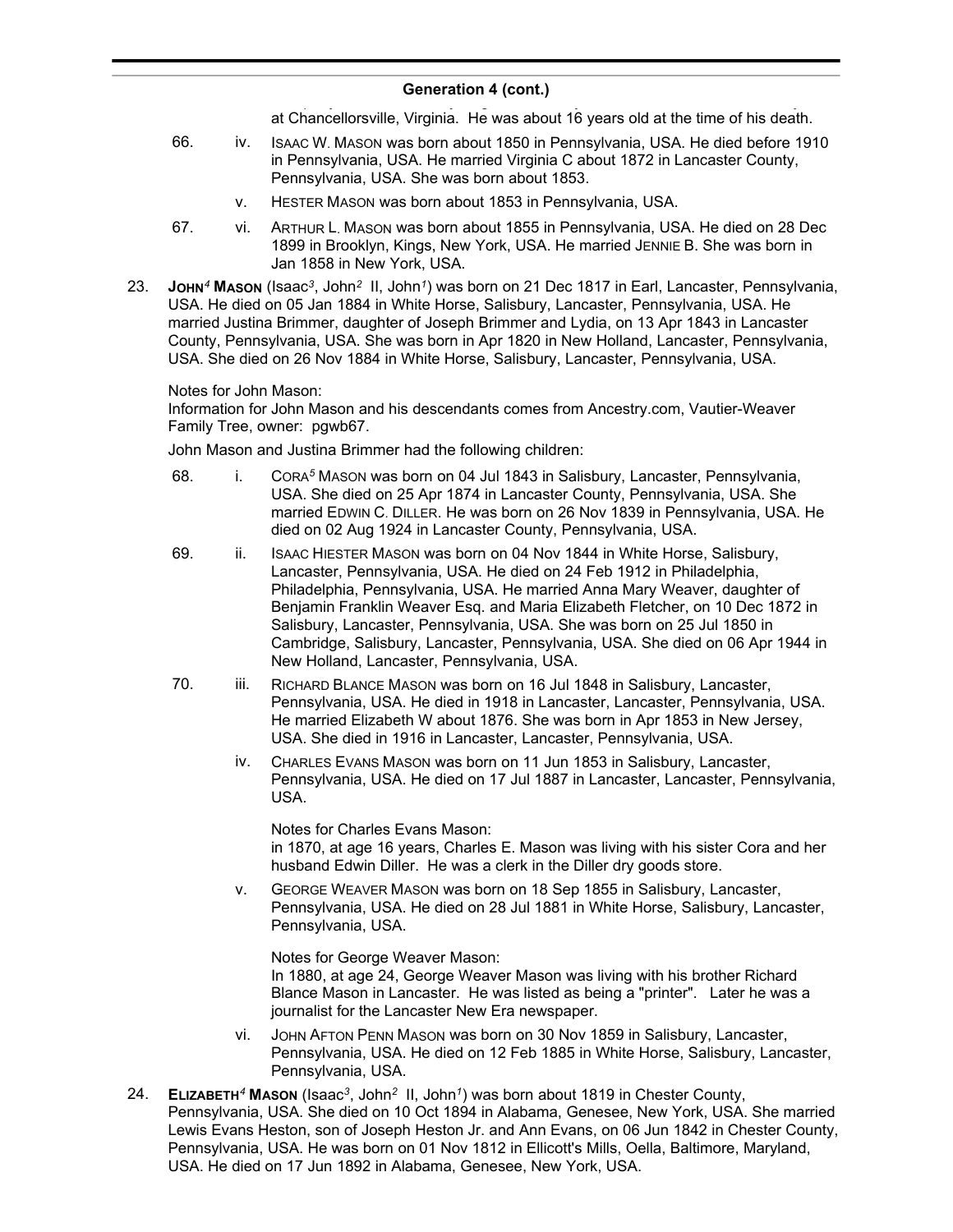## Generation 4 (cont.)

at Chancellorsville, Virginia. He was about 16 years old at the time of his death.

66. iv. ISAAC W. MASON was born about 1850 in Pennsylvania, USA. He died before 1910 in Pennsylvania, USA. He married Virginia C about 1872 in Lancaster County, Pennsylvania, USA. She was born about 1853.

    v. HESTER MASON was born about 1853 in Pennsylvania, USA.

67. vi. ARTHUR L. MASON was born about 1855 in Pennsylvania, USA. He died on 28 Dec 1899 in Brooklyn, Kings, New York, USA. He married JENNIE B. She was born in Jan 1858 in New York, USA.

23. **JOHN[4] MASON** (Isaac[3], John[2] II, John[1]) was born on 21 Dec 1817 in Earl, Lancaster, Pennsylvania, USA. He died on 05 Jan 1884 in White Horse, Salisbury, Lancaster, Pennsylvania, USA. He married Justina Brimmer, daughter of Joseph Brimmer and Lydia, on 13 Apr 1843 in Lancaster County, Pennsylvania, USA. She was born in Apr 1820 in New Holland, Lancaster, Pennsylvania, USA. She died on 26 Nov 1884 in White Horse, Salisbury, Lancaster, Pennsylvania, USA.

    Notes for John Mason:
    Information for John Mason and his descendants comes from Ancestry.com, Vautier-Weaver Family Tree, owner: pgwb67.

    John Mason and Justina Brimmer had the following children:

68. i. CORA[5] MASON was born on 04 Jul 1843 in Salisbury, Lancaster, Pennsylvania, USA. She died on 25 Apr 1874 in Lancaster County, Pennsylvania, USA. She married EDWIN C. DILLER. He was born on 26 Nov 1839 in Pennsylvania, USA. He died on 02 Aug 1924 in Lancaster County, Pennsylvania, USA.

69. ii. ISAAC HIESTER MASON was born on 04 Nov 1844 in White Horse, Salisbury, Lancaster, Pennsylvania, USA. He died on 24 Feb 1912 in Philadelphia, Philadelphia, Pennsylvania, USA. He married Anna Mary Weaver, daughter of Benjamin Franklin Weaver Esq. and Maria Elizabeth Fletcher, on 10 Dec 1872 in Salisbury, Lancaster, Pennsylvania, USA. She was born on 25 Jul 1850 in Cambridge, Salisbury, Lancaster, Pennsylvania, USA. She died on 06 Apr 1944 in New Holland, Lancaster, Pennsylvania, USA.

70. iii. RICHARD BLANCE MASON was born on 16 Jul 1848 in Salisbury, Lancaster, Pennsylvania, USA. He died in 1918 in Lancaster, Lancaster, Pennsylvania, USA. He married Elizabeth W about 1876. She was born in Apr 1853 in New Jersey, USA. She died in 1916 in Lancaster, Lancaster, Pennsylvania, USA.

    iv. CHARLES EVANS MASON was born on 11 Jun 1853 in Salisbury, Lancaster, Pennsylvania, USA. He died on 17 Jul 1887 in Lancaster, Lancaster, Pennsylvania, USA.

    Notes for Charles Evans Mason:
    in 1870, at age 16 years, Charles E. Mason was living with his sister Cora and her husband Edwin Diller. He was a clerk in the Diller dry goods store.

    v. GEORGE WEAVER MASON was born on 18 Sep 1855 in Salisbury, Lancaster, Pennsylvania, USA. He died on 28 Jul 1881 in White Horse, Salisbury, Lancaster, Pennsylvania, USA.

    Notes for George Weaver Mason:
    In 1880, at age 24, George Weaver Mason was living with his brother Richard Blance Mason in Lancaster. He was listed as being a "printer". Later he was a journalist for the Lancaster New Era newspaper.

    vi. JOHN AFTON PENN MASON was born on 30 Nov 1859 in Salisbury, Lancaster, Pennsylvania, USA. He died on 12 Feb 1885 in White Horse, Salisbury, Lancaster, Pennsylvania, USA.

24. **ELIZABETH[4] MASON** (Isaac[3], John[2] II, John[1]) was born about 1819 in Chester County, Pennsylvania, USA. She died on 10 Oct 1894 in Alabama, Genesee, New York, USA. She married Lewis Evans Heston, son of Joseph Heston Jr. and Ann Evans, on 06 Jun 1842 in Chester County, Pennsylvania, USA. He was born on 01 Nov 1812 in Ellicott's Mills, Oella, Baltimore, Maryland, USA. He died on 17 Jun 1892 in Alabama, Genesee, New York, USA.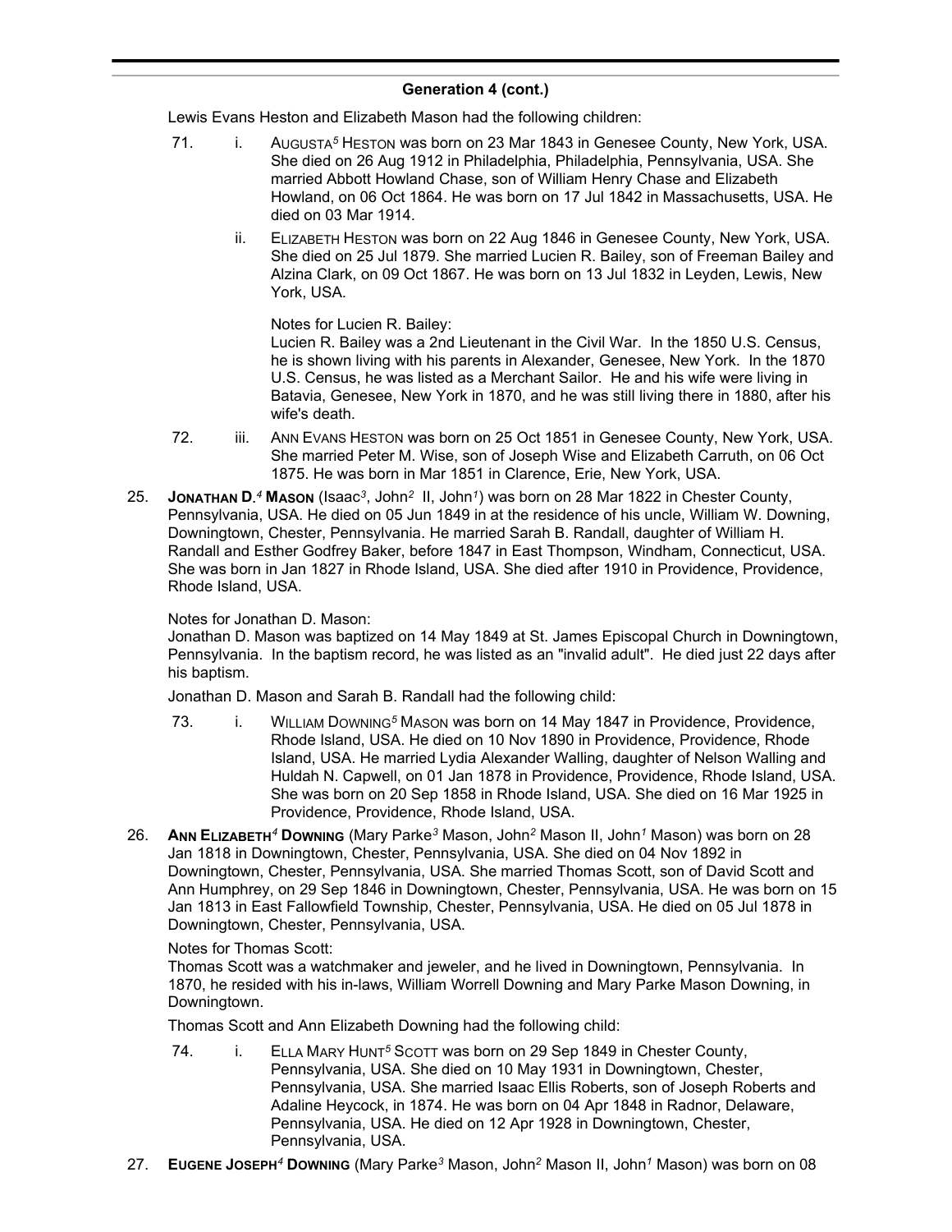### Generation 4 (cont.)

Lewis Evans Heston and Elizabeth Mason had the following children:

71. i. AUGUSTA[5] HESTON was born on 23 Mar 1843 in Genesee County, New York, USA. She died on 26 Aug 1912 in Philadelphia, Philadelphia, Pennsylvania, USA. She married Abbott Howland Chase, son of William Henry Chase and Elizabeth Howland, on 06 Oct 1864. He was born on 17 Jul 1842 in Massachusetts, USA. He died on 03 Mar 1914.

ii. ELIZABETH HESTON was born on 22 Aug 1846 in Genesee County, New York, USA. She died on 25 Jul 1879. She married Lucien R. Bailey, son of Freeman Bailey and Alzina Clark, on 09 Oct 1867. He was born on 13 Jul 1832 in Leyden, Lewis, New York, USA.

Notes for Lucien R. Bailey:
Lucien R. Bailey was a 2nd Lieutenant in the Civil War. In the 1850 U.S. Census, he is shown living with his parents in Alexander, Genesee, New York. In the 1870 U.S. Census, he was listed as a Merchant Sailor. He and his wife were living in Batavia, Genesee, New York in 1870, and he was still living there in 1880, after his wife's death.

72. iii. ANN EVANS HESTON was born on 25 Oct 1851 in Genesee County, New York, USA. She married Peter M. Wise, son of Joseph Wise and Elizabeth Carruth, on 06 Oct 1875. He was born in Mar 1851 in Clarence, Erie, New York, USA.

25. **JONATHAN D.[4] MASON** (Isaac[3], John[2] II, John[1]) was born on 28 Mar 1822 in Chester County, Pennsylvania, USA. He died on 05 Jun 1849 in at the residence of his uncle, William W. Downing, Downingtown, Chester, Pennsylvania. He married Sarah B. Randall, daughter of William H. Randall and Esther Godfrey Baker, before 1847 in East Thompson, Windham, Connecticut, USA. She was born in Jan 1827 in Rhode Island, USA. She died after 1910 in Providence, Providence, Rhode Island, USA.

Notes for Jonathan D. Mason:
Jonathan D. Mason was baptized on 14 May 1849 at St. James Episcopal Church in Downingtown, Pennsylvania. In the baptism record, he was listed as an "invalid adult". He died just 22 days after his baptism.

Jonathan D. Mason and Sarah B. Randall had the following child:

73. i. WILLIAM DOWNING[5] MASON was born on 14 May 1847 in Providence, Providence, Rhode Island, USA. He died on 10 Nov 1890 in Providence, Providence, Rhode Island, USA. He married Lydia Alexander Walling, daughter of Nelson Walling and Huldah N. Capwell, on 01 Jan 1878 in Providence, Providence, Rhode Island, USA. She was born on 20 Sep 1858 in Rhode Island, USA. She died on 16 Mar 1925 in Providence, Providence, Rhode Island, USA.

26. **ANN ELIZABETH[4] DOWNING** (Mary Parke[3] Mason, John[2] Mason II, John[1] Mason) was born on 28 Jan 1818 in Downingtown, Chester, Pennsylvania, USA. She died on 04 Nov 1892 in Downingtown, Chester, Pennsylvania, USA. She married Thomas Scott, son of David Scott and Ann Humphrey, on 29 Sep 1846 in Downingtown, Chester, Pennsylvania, USA. He was born on 15 Jan 1813 in East Fallowfield Township, Chester, Pennsylvania, USA. He died on 05 Jul 1878 in Downingtown, Chester, Pennsylvania, USA.

Notes for Thomas Scott:
Thomas Scott was a watchmaker and jeweler, and he lived in Downingtown, Pennsylvania. In 1870, he resided with his in-laws, William Worrell Downing and Mary Parke Mason Downing, in Downingtown.

Thomas Scott and Ann Elizabeth Downing had the following child:

74. i. ELLA MARY HUNT[5] SCOTT was born on 29 Sep 1849 in Chester County, Pennsylvania, USA. She died on 10 May 1931 in Downingtown, Chester, Pennsylvania, USA. She married Isaac Ellis Roberts, son of Joseph Roberts and Adaline Heycock, in 1874. He was born on 04 Apr 1848 in Radnor, Delaware, Pennsylvania, USA. He died on 12 Apr 1928 in Downingtown, Chester, Pennsylvania, USA.

27. **EUGENE JOSEPH[4] DOWNING** (Mary Parke[3] Mason, John[2] Mason II, John[1] Mason) was born on 08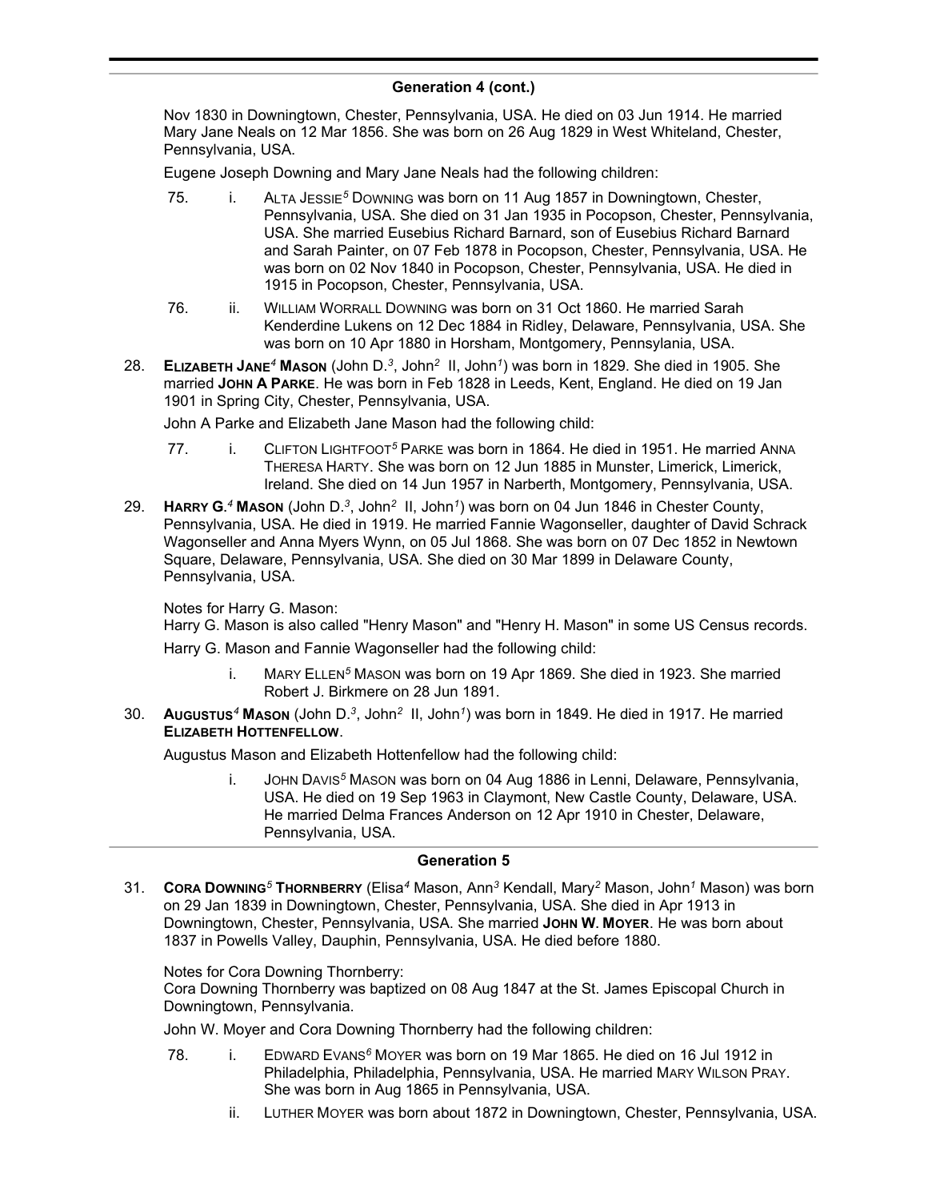## Generation 4 (cont.)

Nov 1830 in Downingtown, Chester, Pennsylvania, USA. He died on 03 Jun 1914. He married Mary Jane Neals on 12 Mar 1856. She was born on 26 Aug 1829 in West Whiteland, Chester, Pennsylvania, USA.

Eugene Joseph Downing and Mary Jane Neals had the following children:

75. i. ALTA JESSIE[5] DOWNING was born on 11 Aug 1857 in Downingtown, Chester, Pennsylvania, USA. She died on 31 Jan 1935 in Pocopson, Chester, Pennsylvania, USA. She married Eusebius Richard Barnard, son of Eusebius Richard Barnard and Sarah Painter, on 07 Feb 1878 in Pocopson, Chester, Pennsylvania, USA. He was born on 02 Nov 1840 in Pocopson, Chester, Pennsylvania, USA. He died in 1915 in Pocopson, Chester, Pennsylvania, USA.

76. ii. WILLIAM WORRALL DOWNING was born on 31 Oct 1860. He married Sarah Kenderdine Lukens on 12 Dec 1884 in Ridley, Delaware, Pennsylvania, USA. She was born on 10 Apr 1880 in Horsham, Montgomery, Pennsylania, USA.

28. **ELIZABETH JANE[4] MASON** (John D.[3], John[2] II, John[1]) was born in 1829. She died in 1905. She married **JOHN A PARKE**. He was born in Feb 1828 in Leeds, Kent, England. He died on 19 Jan 1901 in Spring City, Chester, Pennsylvania, USA.

John A Parke and Elizabeth Jane Mason had the following child:

77. i. CLIFTON LIGHTFOOT[5] PARKE was born in 1864. He died in 1951. He married ANNA THERESA HARTY. She was born on 12 Jun 1885 in Munster, Limerick, Limerick, Ireland. She died on 14 Jun 1957 in Narberth, Montgomery, Pennsylvania, USA.

29. **HARRY G.[4] MASON** (John D.[3], John[2] II, John[1]) was born on 04 Jun 1846 in Chester County, Pennsylvania, USA. He died in 1919. He married Fannie Wagonseller, daughter of David Schrack Wagonseller and Anna Myers Wynn, on 05 Jul 1868. She was born on 07 Dec 1852 in Newtown Square, Delaware, Pennsylvania, USA. She died on 30 Mar 1899 in Delaware County, Pennsylvania, USA.

Notes for Harry G. Mason:
Harry G. Mason is also called "Henry Mason" and "Henry H. Mason" in some US Census records.

Harry G. Mason and Fannie Wagonseller had the following child:

i. MARY ELLEN[5] MASON was born on 19 Apr 1869. She died in 1923. She married Robert J. Birkmere on 28 Jun 1891.

30. **AUGUSTUS[4] MASON** (John D.[3], John[2] II, John[1]) was born in 1849. He died in 1917. He married **ELIZABETH HOTTENFELLOW**.

Augustus Mason and Elizabeth Hottenfellow had the following child:

i. JOHN DAVIS[5] MASON was born on 04 Aug 1886 in Lenni, Delaware, Pennsylvania, USA. He died on 19 Sep 1963 in Claymont, New Castle County, Delaware, USA. He married Delma Frances Anderson on 12 Apr 1910 in Chester, Delaware, Pennsylvania, USA.

## Generation 5

31. **CORA DOWNING[5] THORNBERRY** (Elisa[4] Mason, Ann[3] Kendall, Mary[2] Mason, John[1] Mason) was born on 29 Jan 1839 in Downingtown, Chester, Pennsylvania, USA. She died in Apr 1913 in Downingtown, Chester, Pennsylvania, USA. She married **JOHN W. MOYER**. He was born about 1837 in Powells Valley, Dauphin, Pennsylvania, USA. He died before 1880.

Notes for Cora Downing Thornberry:
Cora Downing Thornberry was baptized on 08 Aug 1847 at the St. James Episcopal Church in Downingtown, Pennsylvania.

John W. Moyer and Cora Downing Thornberry had the following children:

78. i. EDWARD EVANS[6] MOYER was born on 19 Mar 1865. He died on 16 Jul 1912 in Philadelphia, Philadelphia, Pennsylvania, USA. He married MARY WILSON PRAY. She was born in Aug 1865 in Pennsylvania, USA.

ii. LUTHER MOYER was born about 1872 in Downingtown, Chester, Pennsylvania, USA.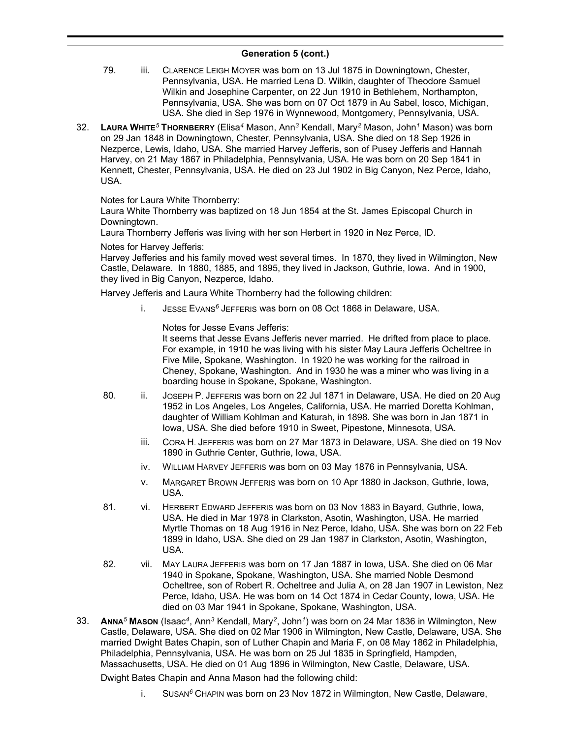## Generation 5 (cont.)

79. iii. CLARENCE LEIGH MOYER was born on 13 Jul 1875 in Downingtown, Chester, Pennsylvania, USA. He married Lena D. Wilkin, daughter of Theodore Samuel Wilkin and Josephine Carpenter, on 22 Jun 1910 in Bethlehem, Northampton, Pennsylvania, USA. She was born on 07 Oct 1879 in Au Sabel, Iosco, Michigan, USA. She died in Sep 1976 in Wynnewood, Montgomery, Pennsylvania, USA.

32. **LAURA WHITE[5] THORNBERRY** (Elisa[4] Mason, Ann[3] Kendall, Mary[2] Mason, John[1] Mason) was born on 29 Jan 1848 in Downingtown, Chester, Pennsylvania, USA. She died on 18 Sep 1926 in Nezperce, Lewis, Idaho, USA. She married Harvey Jefferis, son of Pusey Jefferis and Hannah Harvey, on 21 May 1867 in Philadelphia, Pennsylvania, USA. He was born on 20 Sep 1841 in Kennett, Chester, Pennsylvania, USA. He died on 23 Jul 1902 in Big Canyon, Nez Perce, Idaho, USA.

Notes for Laura White Thornberry:
Laura White Thornberry was baptized on 18 Jun 1854 at the St. James Episcopal Church in Downingtown.
Laura Thornberry Jefferis was living with her son Herbert in 1920 in Nez Perce, ID.

Notes for Harvey Jefferis:
Harvey Jefferies and his family moved west several times. In 1870, they lived in Wilmington, New Castle, Delaware. In 1880, 1885, and 1895, they lived in Jackson, Guthrie, Iowa. And in 1900, they lived in Big Canyon, Nezperce, Idaho.

Harvey Jefferis and Laura White Thornberry had the following children:

i. JESSE EVANS[6] JEFFERIS was born on 08 Oct 1868 in Delaware, USA.

Notes for Jesse Evans Jefferis:
It seems that Jesse Evans Jefferis never married. He drifted from place to place. For example, in 1910 he was living with his sister May Laura Jefferis Ocheltree in Five Mile, Spokane, Washington. In 1920 he was working for the railroad in Cheney, Spokane, Washington. And in 1930 he was a miner who was living in a boarding house in Spokane, Spokane, Washington.

80. ii. JOSEPH P. JEFFERIS was born on 22 Jul 1871 in Delaware, USA. He died on 20 Aug 1952 in Los Angeles, Los Angeles, California, USA. He married Doretta Kohlman, daughter of William Kohlman and Katurah, in 1898. She was born in Jan 1871 in Iowa, USA. She died before 1910 in Sweet, Pipestone, Minnesota, USA.

iii. CORA H. JEFFERIS was born on 27 Mar 1873 in Delaware, USA. She died on 19 Nov 1890 in Guthrie Center, Guthrie, Iowa, USA.

iv. WILLIAM HARVEY JEFFERIS was born on 03 May 1876 in Pennsylvania, USA.

v. MARGARET BROWN JEFFERIS was born on 10 Apr 1880 in Jackson, Guthrie, Iowa, USA.

81. vi. HERBERT EDWARD JEFFERIS was born on 03 Nov 1883 in Bayard, Guthrie, Iowa, USA. He died in Mar 1978 in Clarkston, Asotin, Washington, USA. He married Myrtle Thomas on 18 Aug 1916 in Nez Perce, Idaho, USA. She was born on 22 Feb 1899 in Idaho, USA. She died on 29 Jan 1987 in Clarkston, Asotin, Washington, USA.

82. vii. MAY LAURA JEFFERIS was born on 17 Jan 1887 in Iowa, USA. She died on 06 Mar 1940 in Spokane, Spokane, Washington, USA. She married Noble Desmond Ocheltree, son of Robert R. Ocheltree and Julia A, on 28 Jan 1907 in Lewiston, Nez Perce, Idaho, USA. He was born on 14 Oct 1874 in Cedar County, Iowa, USA. He died on 03 Mar 1941 in Spokane, Spokane, Washington, USA.

33. **ANNA[5] MASON** (Isaac[4], Ann[3] Kendall, Mary[2], John[1]) was born on 24 Mar 1836 in Wilmington, New Castle, Delaware, USA. She died on 02 Mar 1906 in Wilmington, New Castle, Delaware, USA. She married Dwight Bates Chapin, son of Luther Chapin and Maria F, on 08 May 1862 in Philadelphia, Philadelphia, Pennsylvania, USA. He was born on 25 Jul 1835 in Springfield, Hampden, Massachusetts, USA. He died on 01 Aug 1896 in Wilmington, New Castle, Delaware, USA.

Dwight Bates Chapin and Anna Mason had the following child:

i. SUSAN[6] CHAPIN was born on 23 Nov 1872 in Wilmington, New Castle, Delaware,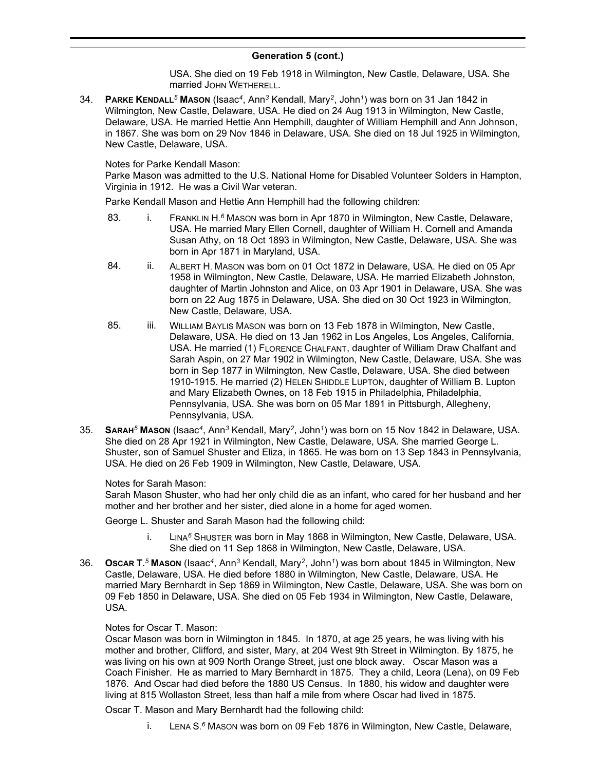## Generation 5 (cont.)

USA. She died on 19 Feb 1918 in Wilmington, New Castle, Delaware, USA. She married JOHN WETHERELL.

34. **PARKE KENDALL**[5] **MASON** (Isaac[4], Ann[3] Kendall, Mary[2], John[1]) was born on 31 Jan 1842 in Wilmington, New Castle, Delaware, USA. He died on 24 Aug 1913 in Wilmington, New Castle, Delaware, USA. He married Hettie Ann Hemphill, daughter of William Hemphill and Ann Johnson, in 1867. She was born on 29 Nov 1846 in Delaware, USA. She died on 18 Jul 1925 in Wilmington, New Castle, Delaware, USA.

    Notes for Parke Kendall Mason:
    Parke Mason was admitted to the U.S. National Home for Disabled Volunteer Solders in Hampton, Virginia in 1912. He was a Civil War veteran.

    Parke Kendall Mason and Hettie Ann Hemphill had the following children:

    83. i. FRANKLIN H.[6] MASON was born in Apr 1870 in Wilmington, New Castle, Delaware, USA. He married Mary Ellen Cornell, daughter of William H. Cornell and Amanda Susan Athy, on 18 Oct 1893 in Wilmington, New Castle, Delaware, USA. She was born in Apr 1871 in Maryland, USA.

    84. ii. ALBERT H. MASON was born on 01 Oct 1872 in Delaware, USA. He died on 05 Apr 1958 in Wilmington, New Castle, Delaware, USA. He married Elizabeth Johnston, daughter of Martin Johnston and Alice, on 03 Apr 1901 in Delaware, USA. She was born on 22 Aug 1875 in Delaware, USA. She died on 30 Oct 1923 in Wilmington, New Castle, Delaware, USA.

    85. iii. WILLIAM BAYLIS MASON was born on 13 Feb 1878 in Wilmington, New Castle, Delaware, USA. He died on 13 Jan 1962 in Los Angeles, Los Angeles, California, USA. He married (1) FLORENCE CHALFANT, daughter of William Draw Chalfant and Sarah Aspin, on 27 Mar 1902 in Wilmington, New Castle, Delaware, USA. She was born in Sep 1877 in Wilmington, New Castle, Delaware, USA. She died between 1910-1915. He married (2) HELEN SHIDDLE LUPTON, daughter of William B. Lupton and Mary Elizabeth Ownes, on 18 Feb 1915 in Philadelphia, Philadelphia, Pennsylvania, USA. She was born on 05 Mar 1891 in Pittsburgh, Allegheny, Pennsylvania, USA.

35. **SARAH**[5] **MASON** (Isaac[4], Ann[3] Kendall, Mary[2], John[1]) was born on 15 Nov 1842 in Delaware, USA. She died on 28 Apr 1921 in Wilmington, New Castle, Delaware, USA. She married George L. Shuster, son of Samuel Shuster and Eliza, in 1865. He was born on 13 Sep 1843 in Pennsylvania, USA. He died on 26 Feb 1909 in Wilmington, New Castle, Delaware, USA.

    Notes for Sarah Mason:
    Sarah Mason Shuster, who had her only child die as an infant, who cared for her husband and her mother and her brother and her sister, died alone in a home for aged women.

    George L. Shuster and Sarah Mason had the following child:

    i. LINA[6] SHUSTER was born in May 1868 in Wilmington, New Castle, Delaware, USA. She died on 11 Sep 1868 in Wilmington, New Castle, Delaware, USA.

36. **OSCAR T.**[5] **MASON** (Isaac[4], Ann[3] Kendall, Mary[2], John[1]) was born about 1845 in Wilmington, New Castle, Delaware, USA. He died before 1880 in Wilmington, New Castle, Delaware, USA. He married Mary Bernhardt in Sep 1869 in Wilmington, New Castle, Delaware, USA. She was born on 09 Feb 1850 in Delaware, USA. She died on 05 Feb 1934 in Wilmington, New Castle, Delaware, USA.

    Notes for Oscar T. Mason:
    Oscar Mason was born in Wilmington in 1845. In 1870, at age 25 years, he was living with his mother and brother, Clifford, and sister, Mary, at 204 West 9th Street in Wilmington. By 1875, he was living on his own at 909 North Orange Street, just one block away. Oscar Mason was a Coach Finisher. He as married to Mary Bernhardt in 1875. They a child, Leora (Lena), on 09 Feb 1876. And Oscar had died before the 1880 US Census. In 1880, his widow and daughter were living at 815 Wollaston Street, less than half a mile from where Oscar had lived in 1875.

    Oscar T. Mason and Mary Bernhardt had the following child:

    i. LENA S.[6] MASON was born on 09 Feb 1876 in Wilmington, New Castle, Delaware,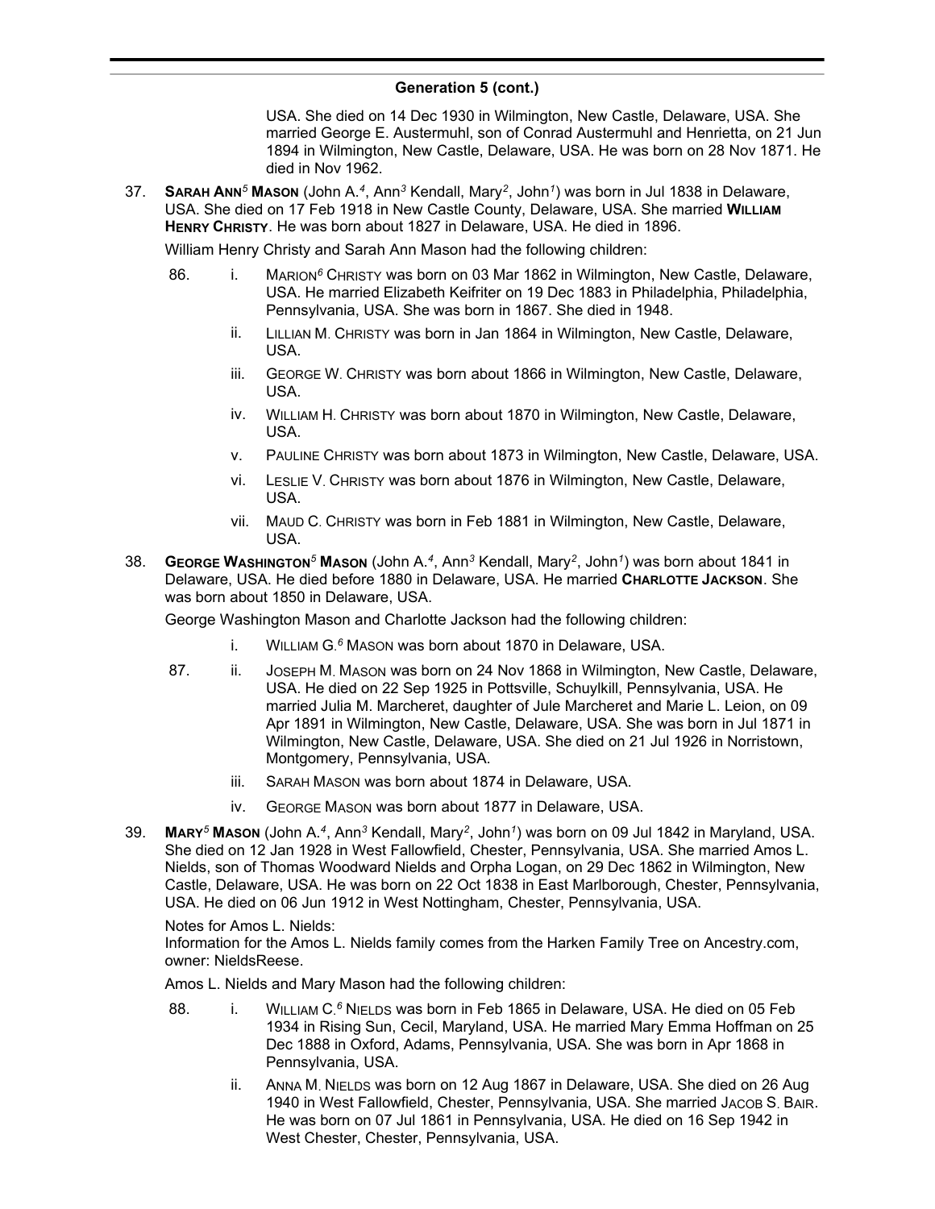## Generation 5 (cont.)

USA. She died on 14 Dec 1930 in Wilmington, New Castle, Delaware, USA. She married George E. Austermuhl, son of Conrad Austermuhl and Henrietta, on 21 Jun 1894 in Wilmington, New Castle, Delaware, USA. He was born on 28 Nov 1871. He died in Nov 1962.

37. **Sarah Ann[5] Mason** (John A.[4], Ann[3] Kendall, Mary[2], John[1]) was born in Jul 1838 in Delaware, USA. She died on 17 Feb 1918 in New Castle County, Delaware, USA. She married **William Henry Christy**. He was born about 1827 in Delaware, USA. He died in 1896.

   William Henry Christy and Sarah Ann Mason had the following children:

   86. i. Marion[6] Christy was born on 03 Mar 1862 in Wilmington, New Castle, Delaware, USA. He married Elizabeth Keifriter on 19 Dec 1883 in Philadelphia, Philadelphia, Pennsylvania, USA. She was born in 1867. She died in 1948.
   
   ii. Lillian M. Christy was born in Jan 1864 in Wilmington, New Castle, Delaware, USA.
   
   iii. George W. Christy was born about 1866 in Wilmington, New Castle, Delaware, USA.
   
   iv. William H. Christy was born about 1870 in Wilmington, New Castle, Delaware, USA.
   
   v. Pauline Christy was born about 1873 in Wilmington, New Castle, Delaware, USA.
   
   vi. Leslie V. Christy was born about 1876 in Wilmington, New Castle, Delaware, USA.
   
   vii. Maud C. Christy was born in Feb 1881 in Wilmington, New Castle, Delaware, USA.

38. **George Washington[5] Mason** (John A.[4], Ann[3] Kendall, Mary[2], John[1]) was born about 1841 in Delaware, USA. He died before 1880 in Delaware, USA. He married **Charlotte Jackson**. She was born about 1850 in Delaware, USA.

   George Washington Mason and Charlotte Jackson had the following children:

   i. William G.[6] Mason was born about 1870 in Delaware, USA.
   
   87. ii. Joseph M. Mason was born on 24 Nov 1868 in Wilmington, New Castle, Delaware, USA. He died on 22 Sep 1925 in Pottsville, Schuylkill, Pennsylvania, USA. He married Julia M. Marcheret, daughter of Jule Marcheret and Marie L. Leion, on 09 Apr 1891 in Wilmington, New Castle, Delaware, USA. She was born in Jul 1871 in Wilmington, New Castle, Delaware, USA. She died on 21 Jul 1926 in Norristown, Montgomery, Pennsylvania, USA.
   
   iii. Sarah Mason was born about 1874 in Delaware, USA.
   
   iv. George Mason was born about 1877 in Delaware, USA.

39. **Mary[5] Mason** (John A.[4], Ann[3] Kendall, Mary[2], John[1]) was born on 09 Jul 1842 in Maryland, USA. She died on 12 Jan 1928 in West Fallowfield, Chester, Pennsylvania, USA. She married Amos L. Nields, son of Thomas Woodward Nields and Orpha Logan, on 29 Dec 1862 in Wilmington, New Castle, Delaware, USA. He was born on 22 Oct 1838 in East Marlborough, Chester, Pennsylvania, USA. He died on 06 Jun 1912 in West Nottingham, Chester, Pennsylvania, USA.

   Notes for Amos L. Nields:
   Information for the Amos L. Nields family comes from the Harken Family Tree on Ancestry.com, owner: NieldsReese.

   Amos L. Nields and Mary Mason had the following children:

   88. i. William C.[6] Nields was born in Feb 1865 in Delaware, USA. He died on 05 Feb 1934 in Rising Sun, Cecil, Maryland, USA. He married Mary Emma Hoffman on 25 Dec 1888 in Oxford, Adams, Pennsylvania, USA. She was born in Apr 1868 in Pennsylvania, USA.
   
   ii. Anna M. Nields was born on 12 Aug 1867 in Delaware, USA. She died on 26 Aug 1940 in West Fallowfield, Chester, Pennsylvania, USA. She married Jacob S. Bair. He was born on 07 Jul 1861 in Pennsylvania, USA. He died on 16 Sep 1942 in West Chester, Chester, Pennsylvania, USA.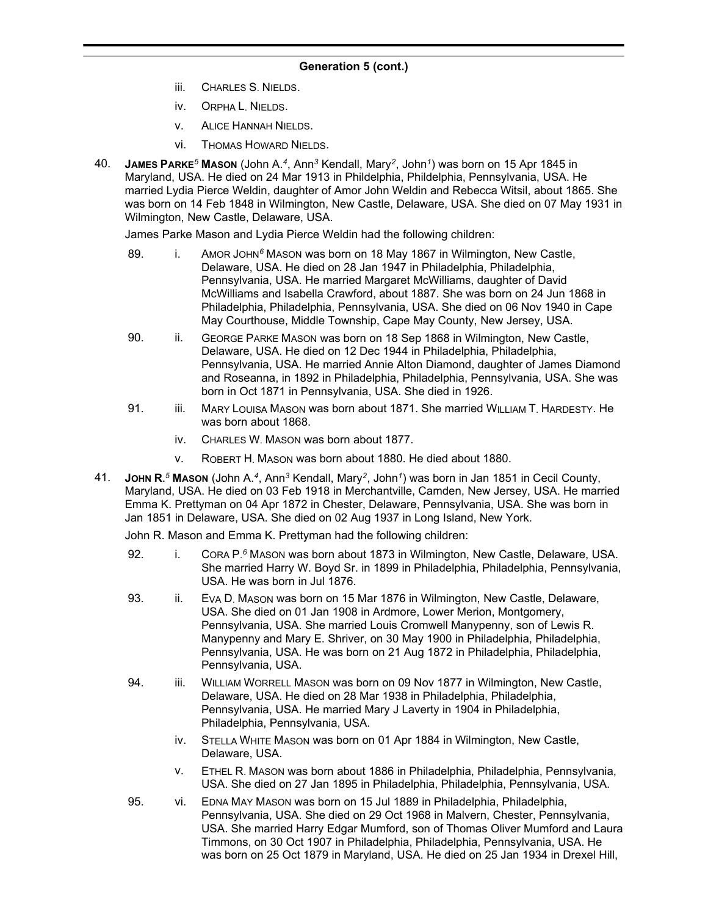## Generation 5 (cont.)

iii. CHARLES S. NIELDS.

iv. ORPHA L. NIELDS.

v. ALICE HANNAH NIELDS.

vi. THOMAS HOWARD NIELDS.

40. **JAMES PARKE[5] MASON** (John A.[4], Ann[3] Kendall, Mary[2], John[1]) was born on 15 Apr 1845 in Maryland, USA. He died on 24 Mar 1913 in Phildelphia, Phildelphia, Pennsylvania, USA. He married Lydia Pierce Weldin, daughter of Amor John Weldin and Rebecca Witsil, about 1865. She was born on 14 Feb 1848 in Wilmington, New Castle, Delaware, USA. She died on 07 May 1931 in Wilmington, New Castle, Delaware, USA.

James Parke Mason and Lydia Pierce Weldin had the following children:

89. i. AMOR JOHN[6] MASON was born on 18 May 1867 in Wilmington, New Castle, Delaware, USA. He died on 28 Jan 1947 in Philadelphia, Philadelphia, Pennsylvania, USA. He married Margaret McWilliams, daughter of David McWilliams and Isabella Crawford, about 1887. She was born on 24 Jun 1868 in Philadelphia, Philadelphia, Pennsylvania, USA. She died on 06 Nov 1940 in Cape May Courthouse, Middle Township, Cape May County, New Jersey, USA.

90. ii. GEORGE PARKE MASON was born on 18 Sep 1868 in Wilmington, New Castle, Delaware, USA. He died on 12 Dec 1944 in Philadelphia, Philadelphia, Pennsylvania, USA. He married Annie Alton Diamond, daughter of James Diamond and Roseanna, in 1892 in Philadelphia, Philadelphia, Pennsylvania, USA. She was born in Oct 1871 in Pennsylvania, USA. She died in 1926.

91. iii. MARY LOUISA MASON was born about 1871. She married WILLIAM T. HARDESTY. He was born about 1868.

iv. CHARLES W. MASON was born about 1877.

v. ROBERT H. MASON was born about 1880. He died about 1880.

41. **JOHN R.[5] MASON** (John A.[4], Ann[3] Kendall, Mary[2], John[1]) was born in Jan 1851 in Cecil County, Maryland, USA. He died on 03 Feb 1918 in Merchantville, Camden, New Jersey, USA. He married Emma K. Prettyman on 04 Apr 1872 in Chester, Delaware, Pennsylvania, USA. She was born in Jan 1851 in Delaware, USA. She died on 02 Aug 1937 in Long Island, New York.

John R. Mason and Emma K. Prettyman had the following children:

92. i. CORA P.[6] MASON was born about 1873 in Wilmington, New Castle, Delaware, USA. She married Harry W. Boyd Sr. in 1899 in Philadelphia, Philadelphia, Pennsylvania, USA. He was born in Jul 1876.

93. ii. EVA D. MASON was born on 15 Mar 1876 in Wilmington, New Castle, Delaware, USA. She died on 01 Jan 1908 in Ardmore, Lower Merion, Montgomery, Pennsylvania, USA. She married Louis Cromwell Manypenny, son of Lewis R. Manypenny and Mary E. Shriver, on 30 May 1900 in Philadelphia, Philadelphia, Pennsylvania, USA. He was born on 21 Aug 1872 in Philadelphia, Philadelphia, Pennsylvania, USA.

94. iii. WILLIAM WORRELL MASON was born on 09 Nov 1877 in Wilmington, New Castle, Delaware, USA. He died on 28 Mar 1938 in Philadelphia, Philadelphia, Pennsylvania, USA. He married Mary J Laverty in 1904 in Philadelphia, Philadelphia, Pennsylvania, USA.

iv. STELLA WHITE MASON was born on 01 Apr 1884 in Wilmington, New Castle, Delaware, USA.

v. ETHEL R. MASON was born about 1886 in Philadelphia, Philadelphia, Pennsylvania, USA. She died on 27 Jan 1895 in Philadelphia, Philadelphia, Pennsylvania, USA.

95. vi. EDNA MAY MASON was born on 15 Jul 1889 in Philadelphia, Philadelphia, Pennsylvania, USA. She died on 29 Oct 1968 in Malvern, Chester, Pennsylvania, USA. She married Harry Edgar Mumford, son of Thomas Oliver Mumford and Laura Timmons, on 30 Oct 1907 in Philadelphia, Philadelphia, Pennsylvania, USA. He was born on 25 Oct 1879 in Maryland, USA. He died on 25 Jan 1934 in Drexel Hill,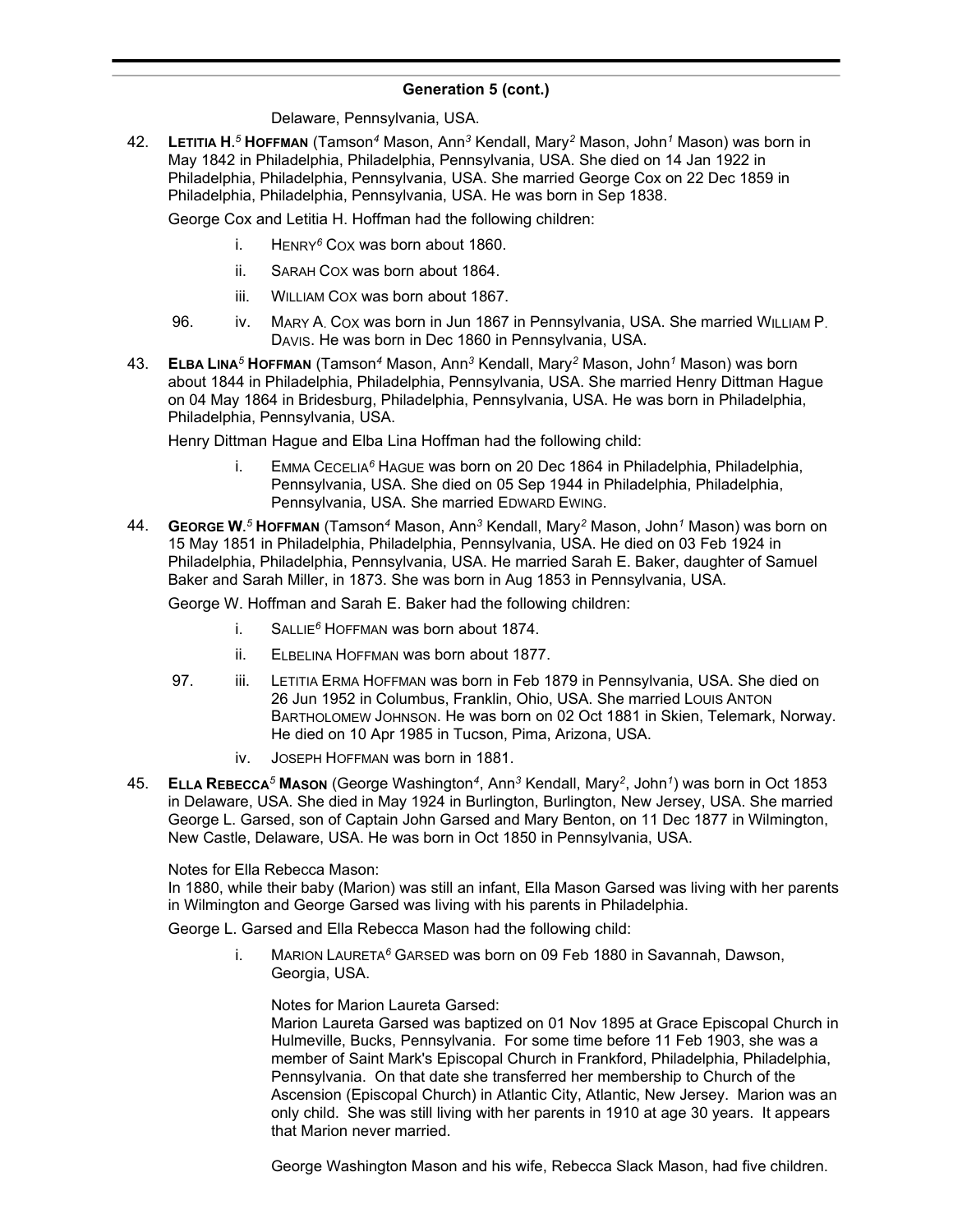## Generation 5 (cont.)

Delaware, Pennsylvania, USA.

42. **LETITIA H.**[5] **HOFFMAN** (Tamson[4] Mason, Ann[3] Kendall, Mary[2] Mason, John[1] Mason) was born in May 1842 in Philadelphia, Philadelphia, Pennsylvania, USA. She died on 14 Jan 1922 in Philadelphia, Philadelphia, Pennsylvania, USA. She married George Cox on 22 Dec 1859 in Philadelphia, Philadelphia, Pennsylvania, USA. He was born in Sep 1838.

    George Cox and Letitia H. Hoffman had the following children:

    i. HENRY[6] COX was born about 1860.

    ii. SARAH COX was born about 1864.

    iii. WILLIAM COX was born about 1867.

    96. iv. MARY A. COX was born in Jun 1867 in Pennsylvania, USA. She married WILLIAM P. DAVIS. He was born in Dec 1860 in Pennsylvania, USA.

43. **ELBA LINA**[5] **HOFFMAN** (Tamson[4] Mason, Ann[3] Kendall, Mary[2] Mason, John[1] Mason) was born about 1844 in Philadelphia, Philadelphia, Pennsylvania, USA. She married Henry Dittman Hague on 04 May 1864 in Bridesburg, Philadelphia, Pennsylvania, USA. He was born in Philadelphia, Philadelphia, Pennsylvania, USA.

    Henry Dittman Hague and Elba Lina Hoffman had the following child:

    i. EMMA CECELIA[6] HAGUE was born on 20 Dec 1864 in Philadelphia, Philadelphia, Pennsylvania, USA. She died on 05 Sep 1944 in Philadelphia, Philadelphia, Pennsylvania, USA. She married EDWARD EWING.

44. **GEORGE W.**[5] **HOFFMAN** (Tamson[4] Mason, Ann[3] Kendall, Mary[2] Mason, John[1] Mason) was born on 15 May 1851 in Philadelphia, Philadelphia, Pennsylvania, USA. He died on 03 Feb 1924 in Philadelphia, Philadelphia, Pennsylvania, USA. He married Sarah E. Baker, daughter of Samuel Baker and Sarah Miller, in 1873. She was born in Aug 1853 in Pennsylvania, USA.

    George W. Hoffman and Sarah E. Baker had the following children:

    i. SALLIE[6] HOFFMAN was born about 1874.

    ii. ELBELINA HOFFMAN was born about 1877.

    97. iii. LETITIA ERMA HOFFMAN was born in Feb 1879 in Pennsylvania, USA. She died on 26 Jun 1952 in Columbus, Franklin, Ohio, USA. She married LOUIS ANTON BARTHOLOMEW JOHNSON. He was born on 02 Oct 1881 in Skien, Telemark, Norway. He died on 10 Apr 1985 in Tucson, Pima, Arizona, USA.

    iv. JOSEPH HOFFMAN was born in 1881.

45. **ELLA REBECCA**[5] **MASON** (George Washington[4], Ann[3] Kendall, Mary[2], John[1]) was born in Oct 1853 in Delaware, USA. She died in May 1924 in Burlington, Burlington, New Jersey, USA. She married George L. Garsed, son of Captain John Garsed and Mary Benton, on 11 Dec 1877 in Wilmington, New Castle, Delaware, USA. He was born in Oct 1850 in Pennsylvania, USA.

    Notes for Ella Rebecca Mason:
    In 1880, while their baby (Marion) was still an infant, Ella Mason Garsed was living with her parents in Wilmington and George Garsed was living with his parents in Philadelphia.

    George L. Garsed and Ella Rebecca Mason had the following child:

    i. MARION LAURETA[6] GARSED was born on 09 Feb 1880 in Savannah, Dawson, Georgia, USA.

       Notes for Marion Laureta Garsed:
       Marion Laureta Garsed was baptized on 01 Nov 1895 at Grace Episcopal Church in Hulmeville, Bucks, Pennsylvania. For some time before 11 Feb 1903, she was a member of Saint Mark's Episcopal Church in Frankford, Philadelphia, Philadelphia, Pennsylvania. On that date she transferred her membership to Church of the Ascension (Episcopal Church) in Atlantic City, Atlantic, New Jersey. Marion was an only child. She was still living with her parents in 1910 at age 30 years. It appears that Marion never married.

       George Washington Mason and his wife, Rebecca Slack Mason, had five children.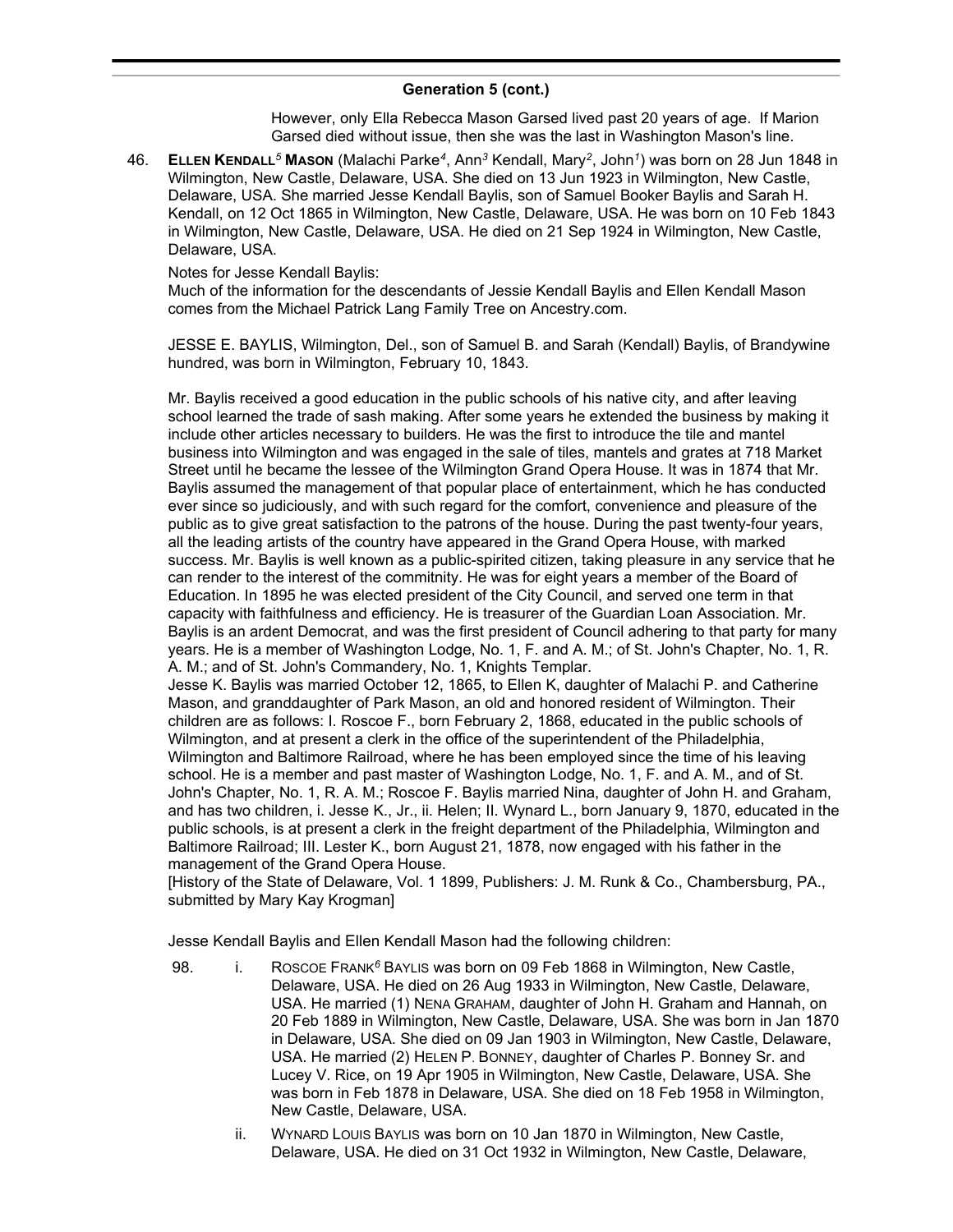## Generation 5 (cont.)

However, only Ella Rebecca Mason Garsed lived past 20 years of age. If Marion Garsed died without issue, then she was the last in Washington Mason's line.

46. **ELLEN KENDALL[5] MASON** (Malachi Parke[4], Ann[3] Kendall, Mary[2], John[1]) was born on 28 Jun 1848 in Wilmington, New Castle, Delaware, USA. She died on 13 Jun 1923 in Wilmington, New Castle, Delaware, USA. She married Jesse Kendall Baylis, son of Samuel Booker Baylis and Sarah H. Kendall, on 12 Oct 1865 in Wilmington, New Castle, Delaware, USA. He was born on 10 Feb 1843 in Wilmington, New Castle, Delaware, USA. He died on 21 Sep 1924 in Wilmington, New Castle, Delaware, USA.

    Notes for Jesse Kendall Baylis:
    Much of the information for the descendants of Jessie Kendall Baylis and Ellen Kendall Mason comes from the Michael Patrick Lang Family Tree on Ancestry.com.

    JESSE E. BAYLIS, Wilmington, Del., son of Samuel B. and Sarah (Kendall) Baylis, of Brandywine hundred, was born in Wilmington, February 10, 1843.

    Mr. Baylis received a good education in the public schools of his native city, and after leaving school learned the trade of sash making. After some years he extended the business by making it include other articles necessary to builders. He was the first to introduce the tile and mantel business into Wilmington and was engaged in the sale of tiles, mantels and grates at 718 Market Street until he became the lessee of the Wilmington Grand Opera House. It was in 1874 that Mr. Baylis assumed the management of that popular place of entertainment, which he has conducted ever since so judiciously, and with such regard for the comfort, convenience and pleasure of the public as to give great satisfaction to the patrons of the house. During the past twenty-four years, all the leading artists of the country have appeared in the Grand Opera House, with marked success. Mr. Baylis is well known as a public-spirited citizen, taking pleasure in any service that he can render to the interest of the commitnity. He was for eight years a member of the Board of Education. In 1895 he was elected president of the City Council, and served one term in that capacity with faithfulness and efficiency. He is treasurer of the Guardian Loan Association. Mr. Baylis is an ardent Democrat, and was the first president of Council adhering to that party for many years. He is a member of Washington Lodge, No. 1, F. and A. M.; of St. John's Chapter, No. 1, R. A. M.; and of St. John's Commandery, No. 1, Knights Templar.
    Jesse K. Baylis was married October 12, 1865, to Ellen K, daughter of Malachi P. and Catherine Mason, and granddaughter of Park Mason, an old and honored resident of Wilmington. Their children are as follows: I. Roscoe F., born February 2, 1868, educated in the public schools of Wilmington, and at present a clerk in the office of the superintendent of the Philadelphia, Wilmington and Baltimore Railroad, where he has been employed since the time of his leaving school. He is a member and past master of Washington Lodge, No. 1, F. and A. M., and of St. John's Chapter, No. 1, R. A. M.; Roscoe F. Baylis married Nina, daughter of John H. and Graham, and has two children, i. Jesse K., Jr., ii. Helen; II. Wynard L., born January 9, 1870, educated in the public schools, is at present a clerk in the freight department of the Philadelphia, Wilmington and Baltimore Railroad; III. Lester K., born August 21, 1878, now engaged with his father in the management of the Grand Opera House.
    [History of the State of Delaware, Vol. 1 1899, Publishers: J. M. Runk & Co., Chambersburg, PA., submitted by Mary Kay Krogman]

    Jesse Kendall Baylis and Ellen Kendall Mason had the following children:

    98. i. ROSCOE FRANK[6] BAYLIS was born on 09 Feb 1868 in Wilmington, New Castle, Delaware, USA. He died on 26 Aug 1933 in Wilmington, New Castle, Delaware, USA. He married (1) NENA GRAHAM, daughter of John H. Graham and Hannah, on 20 Feb 1889 in Wilmington, New Castle, Delaware, USA. She was born in Jan 1870 in Delaware, USA. She died on 09 Jan 1903 in Wilmington, New Castle, Delaware, USA. He married (2) HELEN P. BONNEY, daughter of Charles P. Bonney Sr. and Lucey V. Rice, on 19 Apr 1905 in Wilmington, New Castle, Delaware, USA. She was born in Feb 1878 in Delaware, USA. She died on 18 Feb 1958 in Wilmington, New Castle, Delaware, USA.

    ii. WYNARD LOUIS BAYLIS was born on 10 Jan 1870 in Wilmington, New Castle, Delaware, USA. He died on 31 Oct 1932 in Wilmington, New Castle, Delaware,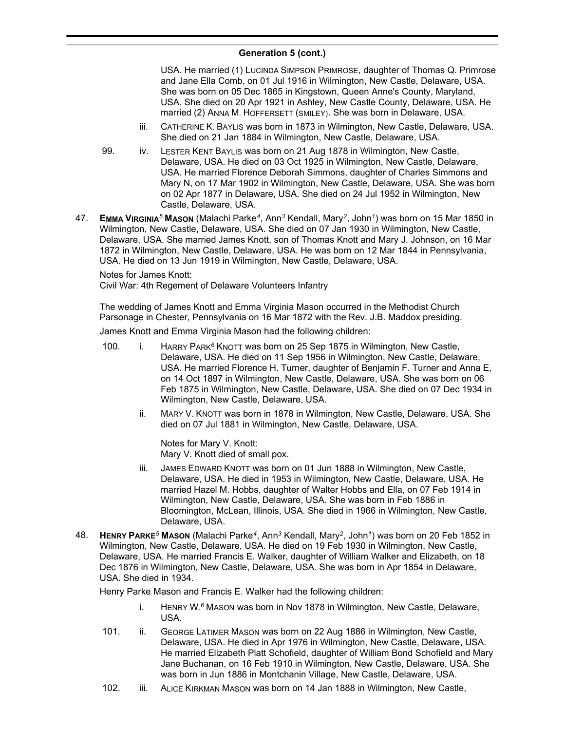## Generation 5 (cont.)

USA. He married (1) Lucinda Simpson Primrose, daughter of Thomas Q. Primrose and Jane Ella Comb, on 01 Jul 1916 in Wilmington, New Castle, Delaware, USA. She was born on 05 Dec 1865 in Kingstown, Queen Anne's County, Maryland, USA. She died on 20 Apr 1921 in Ashley, New Castle County, Delaware, USA. He married (2) Anna M. Hoffersett (smiley). She was born in Delaware, USA.

iii. Catherine K. Baylis was born in 1873 in Wilmington, New Castle, Delaware, USA. She died on 21 Jan 1884 in Wilmington, New Castle, Delaware, USA.

99. iv. Lester Kent Baylis was born on 21 Aug 1878 in Wilmington, New Castle, Delaware, USA. He died on 03 Oct 1925 in Wilmington, New Castle, Delaware, USA. He married Florence Deborah Simmons, daughter of Charles Simmons and Mary N, on 17 Mar 1902 in Wilmington, New Castle, Delaware, USA. She was born on 02 Apr 1877 in Delaware, USA. She died on 24 Jul 1952 in Wilmington, New Castle, Delaware, USA.

47. **Emma Virginia[5] Mason** (Malachi Parke[4], Ann[3] Kendall, Mary[2], John[1]) was born on 15 Mar 1850 in Wilmington, New Castle, Delaware, USA. She died on 07 Jan 1930 in Wilmington, New Castle, Delaware, USA. She married James Knott, son of Thomas Knott and Mary J. Johnson, on 16 Mar 1872 in Wilmington, New Castle, Delaware, USA. He was born on 12 Mar 1844 in Pennsylvania, USA. He died on 13 Jun 1919 in Wilmington, New Castle, Delaware, USA.

Notes for James Knott:
Civil War: 4th Regement of Delaware Volunteers Infantry

The wedding of James Knott and Emma Virginia Mason occurred in the Methodist Church Parsonage in Chester, Pennsylvania on 16 Mar 1872 with the Rev. J.B. Maddox presiding.

James Knott and Emma Virginia Mason had the following children:

100. i. Harry Park[6] Knott was born on 25 Sep 1875 in Wilmington, New Castle, Delaware, USA. He died on 11 Sep 1956 in Wilmington, New Castle, Delaware, USA. He married Florence H. Turner, daughter of Benjamin F. Turner and Anna E, on 14 Oct 1897 in Wilmington, New Castle, Delaware, USA. She was born on 06 Feb 1875 in Wilmington, New Castle, Delaware, USA. She died on 07 Dec 1934 in Wilmington, New Castle, Delaware, USA.

ii. Mary V. Knott was born in 1878 in Wilmington, New Castle, Delaware, USA. She died on 07 Jul 1881 in Wilmington, New Castle, Delaware, USA.

Notes for Mary V. Knott:
Mary V. Knott died of small pox.

iii. James Edward Knott was born on 01 Jun 1888 in Wilmington, New Castle, Delaware, USA. He died in 1953 in Wilmington, New Castle, Delaware, USA. He married Hazel M. Hobbs, daughter of Walter Hobbs and Ella, on 07 Feb 1914 in Wilmington, New Castle, Delaware, USA. She was born in Feb 1886 in Bloomington, McLean, Illinois, USA. She died in 1966 in Wilmington, New Castle, Delaware, USA.

48. **Henry Parke[5] Mason** (Malachi Parke[4], Ann[3] Kendall, Mary[2], John[1]) was born on 20 Feb 1852 in Wilmington, New Castle, Delaware, USA. He died on 19 Feb 1930 in Wilmington, New Castle, Delaware, USA. He married Francis E. Walker, daughter of William Walker and Elizabeth, on 18 Dec 1876 in Wilmington, New Castle, Delaware, USA. She was born in Apr 1854 in Delaware, USA. She died in 1934.

Henry Parke Mason and Francis E. Walker had the following children:

i. Henry W.[6] Mason was born in Nov 1878 in Wilmington, New Castle, Delaware, USA.

101. ii. George Latimer Mason was born on 22 Aug 1886 in Wilmington, New Castle, Delaware, USA. He died in Apr 1976 in Wilmington, New Castle, Delaware, USA. He married Elizabeth Platt Schofield, daughter of William Bond Schofield and Mary Jane Buchanan, on 16 Feb 1910 in Wilmington, New Castle, Delaware, USA. She was born in Jun 1886 in Montchanin Village, New Castle, Delaware, USA.

102. iii. Alice Kirkman Mason was born on 14 Jan 1888 in Wilmington, New Castle,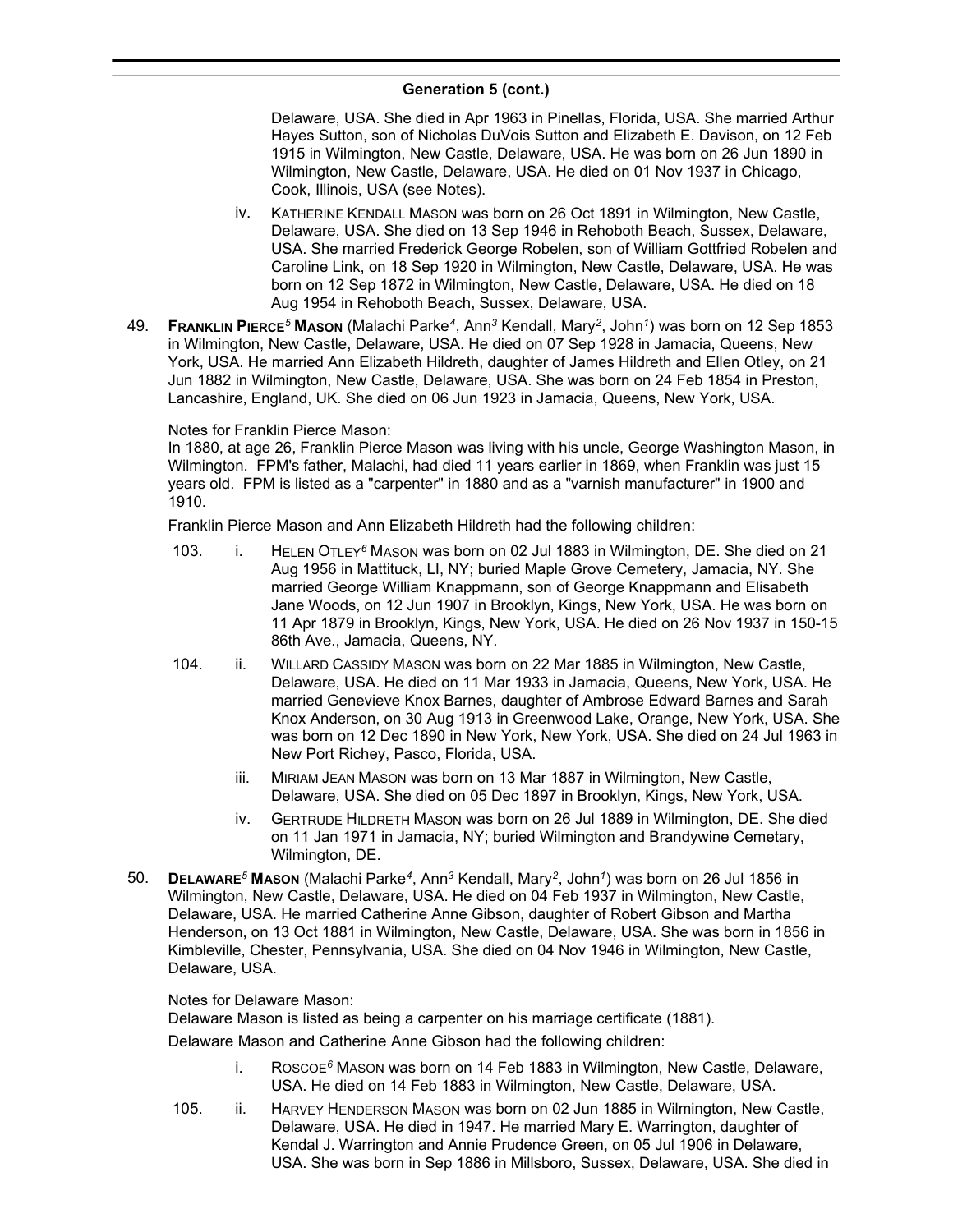## Generation 5 (cont.)

Delaware, USA. She died in Apr 1963 in Pinellas, Florida, USA. She married Arthur Hayes Sutton, son of Nicholas DuVois Sutton and Elizabeth E. Davison, on 12 Feb 1915 in Wilmington, New Castle, Delaware, USA. He was born on 26 Jun 1890 in Wilmington, New Castle, Delaware, USA. He died on 01 Nov 1937 in Chicago, Cook, Illinois, USA (see Notes).

iv. KATHERINE KENDALL MASON was born on 26 Oct 1891 in Wilmington, New Castle, Delaware, USA. She died on 13 Sep 1946 in Rehoboth Beach, Sussex, Delaware, USA. She married Frederick George Robelen, son of William Gottfried Robelen and Caroline Link, on 18 Sep 1920 in Wilmington, New Castle, Delaware, USA. He was born on 12 Sep 1872 in Wilmington, New Castle, Delaware, USA. He died on 18 Aug 1954 in Rehoboth Beach, Sussex, Delaware, USA.

49. **FRANKLIN PIERCE[5] MASON** (Malachi Parke[4], Ann[3] Kendall, Mary[2], John[1]) was born on 12 Sep 1853 in Wilmington, New Castle, Delaware, USA. He died on 07 Sep 1928 in Jamacia, Queens, New York, USA. He married Ann Elizabeth Hildreth, daughter of James Hildreth and Ellen Otley, on 21 Jun 1882 in Wilmington, New Castle, Delaware, USA. She was born on 24 Feb 1854 in Preston, Lancashire, England, UK. She died on 06 Jun 1923 in Jamacia, Queens, New York, USA.

Notes for Franklin Pierce Mason:
In 1880, at age 26, Franklin Pierce Mason was living with his uncle, George Washington Mason, in Wilmington. FPM's father, Malachi, had died 11 years earlier in 1869, when Franklin was just 15 years old. FPM is listed as a "carpenter" in 1880 and as a "varnish manufacturer" in 1900 and 1910.

Franklin Pierce Mason and Ann Elizabeth Hildreth had the following children:

103. i. HELEN OTLEY[6] MASON was born on 02 Jul 1883 in Wilmington, DE. She died on 21 Aug 1956 in Mattituck, LI, NY; buried Maple Grove Cemetery, Jamacia, NY. She married George William Knappmann, son of George Knappmann and Elisabeth Jane Woods, on 12 Jun 1907 in Brooklyn, Kings, New York, USA. He was born on 11 Apr 1879 in Brooklyn, Kings, New York, USA. He died on 26 Nov 1937 in 150-15 86th Ave., Jamacia, Queens, NY.

104. ii. WILLARD CASSIDY MASON was born on 22 Mar 1885 in Wilmington, New Castle, Delaware, USA. He died on 11 Mar 1933 in Jamacia, Queens, New York, USA. He married Genevieve Knox Barnes, daughter of Ambrose Edward Barnes and Sarah Knox Anderson, on 30 Aug 1913 in Greenwood Lake, Orange, New York, USA. She was born on 12 Dec 1890 in New York, New York, USA. She died on 24 Jul 1963 in New Port Richey, Pasco, Florida, USA.

iii. MIRIAM JEAN MASON was born on 13 Mar 1887 in Wilmington, New Castle, Delaware, USA. She died on 05 Dec 1897 in Brooklyn, Kings, New York, USA.

iv. GERTRUDE HILDRETH MASON was born on 26 Jul 1889 in Wilmington, DE. She died on 11 Jan 1971 in Jamacia, NY; buried Wilmington and Brandywine Cemetary, Wilmington, DE.

50. **DELAWARE[5] MASON** (Malachi Parke[4], Ann[3] Kendall, Mary[2], John[1]) was born on 26 Jul 1856 in Wilmington, New Castle, Delaware, USA. He died on 04 Feb 1937 in Wilmington, New Castle, Delaware, USA. He married Catherine Anne Gibson, daughter of Robert Gibson and Martha Henderson, on 13 Oct 1881 in Wilmington, New Castle, Delaware, USA. She was born in 1856 in Kimbleville, Chester, Pennsylvania, USA. She died on 04 Nov 1946 in Wilmington, New Castle, Delaware, USA.

Notes for Delaware Mason:
Delaware Mason is listed as being a carpenter on his marriage certificate (1881).

Delaware Mason and Catherine Anne Gibson had the following children:

i. ROSCOE[6] MASON was born on 14 Feb 1883 in Wilmington, New Castle, Delaware, USA. He died on 14 Feb 1883 in Wilmington, New Castle, Delaware, USA.

105. ii. HARVEY HENDERSON MASON was born on 02 Jun 1885 in Wilmington, New Castle, Delaware, USA. He died in 1947. He married Mary E. Warrington, daughter of Kendal J. Warrington and Annie Prudence Green, on 05 Jul 1906 in Delaware, USA. She was born in Sep 1886 in Millsboro, Sussex, Delaware, USA. She died in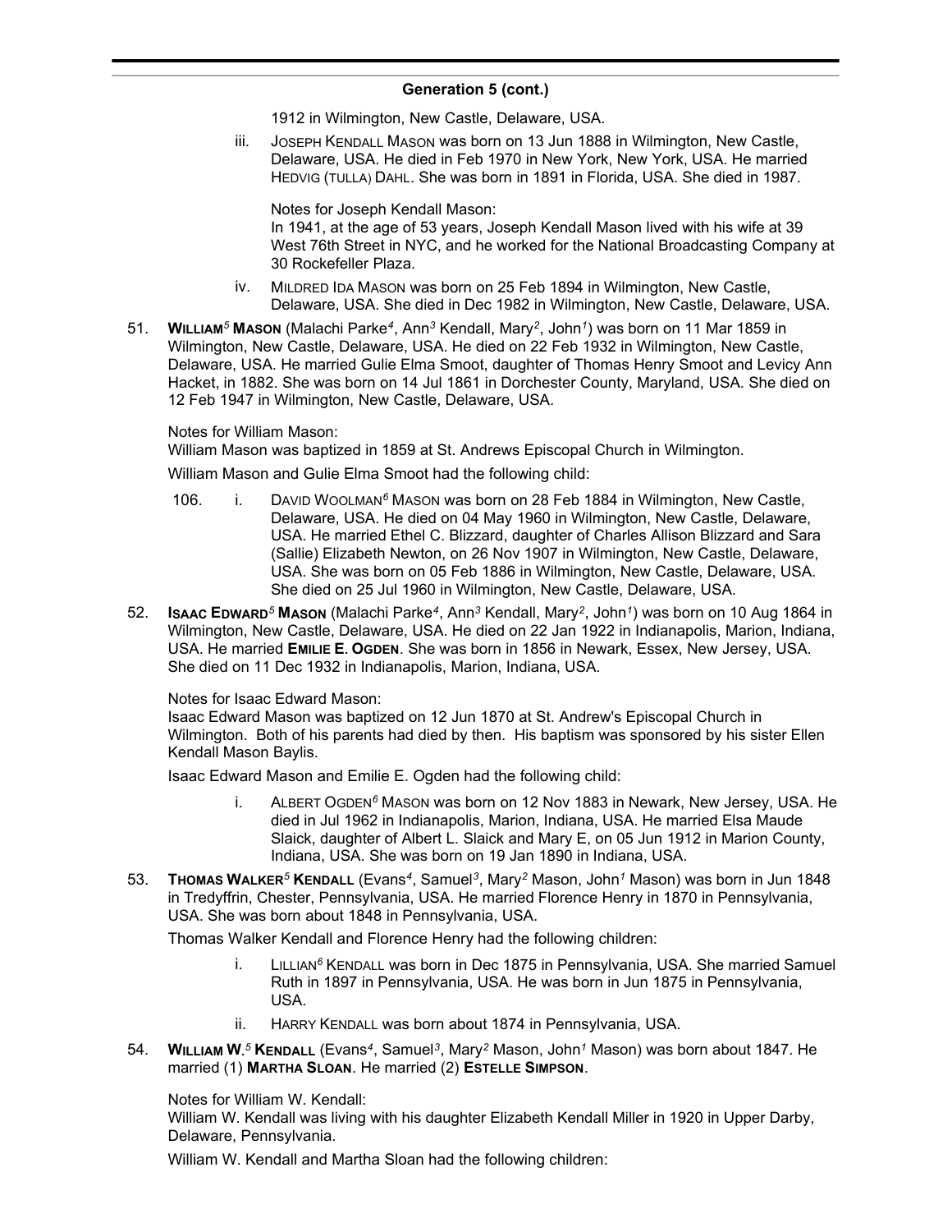## Generation 5 (cont.)

1912 in Wilmington, New Castle, Delaware, USA.

iii. JOSEPH KENDALL MASON was born on 13 Jun 1888 in Wilmington, New Castle, Delaware, USA. He died in Feb 1970 in New York, New York, USA. He married HEDVIG (TULLA) DAHL. She was born in 1891 in Florida, USA. She died in 1987.

Notes for Joseph Kendall Mason:
In 1941, at the age of 53 years, Joseph Kendall Mason lived with his wife at 39 West 76th Street in NYC, and he worked for the National Broadcasting Company at 30 Rockefeller Plaza.

iv. MILDRED IDA MASON was born on 25 Feb 1894 in Wilmington, New Castle, Delaware, USA. She died in Dec 1982 in Wilmington, New Castle, Delaware, USA.

51. **WILLIAM[5] MASON** (Malachi Parke[4], Ann[3] Kendall, Mary[2], John[1]) was born on 11 Mar 1859 in Wilmington, New Castle, Delaware, USA. He died on 22 Feb 1932 in Wilmington, New Castle, Delaware, USA. He married Gulie Elma Smoot, daughter of Thomas Henry Smoot and Levicy Ann Hacket, in 1882. She was born on 14 Jul 1861 in Dorchester County, Maryland, USA. She died on 12 Feb 1947 in Wilmington, New Castle, Delaware, USA.

Notes for William Mason:
William Mason was baptized in 1859 at St. Andrews Episcopal Church in Wilmington.

William Mason and Gulie Elma Smoot had the following child:

106. i. DAVID WOOLMAN[6] MASON was born on 28 Feb 1884 in Wilmington, New Castle, Delaware, USA. He died on 04 May 1960 in Wilmington, New Castle, Delaware, USA. He married Ethel C. Blizzard, daughter of Charles Allison Blizzard and Sara (Sallie) Elizabeth Newton, on 26 Nov 1907 in Wilmington, New Castle, Delaware, USA. She was born on 05 Feb 1886 in Wilmington, New Castle, Delaware, USA. She died on 25 Jul 1960 in Wilmington, New Castle, Delaware, USA.

52. **ISAAC EDWARD[5] MASON** (Malachi Parke[4], Ann[3] Kendall, Mary[2], John[1]) was born on 10 Aug 1864 in Wilmington, New Castle, Delaware, USA. He died on 22 Jan 1922 in Indianapolis, Marion, Indiana, USA. He married **EMILIE E. OGDEN**. She was born in 1856 in Newark, Essex, New Jersey, USA. She died on 11 Dec 1932 in Indianapolis, Marion, Indiana, USA.

Notes for Isaac Edward Mason:
Isaac Edward Mason was baptized on 12 Jun 1870 at St. Andrew's Episcopal Church in Wilmington. Both of his parents had died by then. His baptism was sponsored by his sister Ellen Kendall Mason Baylis.

Isaac Edward Mason and Emilie E. Ogden had the following child:

i. ALBERT OGDEN[6] MASON was born on 12 Nov 1883 in Newark, New Jersey, USA. He died in Jul 1962 in Indianapolis, Marion, Indiana, USA. He married Elsa Maude Slaick, daughter of Albert L. Slaick and Mary E, on 05 Jun 1912 in Marion County, Indiana, USA. She was born on 19 Jan 1890 in Indiana, USA.

53. **THOMAS WALKER[5] KENDALL** (Evans[4], Samuel[3], Mary[2] Mason, John[1] Mason) was born in Jun 1848 in Tredyffrin, Chester, Pennsylvania, USA. He married Florence Henry in 1870 in Pennsylvania, USA. She was born about 1848 in Pennsylvania, USA.

Thomas Walker Kendall and Florence Henry had the following children:

i. LILLIAN[6] KENDALL was born in Dec 1875 in Pennsylvania, USA. She married Samuel Ruth in 1897 in Pennsylvania, USA. He was born in Jun 1875 in Pennsylvania, USA.

ii. HARRY KENDALL was born about 1874 in Pennsylvania, USA.

54. **WILLIAM W.[5] KENDALL** (Evans[4], Samuel[3], Mary[2] Mason, John[1] Mason) was born about 1847. He married (1) **MARTHA SLOAN**. He married (2) **ESTELLE SIMPSON**.

Notes for William W. Kendall:
William W. Kendall was living with his daughter Elizabeth Kendall Miller in 1920 in Upper Darby, Delaware, Pennsylvania.

William W. Kendall and Martha Sloan had the following children: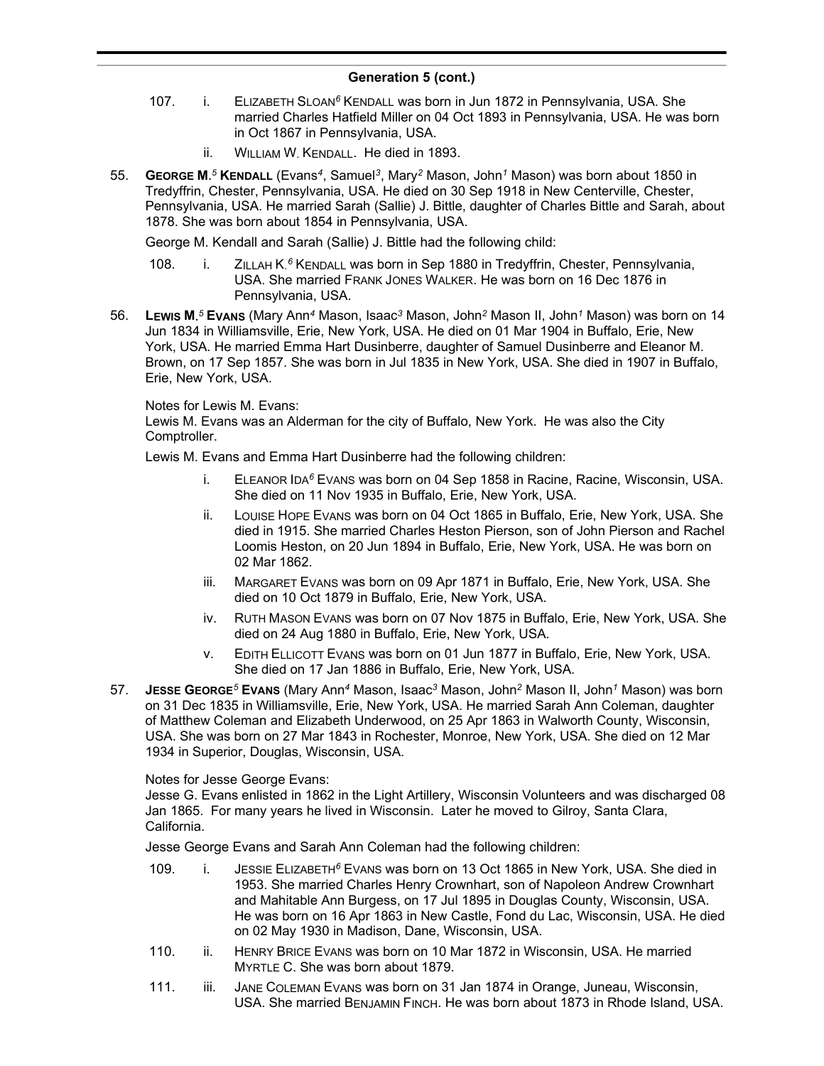## Generation 5 (cont.)

107. i. ELIZABETH SLOAN[6] KENDALL was born in Jun 1872 in Pennsylvania, USA. She married Charles Hatfield Miller on 04 Oct 1893 in Pennsylvania, USA. He was born in Oct 1867 in Pennsylvania, USA.

ii. WILLIAM W. KENDALL. He died in 1893.

55. **GEORGE M.[5] KENDALL** (Evans[4], Samuel[3], Mary[2] Mason, John[1] Mason) was born about 1850 in Tredyffrin, Chester, Pennsylvania, USA. He died on 30 Sep 1918 in New Centerville, Chester, Pennsylvania, USA. He married Sarah (Sallie) J. Bittle, daughter of Charles Bittle and Sarah, about 1878. She was born about 1854 in Pennsylvania, USA.

George M. Kendall and Sarah (Sallie) J. Bittle had the following child:

108. i. ZILLAH K.[6] KENDALL was born in Sep 1880 in Tredyffrin, Chester, Pennsylvania, USA. She married FRANK JONES WALKER. He was born on 16 Dec 1876 in Pennsylvania, USA.

56. **LEWIS M.[5] EVANS** (Mary Ann[4] Mason, Isaac[3] Mason, John[2] Mason II, John[1] Mason) was born on 14 Jun 1834 in Williamsville, Erie, New York, USA. He died on 01 Mar 1904 in Buffalo, Erie, New York, USA. He married Emma Hart Dusinberre, daughter of Samuel Dusinberre and Eleanor M. Brown, on 17 Sep 1857. She was born in Jul 1835 in New York, USA. She died in 1907 in Buffalo, Erie, New York, USA.

Notes for Lewis M. Evans:
Lewis M. Evans was an Alderman for the city of Buffalo, New York. He was also the City Comptroller.

Lewis M. Evans and Emma Hart Dusinberre had the following children:

i. ELEANOR IDA[6] EVANS was born on 04 Sep 1858 in Racine, Racine, Wisconsin, USA. She died on 11 Nov 1935 in Buffalo, Erie, New York, USA.

ii. LOUISE HOPE EVANS was born on 04 Oct 1865 in Buffalo, Erie, New York, USA. She died in 1915. She married Charles Heston Pierson, son of John Pierson and Rachel Loomis Heston, on 20 Jun 1894 in Buffalo, Erie, New York, USA. He was born on 02 Mar 1862.

iii. MARGARET EVANS was born on 09 Apr 1871 in Buffalo, Erie, New York, USA. She died on 10 Oct 1879 in Buffalo, Erie, New York, USA.

iv. RUTH MASON EVANS was born on 07 Nov 1875 in Buffalo, Erie, New York, USA. She died on 24 Aug 1880 in Buffalo, Erie, New York, USA.

v. EDITH ELLICOTT EVANS was born on 01 Jun 1877 in Buffalo, Erie, New York, USA. She died on 17 Jan 1886 in Buffalo, Erie, New York, USA.

57. **JESSE GEORGE[5] EVANS** (Mary Ann[4] Mason, Isaac[3] Mason, John[2] Mason II, John[1] Mason) was born on 31 Dec 1835 in Williamsville, Erie, New York, USA. He married Sarah Ann Coleman, daughter of Matthew Coleman and Elizabeth Underwood, on 25 Apr 1863 in Walworth County, Wisconsin, USA. She was born on 27 Mar 1843 in Rochester, Monroe, New York, USA. She died on 12 Mar 1934 in Superior, Douglas, Wisconsin, USA.

Notes for Jesse George Evans:
Jesse G. Evans enlisted in 1862 in the Light Artillery, Wisconsin Volunteers and was discharged 08 Jan 1865. For many years he lived in Wisconsin. Later he moved to Gilroy, Santa Clara, California.

Jesse George Evans and Sarah Ann Coleman had the following children:

109. i. JESSIE ELIZABETH[6] EVANS was born on 13 Oct 1865 in New York, USA. She died in 1953. She married Charles Henry Crownhart, son of Napoleon Andrew Crownhart and Mahitable Ann Burgess, on 17 Jul 1895 in Douglas County, Wisconsin, USA. He was born on 16 Apr 1863 in New Castle, Fond du Lac, Wisconsin, USA. He died on 02 May 1930 in Madison, Dane, Wisconsin, USA.

110. ii. HENRY BRICE EVANS was born on 10 Mar 1872 in Wisconsin, USA. He married MYRTLE C. She was born about 1879.

111. iii. JANE COLEMAN EVANS was born on 31 Jan 1874 in Orange, Juneau, Wisconsin, USA. She married BENJAMIN FINCH. He was born about 1873 in Rhode Island, USA.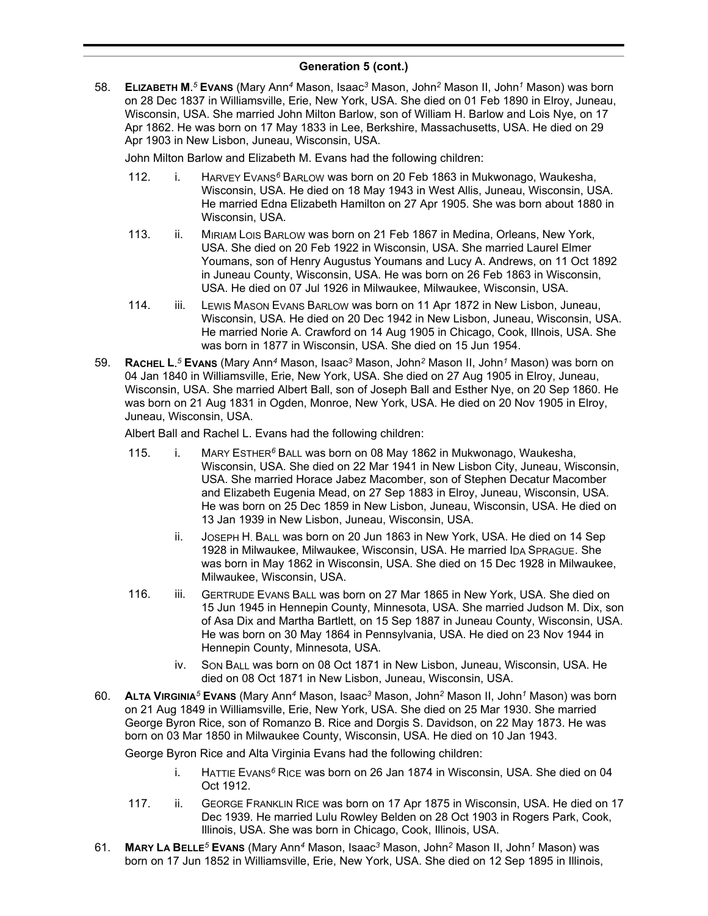## Generation 5 (cont.)

58. **Elizabeth M.**[5] **Evans** (Mary Ann[4] Mason, Isaac[3] Mason, John[2] Mason II, John[1] Mason) was born on 28 Dec 1837 in Williamsville, Erie, New York, USA. She died on 01 Feb 1890 in Elroy, Juneau, Wisconsin, USA. She married John Milton Barlow, son of William H. Barlow and Lois Nye, on 17 Apr 1862. He was born on 17 May 1833 in Lee, Berkshire, Massachusetts, USA. He died on 29 Apr 1903 in New Lisbon, Juneau, Wisconsin, USA.

    John Milton Barlow and Elizabeth M. Evans had the following children:

    - 112. i. Harvey Evans[6] Barlow was born on 20 Feb 1863 in Mukwonago, Waukesha, Wisconsin, USA. He died on 18 May 1943 in West Allis, Juneau, Wisconsin, USA. He married Edna Elizabeth Hamilton on 27 Apr 1905. She was born about 1880 in Wisconsin, USA.
    - 113. ii. Miriam Lois Barlow was born on 21 Feb 1867 in Medina, Orleans, New York, USA. She died on 20 Feb 1922 in Wisconsin, USA. She married Laurel Elmer Youmans, son of Henry Augustus Youmans and Lucy A. Andrews, on 11 Oct 1892 in Juneau County, Wisconsin, USA. He was born on 26 Feb 1863 in Wisconsin, USA. He died on 07 Jul 1926 in Milwaukee, Milwaukee, Wisconsin, USA.
    - 114. iii. Lewis Mason Evans Barlow was born on 11 Apr 1872 in New Lisbon, Juneau, Wisconsin, USA. He died on 20 Dec 1942 in New Lisbon, Juneau, Wisconsin, USA. He married Norie A. Crawford on 14 Aug 1905 in Chicago, Cook, Illnois, USA. She was born in 1877 in Wisconsin, USA. She died on 15 Jun 1954.

59. **Rachel L.**[5] **Evans** (Mary Ann[4] Mason, Isaac[3] Mason, John[2] Mason II, John[1] Mason) was born on 04 Jan 1840 in Williamsville, Erie, New York, USA. She died on 27 Aug 1905 in Elroy, Juneau, Wisconsin, USA. She married Albert Ball, son of Joseph Ball and Esther Nye, on 20 Sep 1860. He was born on 21 Aug 1831 in Ogden, Monroe, New York, USA. He died on 20 Nov 1905 in Elroy, Juneau, Wisconsin, USA.

    Albert Ball and Rachel L. Evans had the following children:

    - 115. i. Mary Esther[6] Ball was born on 08 May 1862 in Mukwonago, Waukesha, Wisconsin, USA. She died on 22 Mar 1941 in New Lisbon City, Juneau, Wisconsin, USA. She married Horace Jabez Macomber, son of Stephen Decatur Macomber and Elizabeth Eugenia Mead, on 27 Sep 1883 in Elroy, Juneau, Wisconsin, USA. He was born on 25 Dec 1859 in New Lisbon, Juneau, Wisconsin, USA. He died on 13 Jan 1939 in New Lisbon, Juneau, Wisconsin, USA.
    - ii. Joseph H. Ball was born on 20 Jun 1863 in New York, USA. He died on 14 Sep 1928 in Milwaukee, Milwaukee, Wisconsin, USA. He married Ida Sprague. She was born in May 1862 in Wisconsin, USA. She died on 15 Dec 1928 in Milwaukee, Milwaukee, Wisconsin, USA.
    - 116. iii. Gertrude Evans Ball was born on 27 Mar 1865 in New York, USA. She died on 15 Jun 1945 in Hennepin County, Minnesota, USA. She married Judson M. Dix, son of Asa Dix and Martha Bartlett, on 15 Sep 1887 in Juneau County, Wisconsin, USA. He was born on 30 May 1864 in Pennsylvania, USA. He died on 23 Nov 1944 in Hennepin County, Minnesota, USA.
    - iv. Son Ball was born on 08 Oct 1871 in New Lisbon, Juneau, Wisconsin, USA. He died on 08 Oct 1871 in New Lisbon, Juneau, Wisconsin, USA.

60. **Alta Virginia**[5] **Evans** (Mary Ann[4] Mason, Isaac[3] Mason, John[2] Mason II, John[1] Mason) was born on 21 Aug 1849 in Williamsville, Erie, New York, USA. She died on 25 Mar 1930. She married George Byron Rice, son of Romanzo B. Rice and Dorgis S. Davidson, on 22 May 1873. He was born on 03 Mar 1850 in Milwaukee County, Wisconsin, USA. He died on 10 Jan 1943.

    George Byron Rice and Alta Virginia Evans had the following children:

    - i. Hattie Evans[6] Rice was born on 26 Jan 1874 in Wisconsin, USA. She died on 04 Oct 1912.
    - 117. ii. George Franklin Rice was born on 17 Apr 1875 in Wisconsin, USA. He died on 17 Dec 1939. He married Lulu Rowley Belden on 28 Oct 1903 in Rogers Park, Cook, Illinois, USA. She was born in Chicago, Cook, Illinois, USA.

61. **Mary La Belle**[5] **Evans** (Mary Ann[4] Mason, Isaac[3] Mason, John[2] Mason II, John[1] Mason) was born on 17 Jun 1852 in Williamsville, Erie, New York, USA. She died on 12 Sep 1895 in Illinois,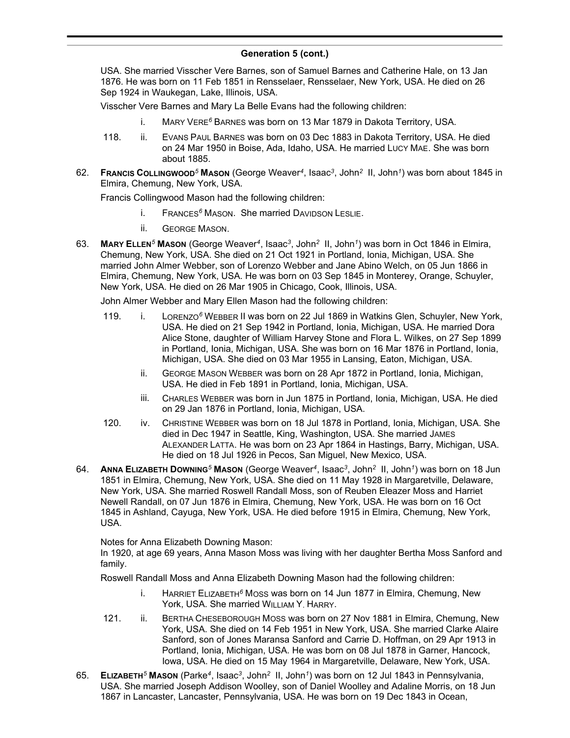## Generation 5 (cont.)

USA. She married Visscher Vere Barnes, son of Samuel Barnes and Catherine Hale, on 13 Jan 1876. He was born on 11 Feb 1851 in Rensselaer, Rensselaer, New York, USA. He died on 26 Sep 1924 in Waukegan, Lake, Illinois, USA.

Visscher Vere Barnes and Mary La Belle Evans had the following children:

- i. MARY VERE[6] BARNES was born on 13 Mar 1879 in Dakota Territory, USA.
- 118. ii. EVANS PAUL BARNES was born on 03 Dec 1883 in Dakota Territory, USA. He died on 24 Mar 1950 in Boise, Ada, Idaho, USA. He married LUCY MAE. She was born about 1885.

62. **FRANCIS COLLINGWOOD[5] MASON** (George Weaver[4], Isaac[3], John[2] II, John[1]) was born about 1845 in Elmira, Chemung, New York, USA.

Francis Collingwood Mason had the following children:

- i. FRANCES[6] MASON. She married DAVIDSON LESLIE.
- ii. GEORGE MASON.

63. **MARY ELLEN[5] MASON** (George Weaver[4], Isaac[3], John[2] II, John[1]) was born in Oct 1846 in Elmira, Chemung, New York, USA. She died on 21 Oct 1921 in Portland, Ionia, Michigan, USA. She married John Almer Webber, son of Lorenzo Webber and Jane Abino Welch, on 05 Jun 1866 in Elmira, Chemung, New York, USA. He was born on 03 Sep 1845 in Monterey, Orange, Schuyler, New York, USA. He died on 26 Mar 1905 in Chicago, Cook, Illinois, USA.

John Almer Webber and Mary Ellen Mason had the following children:

- 119. i. LORENZO[6] WEBBER II was born on 22 Jul 1869 in Watkins Glen, Schuyler, New York, USA. He died on 21 Sep 1942 in Portland, Ionia, Michigan, USA. He married Dora Alice Stone, daughter of William Harvey Stone and Flora L. Wilkes, on 27 Sep 1899 in Portland, Ionia, Michigan, USA. She was born on 16 Mar 1876 in Portland, Ionia, Michigan, USA. She died on 03 Mar 1955 in Lansing, Eaton, Michigan, USA.
- ii. GEORGE MASON WEBBER was born on 28 Apr 1872 in Portland, Ionia, Michigan, USA. He died in Feb 1891 in Portland, Ionia, Michigan, USA.
- iii. CHARLES WEBBER was born in Jun 1875 in Portland, Ionia, Michigan, USA. He died on 29 Jan 1876 in Portland, Ionia, Michigan, USA.
- 120. iv. CHRISTINE WEBBER was born on 18 Jul 1878 in Portland, Ionia, Michigan, USA. She died in Dec 1947 in Seattle, King, Washington, USA. She married JAMES ALEXANDER LATTA. He was born on 23 Apr 1864 in Hastings, Barry, Michigan, USA. He died on 18 Jul 1926 in Pecos, San Miguel, New Mexico, USA.

64. **ANNA ELIZABETH DOWNING[5] MASON** (George Weaver[4], Isaac[3], John[2] II, John[1]) was born on 18 Jun 1851 in Elmira, Chemung, New York, USA. She died on 11 May 1928 in Margaretville, Delaware, New York, USA. She married Roswell Randall Moss, son of Reuben Eleazer Moss and Harriet Newell Randall, on 07 Jun 1876 in Elmira, Chemung, New York, USA. He was born on 16 Oct 1845 in Ashland, Cayuga, New York, USA. He died before 1915 in Elmira, Chemung, New York, USA.

Notes for Anna Elizabeth Downing Mason:
In 1920, at age 69 years, Anna Mason Moss was living with her daughter Bertha Moss Sanford and family.

Roswell Randall Moss and Anna Elizabeth Downing Mason had the following children:

- i. HARRIET ELIZABETH[6] MOSS was born on 14 Jun 1877 in Elmira, Chemung, New York, USA. She married WILLIAM Y. HARRY.
- 121. ii. BERTHA CHESEBOROUGH MOSS was born on 27 Nov 1881 in Elmira, Chemung, New York, USA. She died on 14 Feb 1951 in New York, USA. She married Clarke Alaire Sanford, son of Jones Maransa Sanford and Carrie D. Hoffman, on 29 Apr 1913 in Portland, Ionia, Michigan, USA. He was born on 08 Jul 1878 in Garner, Hancock, Iowa, USA. He died on 15 May 1964 in Margaretville, Delaware, New York, USA.

65. **ELIZABETH[5] MASON** (Parke[4], Isaac[3], John[2] II, John[1]) was born on 12 Jul 1843 in Pennsylvania, USA. She married Joseph Addison Woolley, son of Daniel Woolley and Adaline Morris, on 18 Jun 1867 in Lancaster, Lancaster, Pennsylvania, USA. He was born on 19 Dec 1843 in Ocean,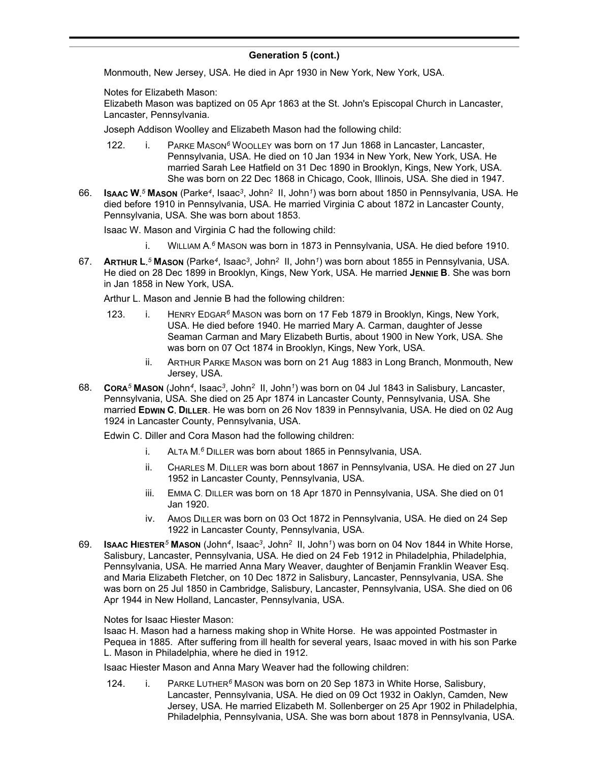## Generation 5 (cont.)

Monmouth, New Jersey, USA. He died in Apr 1930 in New York, New York, USA.

Notes for Elizabeth Mason:
Elizabeth Mason was baptized on 05 Apr 1863 at the St. John's Episcopal Church in Lancaster, Lancaster, Pennsylvania.

Joseph Addison Woolley and Elizabeth Mason had the following child:

122. i. PARKE MASON$^{6}$ WOOLLEY was born on 17 Jun 1868 in Lancaster, Lancaster, Pennsylvania, USA. He died on 10 Jan 1934 in New York, New York, USA. He married Sarah Lee Hatfield on 31 Dec 1890 in Brooklyn, Kings, New York, USA. She was born on 22 Dec 1868 in Chicago, Cook, Illinois, USA. She died in 1947.

66. **ISAAC W.$^{5}$ MASON** (Parke$^{4}$, Isaac$^{3}$, John$^{2}$ II, John$^{1}$) was born about 1850 in Pennsylvania, USA. He died before 1910 in Pennsylvania, USA. He married Virginia C about 1872 in Lancaster County, Pennsylvania, USA. She was born about 1853.

Isaac W. Mason and Virginia C had the following child:

i. WILLIAM A.$^{6}$ MASON was born in 1873 in Pennsylvania, USA. He died before 1910.

67. **ARTHUR L.$^{5}$ MASON** (Parke$^{4}$, Isaac$^{3}$, John$^{2}$ II, John$^{1}$) was born about 1855 in Pennsylvania, USA. He died on 28 Dec 1899 in Brooklyn, Kings, New York, USA. He married **JENNIE B**. She was born in Jan 1858 in New York, USA.

Arthur L. Mason and Jennie B had the following children:

123. i. HENRY EDGAR$^{6}$ MASON was born on 17 Feb 1879 in Brooklyn, Kings, New York, USA. He died before 1940. He married Mary A. Carman, daughter of Jesse Seaman Carman and Mary Elizabeth Burtis, about 1900 in New York, USA. She was born on 07 Oct 1874 in Brooklyn, Kings, New York, USA.

ii. ARTHUR PARKE MASON was born on 21 Aug 1883 in Long Branch, Monmouth, New Jersey, USA.

68. **CORA$^{5}$ MASON** (John$^{4}$, Isaac$^{3}$, John$^{2}$ II, John$^{1}$) was born on 04 Jul 1843 in Salisbury, Lancaster, Pennsylvania, USA. She died on 25 Apr 1874 in Lancaster County, Pennsylvania, USA. She married **EDWIN C. DILLER**. He was born on 26 Nov 1839 in Pennsylvania, USA. He died on 02 Aug 1924 in Lancaster County, Pennsylvania, USA.

Edwin C. Diller and Cora Mason had the following children:

i. ALTA M.$^{6}$ DILLER was born about 1865 in Pennsylvania, USA.

ii. CHARLES M. DILLER was born about 1867 in Pennsylvania, USA. He died on 27 Jun 1952 in Lancaster County, Pennsylvania, USA.

iii. EMMA C. DILLER was born on 18 Apr 1870 in Pennsylvania, USA. She died on 01 Jan 1920.

iv. AMOS DILLER was born on 03 Oct 1872 in Pennsylvania, USA. He died on 24 Sep 1922 in Lancaster County, Pennsylvania, USA.

69. **ISAAC HIESTER$^{5}$ MASON** (John$^{4}$, Isaac$^{3}$, John$^{2}$ II, John$^{1}$) was born on 04 Nov 1844 in White Horse, Salisbury, Lancaster, Pennsylvania, USA. He died on 24 Feb 1912 in Philadelphia, Philadelphia, Pennsylvania, USA. He married Anna Mary Weaver, daughter of Benjamin Franklin Weaver Esq. and Maria Elizabeth Fletcher, on 10 Dec 1872 in Salisbury, Lancaster, Pennsylvania, USA. She was born on 25 Jul 1850 in Cambridge, Salisbury, Lancaster, Pennsylvania, USA. She died on 06 Apr 1944 in New Holland, Lancaster, Pennsylvania, USA.

Notes for Isaac Hiester Mason:
Isaac H. Mason had a harness making shop in White Horse. He was appointed Postmaster in Pequea in 1885. After suffering from ill health for several years, Isaac moved in with his son Parke L. Mason in Philadelphia, where he died in 1912.

Isaac Hiester Mason and Anna Mary Weaver had the following children:

124. i. PARKE LUTHER$^{6}$ MASON was born on 20 Sep 1873 in White Horse, Salisbury, Lancaster, Pennsylvania, USA. He died on 09 Oct 1932 in Oaklyn, Camden, New Jersey, USA. He married Elizabeth M. Sollenberger on 25 Apr 1902 in Philadelphia, Philadelphia, Pennsylvania, USA. She was born about 1878 in Pennsylvania, USA.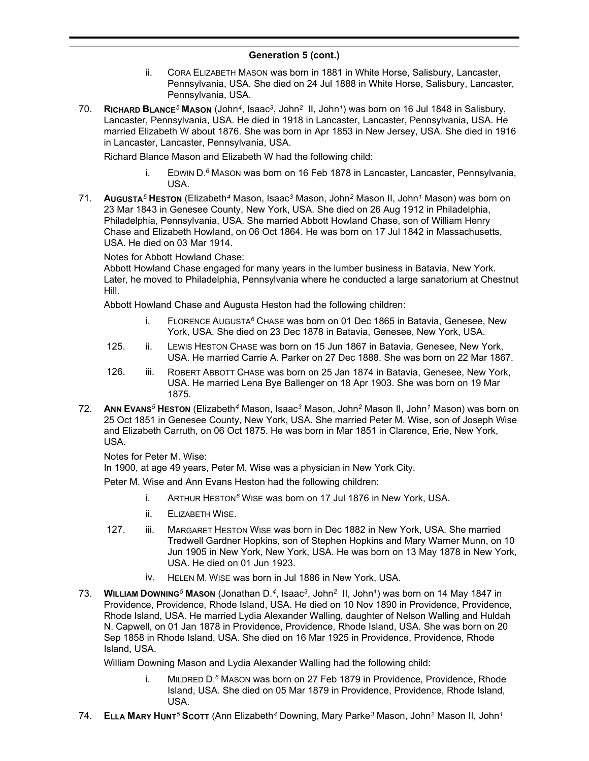### Generation 5 (cont.)

ii. Cora Elizabeth Mason was born in 1881 in White Horse, Salisbury, Lancaster, Pennsylvania, USA. She died on 24 Jul 1888 in White Horse, Salisbury, Lancaster, Pennsylvania, USA.

70. **Richard Blance[5] Mason** (John[4], Isaac[3], John[2] II, John[1]) was born on 16 Jul 1848 in Salisbury, Lancaster, Pennsylvania, USA. He died in 1918 in Lancaster, Lancaster, Pennsylvania, USA. He married Elizabeth W about 1876. She was born in Apr 1853 in New Jersey, USA. She died in 1916 in Lancaster, Lancaster, Pennsylvania, USA.

Richard Blance Mason and Elizabeth W had the following child:

i. Edwin D.[6] Mason was born on 16 Feb 1878 in Lancaster, Lancaster, Pennsylvania, USA.

71. **Augusta[5] Heston** (Elizabeth[4] Mason, Isaac[3] Mason, John[2] Mason II, John[1] Mason) was born on 23 Mar 1843 in Genesee County, New York, USA. She died on 26 Aug 1912 in Philadelphia, Philadelphia, Pennsylvania, USA. She married Abbott Howland Chase, son of William Henry Chase and Elizabeth Howland, on 06 Oct 1864. He was born on 17 Jul 1842 in Massachusetts, USA. He died on 03 Mar 1914.

Notes for Abbott Howland Chase:
Abbott Howland Chase engaged for many years in the lumber business in Batavia, New York. Later, he moved to Philadelphia, Pennsylvania where he conducted a large sanatorium at Chestnut Hill.

Abbott Howland Chase and Augusta Heston had the following children:

i. Florence Augusta[6] Chase was born on 01 Dec 1865 in Batavia, Genesee, New York, USA. She died on 23 Dec 1878 in Batavia, Genesee, New York, USA.

125. ii. Lewis Heston Chase was born on 15 Jun 1867 in Batavia, Genesee, New York, USA. He married Carrie A. Parker on 27 Dec 1888. She was born on 22 Mar 1867.

126. iii. Robert Abbott Chase was born on 25 Jan 1874 in Batavia, Genesee, New York, USA. He married Lena Bye Ballenger on 18 Apr 1903. She was born on 19 Mar 1875.

72. **Ann Evans[5] Heston** (Elizabeth[4] Mason, Isaac[3] Mason, John[2] Mason II, John[1] Mason) was born on 25 Oct 1851 in Genesee County, New York, USA. She married Peter M. Wise, son of Joseph Wise and Elizabeth Carruth, on 06 Oct 1875. He was born in Mar 1851 in Clarence, Erie, New York, USA.

Notes for Peter M. Wise:
In 1900, at age 49 years, Peter M. Wise was a physician in New York City.

Peter M. Wise and Ann Evans Heston had the following children:

i. Arthur Heston[6] Wise was born on 17 Jul 1876 in New York, USA.

ii. Elizabeth Wise.

127. iii. Margaret Heston Wise was born in Dec 1882 in New York, USA. She married Tredwell Gardner Hopkins, son of Stephen Hopkins and Mary Warner Munn, on 10 Jun 1905 in New York, New York, USA. He was born on 13 May 1878 in New York, USA. He died on 01 Jun 1923.

iv. Helen M. Wise was born in Jul 1886 in New York, USA.

73. **William Downing[5] Mason** (Jonathan D.[4], Isaac[3], John[2] II, John[1]) was born on 14 May 1847 in Providence, Providence, Rhode Island, USA. He died on 10 Nov 1890 in Providence, Providence, Rhode Island, USA. He married Lydia Alexander Walling, daughter of Nelson Walling and Huldah N. Capwell, on 01 Jan 1878 in Providence, Providence, Rhode Island, USA. She was born on 20 Sep 1858 in Rhode Island, USA. She died on 16 Mar 1925 in Providence, Providence, Rhode Island, USA.

William Downing Mason and Lydia Alexander Walling had the following child:

i. Mildred D.[6] Mason was born on 27 Feb 1879 in Providence, Providence, Rhode Island, USA. She died on 05 Mar 1879 in Providence, Providence, Rhode Island, USA.

74. **Ella Mary Hunt[5] Scott** (Ann Elizabeth[4] Downing, Mary Parke[3] Mason, John[2] Mason II, John[1]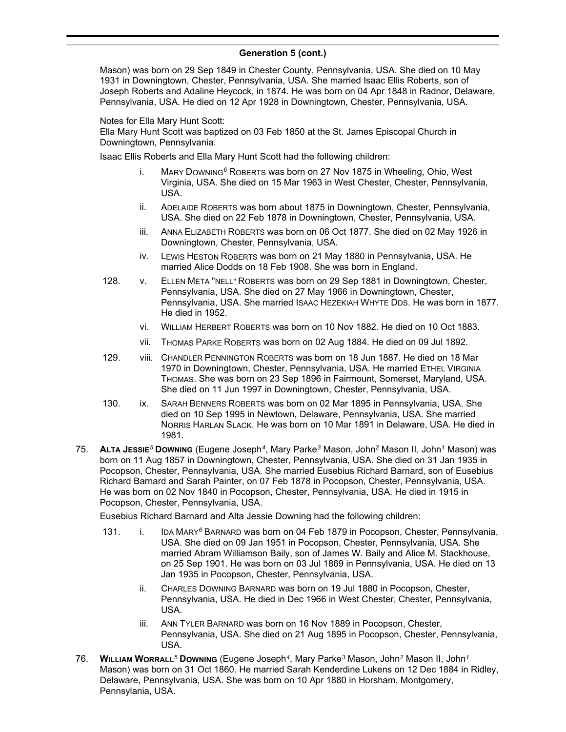## Generation 5 (cont.)

Mason) was born on 29 Sep 1849 in Chester County, Pennsylvania, USA. She died on 10 May 1931 in Downingtown, Chester, Pennsylvania, USA. She married Isaac Ellis Roberts, son of Joseph Roberts and Adaline Heycock, in 1874. He was born on 04 Apr 1848 in Radnor, Delaware, Pennsylvania, USA. He died on 12 Apr 1928 in Downingtown, Chester, Pennsylvania, USA.

Notes for Ella Mary Hunt Scott:
Ella Mary Hunt Scott was baptized on 03 Feb 1850 at the St. James Episcopal Church in Downingtown, Pennsylvania.

Isaac Ellis Roberts and Ella Mary Hunt Scott had the following children:

- i. MARY DOWNING[6] ROBERTS was born on 27 Nov 1875 in Wheeling, Ohio, West Virginia, USA. She died on 15 Mar 1963 in West Chester, Chester, Pennsylvania, USA.
- ii. ADELAIDE ROBERTS was born about 1875 in Downingtown, Chester, Pennsylvania, USA. She died on 22 Feb 1878 in Downingtown, Chester, Pennsylvania, USA.
- iii. ANNA ELIZABETH ROBERTS was born on 06 Oct 1877. She died on 02 May 1926 in Downingtown, Chester, Pennsylvania, USA.
- iv. LEWIS HESTON ROBERTS was born on 21 May 1880 in Pennsylvania, USA. He married Alice Dodds on 18 Feb 1908. She was born in England.
- 128. v. ELLEN META "NELL" ROBERTS was born on 29 Sep 1881 in Downingtown, Chester, Pennsylvania, USA. She died on 27 May 1966 in Downingtown, Chester, Pennsylvania, USA. She married ISAAC HEZEKIAH WHYTE DDS. He was born in 1877. He died in 1952.
- vi. WILLIAM HERBERT ROBERTS was born on 10 Nov 1882. He died on 10 Oct 1883.
- vii. THOMAS PARKE ROBERTS was born on 02 Aug 1884. He died on 09 Jul 1892.
- 129. viii. CHANDLER PENNINGTON ROBERTS was born on 18 Jun 1887. He died on 18 Mar 1970 in Downingtown, Chester, Pennsylvania, USA. He married ETHEL VIRGINIA THOMAS. She was born on 23 Sep 1896 in Fairmount, Somerset, Maryland, USA. She died on 11 Jun 1997 in Downingtown, Chester, Pennsylvania, USA.
- 130. ix. SARAH BENNERS ROBERTS was born on 02 Mar 1895 in Pennsylvania, USA. She died on 10 Sep 1995 in Newtown, Delaware, Pennsylvania, USA. She married NORRIS HARLAN SLACK. He was born on 10 Mar 1891 in Delaware, USA. He died in 1981.

75. **ALTA JESSIE[5] DOWNING** (Eugene Joseph[4], Mary Parke[3] Mason, John[2] Mason II, John[1] Mason) was born on 11 Aug 1857 in Downingtown, Chester, Pennsylvania, USA. She died on 31 Jan 1935 in Pocopson, Chester, Pennsylvania, USA. She married Eusebius Richard Barnard, son of Eusebius Richard Barnard and Sarah Painter, on 07 Feb 1878 in Pocopson, Chester, Pennsylvania, USA. He was born on 02 Nov 1840 in Pocopson, Chester, Pennsylvania, USA. He died in 1915 in Pocopson, Chester, Pennsylvania, USA.

Eusebius Richard Barnard and Alta Jessie Downing had the following children:

- 131. i. IDA MARY[6] BARNARD was born on 04 Feb 1879 in Pocopson, Chester, Pennsylvania, USA. She died on 09 Jan 1951 in Pocopson, Chester, Pennsylvania, USA. She married Abram Williamson Baily, son of James W. Baily and Alice M. Stackhouse, on 25 Sep 1901. He was born on 03 Jul 1869 in Pennsylvania, USA. He died on 13 Jan 1935 in Pocopson, Chester, Pennsylvania, USA.
- ii. CHARLES DOWNING BARNARD was born on 19 Jul 1880 in Pocopson, Chester, Pennsylvania, USA. He died in Dec 1966 in West Chester, Chester, Pennsylvania, USA.
- iii. ANN TYLER BARNARD was born on 16 Nov 1889 in Pocopson, Chester, Pennsylvania, USA. She died on 21 Aug 1895 in Pocopson, Chester, Pennsylvania, USA.

76. **WILLIAM WORRALL[5] DOWNING** (Eugene Joseph[4], Mary Parke[3] Mason, John[2] Mason II, John[1] Mason) was born on 31 Oct 1860. He married Sarah Kenderdine Lukens on 12 Dec 1884 in Ridley, Delaware, Pennsylvania, USA. She was born on 10 Apr 1880 in Horsham, Montgomery, Pennsylania, USA.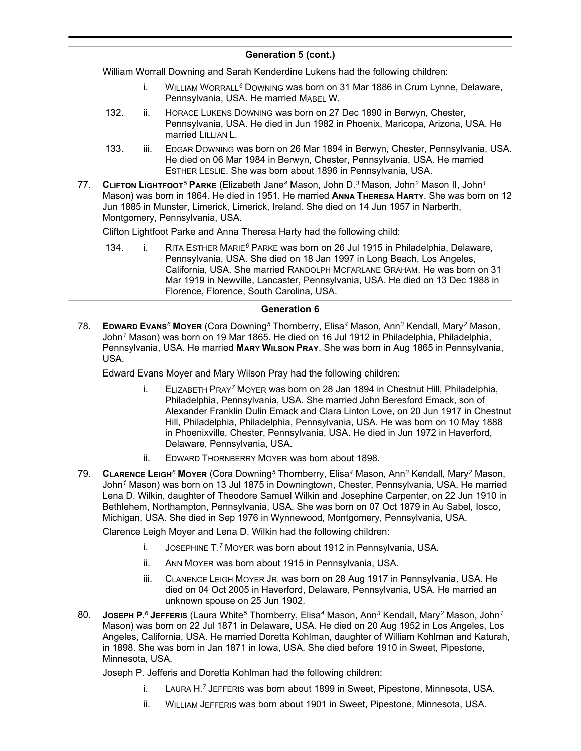## Generation 5 (cont.)

William Worrall Downing and Sarah Kenderdine Lukens had the following children:

- i. WILLIAM WORRALL[6] DOWNING was born on 31 Mar 1886 in Crum Lynne, Delaware, Pennsylvania, USA. He married MABEL W.
- 132. ii. HORACE LUKENS DOWNING was born on 27 Dec 1890 in Berwyn, Chester, Pennsylvania, USA. He died in Jun 1982 in Phoenix, Maricopa, Arizona, USA. He married LILLIAN L.
- 133. iii. EDGAR DOWNING was born on 26 Mar 1894 in Berwyn, Chester, Pennsylvania, USA. He died on 06 Mar 1984 in Berwyn, Chester, Pennsylvania, USA. He married ESTHER LESLIE. She was born about 1896 in Pennsylvania, USA.

77. **CLIFTON LIGHTFOOT[5] PARKE** (Elizabeth Jane[4] Mason, John D.[3] Mason, John[2] Mason II, John[1] Mason) was born in 1864. He died in 1951. He married **ANNA THERESA HARTY**. She was born on 12 Jun 1885 in Munster, Limerick, Limerick, Ireland. She died on 14 Jun 1957 in Narberth, Montgomery, Pennsylvania, USA.

Clifton Lightfoot Parke and Anna Theresa Harty had the following child:

- 134. i. RITA ESTHER MARIE[6] PARKE was born on 26 Jul 1915 in Philadelphia, Delaware, Pennsylvania, USA. She died on 18 Jan 1997 in Long Beach, Los Angeles, California, USA. She married RANDOLPH MCFARLANE GRAHAM. He was born on 31 Mar 1919 in Newville, Lancaster, Pennsylvania, USA. He died on 13 Dec 1988 in Florence, Florence, South Carolina, USA.

## Generation 6

78. **EDWARD EVANS[6] MOYER** (Cora Downing[5] Thornberry, Elisa[4] Mason, Ann[3] Kendall, Mary[2] Mason, John[1] Mason) was born on 19 Mar 1865. He died on 16 Jul 1912 in Philadelphia, Philadelphia, Pennsylvania, USA. He married **MARY WILSON PRAY**. She was born in Aug 1865 in Pennsylvania, USA.

Edward Evans Moyer and Mary Wilson Pray had the following children:

- i. ELIZABETH PRAY[7] MOYER was born on 28 Jan 1894 in Chestnut Hill, Philadelphia, Philadelphia, Pennsylvania, USA. She married John Beresford Emack, son of Alexander Franklin Dulin Emack and Clara Linton Love, on 20 Jun 1917 in Chestnut Hill, Philadelphia, Philadelphia, Pennsylvania, USA. He was born on 10 May 1888 in Phoenixville, Chester, Pennsylvania, USA. He died in Jun 1972 in Haverford, Delaware, Pennsylvania, USA.
- ii. EDWARD THORNBERRY MOYER was born about 1898.

79. **CLARENCE LEIGH[6] MOYER** (Cora Downing[5] Thornberry, Elisa[4] Mason, Ann[3] Kendall, Mary[2] Mason, John[1] Mason) was born on 13 Jul 1875 in Downingtown, Chester, Pennsylvania, USA. He married Lena D. Wilkin, daughter of Theodore Samuel Wilkin and Josephine Carpenter, on 22 Jun 1910 in Bethlehem, Northampton, Pennsylvania, USA. She was born on 07 Oct 1879 in Au Sabel, Iosco, Michigan, USA. She died in Sep 1976 in Wynnewood, Montgomery, Pennsylvania, USA.

Clarence Leigh Moyer and Lena D. Wilkin had the following children:

- i. JOSEPHINE T.[7] MOYER was born about 1912 in Pennsylvania, USA.
- ii. ANN MOYER was born about 1915 in Pennsylvania, USA.
- iii. CLANENCE LEIGH MOYER JR. was born on 28 Aug 1917 in Pennsylvania, USA. He died on 04 Oct 2005 in Haverford, Delaware, Pennsylvania, USA. He married an unknown spouse on 25 Jun 1902.

80. **JOSEPH P.[6] JEFFERIS** (Laura White[5] Thornberry, Elisa[4] Mason, Ann[3] Kendall, Mary[2] Mason, John[1] Mason) was born on 22 Jul 1871 in Delaware, USA. He died on 20 Aug 1952 in Los Angeles, Los Angeles, California, USA. He married Doretta Kohlman, daughter of William Kohlman and Katurah, in 1898. She was born in Jan 1871 in Iowa, USA. She died before 1910 in Sweet, Pipestone, Minnesota, USA.

Joseph P. Jefferis and Doretta Kohlman had the following children:

- i. LAURA H.[7] JEFFERIS was born about 1899 in Sweet, Pipestone, Minnesota, USA.
- ii. WILLIAM JEFFERIS was born about 1901 in Sweet, Pipestone, Minnesota, USA.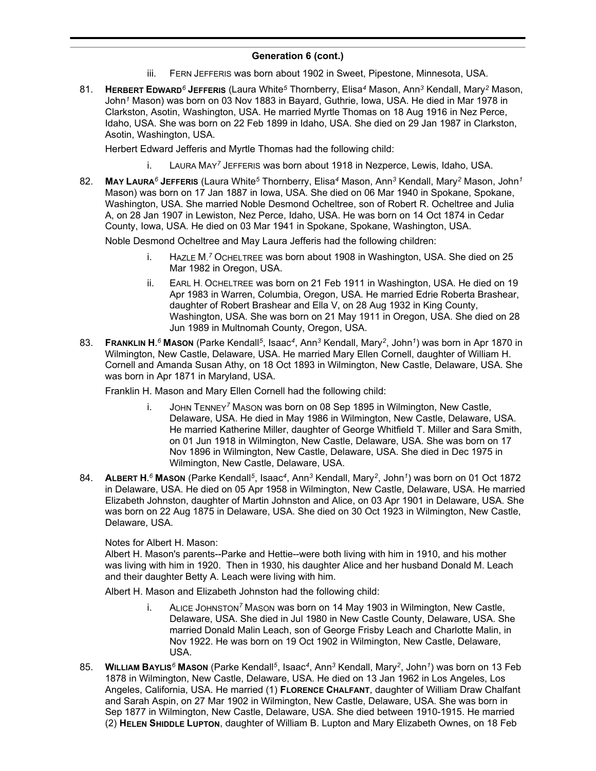**Generation 6 (cont.)**

iii. FERN JEFFERIS was born about 1902 in Sweet, Pipestone, Minnesota, USA.

81. **HERBERT EDWARD**[6] **JEFFERIS** (Laura White[5] Thornberry, Elisa[4] Mason, Ann[3] Kendall, Mary[2] Mason, John[1] Mason) was born on 03 Nov 1883 in Bayard, Guthrie, Iowa, USA. He died in Mar 1978 in Clarkston, Asotin, Washington, USA. He married Myrtle Thomas on 18 Aug 1916 in Nez Perce, Idaho, USA. She was born on 22 Feb 1899 in Idaho, USA. She died on 29 Jan 1987 in Clarkston, Asotin, Washington, USA.

   Herbert Edward Jefferis and Myrtle Thomas had the following child:

   i. LAURA MAY[7] JEFFERIS was born about 1918 in Nezperce, Lewis, Idaho, USA.

82. **MAY LAURA**[6] **JEFFERIS** (Laura White[5] Thornberry, Elisa[4] Mason, Ann[3] Kendall, Mary[2] Mason, John[1] Mason) was born on 17 Jan 1887 in Iowa, USA. She died on 06 Mar 1940 in Spokane, Spokane, Washington, USA. She married Noble Desmond Ocheltree, son of Robert R. Ocheltree and Julia A, on 28 Jan 1907 in Lewiston, Nez Perce, Idaho, USA. He was born on 14 Oct 1874 in Cedar County, Iowa, USA. He died on 03 Mar 1941 in Spokane, Spokane, Washington, USA.

   Noble Desmond Ocheltree and May Laura Jefferis had the following children:

   i. HAZLE M.[7] OCHELTREE was born about 1908 in Washington, USA. She died on 25 Mar 1982 in Oregon, USA.

   ii. EARL H. OCHELTREE was born on 21 Feb 1911 in Washington, USA. He died on 19 Apr 1983 in Warren, Columbia, Oregon, USA. He married Edrie Roberta Brashear, daughter of Robert Brashear and Ella V, on 28 Aug 1932 in King County, Washington, USA. She was born on 21 May 1911 in Oregon, USA. She died on 28 Jun 1989 in Multnomah County, Oregon, USA.

83. **FRANKLIN H.**[6] **MASON** (Parke Kendall[5], Isaac[4], Ann[3] Kendall, Mary[2], John[1]) was born in Apr 1870 in Wilmington, New Castle, Delaware, USA. He married Mary Ellen Cornell, daughter of William H. Cornell and Amanda Susan Athy, on 18 Oct 1893 in Wilmington, New Castle, Delaware, USA. She was born in Apr 1871 in Maryland, USA.

   Franklin H. Mason and Mary Ellen Cornell had the following child:

   i. JOHN TENNEY[7] MASON was born on 08 Sep 1895 in Wilmington, New Castle, Delaware, USA. He died in May 1986 in Wilmington, New Castle, Delaware, USA. He married Katherine Miller, daughter of George Whitfield T. Miller and Sara Smith, on 01 Jun 1918 in Wilmington, New Castle, Delaware, USA. She was born on 17 Nov 1896 in Wilmington, New Castle, Delaware, USA. She died in Dec 1975 in Wilmington, New Castle, Delaware, USA.

84. **ALBERT H.**[6] **MASON** (Parke Kendall[5], Isaac[4], Ann[3] Kendall, Mary[2], John[1]) was born on 01 Oct 1872 in Delaware, USA. He died on 05 Apr 1958 in Wilmington, New Castle, Delaware, USA. He married Elizabeth Johnston, daughter of Martin Johnston and Alice, on 03 Apr 1901 in Delaware, USA. She was born on 22 Aug 1875 in Delaware, USA. She died on 30 Oct 1923 in Wilmington, New Castle, Delaware, USA.

   Notes for Albert H. Mason:
   Albert H. Mason's parents--Parke and Hettie--were both living with him in 1910, and his mother was living with him in 1920. Then in 1930, his daughter Alice and her husband Donald M. Leach and their daughter Betty A. Leach were living with him.

   Albert H. Mason and Elizabeth Johnston had the following child:

   i. ALICE JOHNSTON[7] MASON was born on 14 May 1903 in Wilmington, New Castle, Delaware, USA. She died in Jul 1980 in New Castle County, Delaware, USA. She married Donald Malin Leach, son of George Frisby Leach and Charlotte Malin, in Nov 1922. He was born on 19 Oct 1902 in Wilmington, New Castle, Delaware, USA.

85. **WILLIAM BAYLIS**[6] **MASON** (Parke Kendall[5], Isaac[4], Ann[3] Kendall, Mary[2], John[1]) was born on 13 Feb 1878 in Wilmington, New Castle, Delaware, USA. He died on 13 Jan 1962 in Los Angeles, Los Angeles, California, USA. He married (1) **FLORENCE CHALFANT**, daughter of William Draw Chalfant and Sarah Aspin, on 27 Mar 1902 in Wilmington, New Castle, Delaware, USA. She was born in Sep 1877 in Wilmington, New Castle, Delaware, USA. She died between 1910-1915. He married (2) **HELEN SHIDDLE LUPTON**, daughter of William B. Lupton and Mary Elizabeth Ownes, on 18 Feb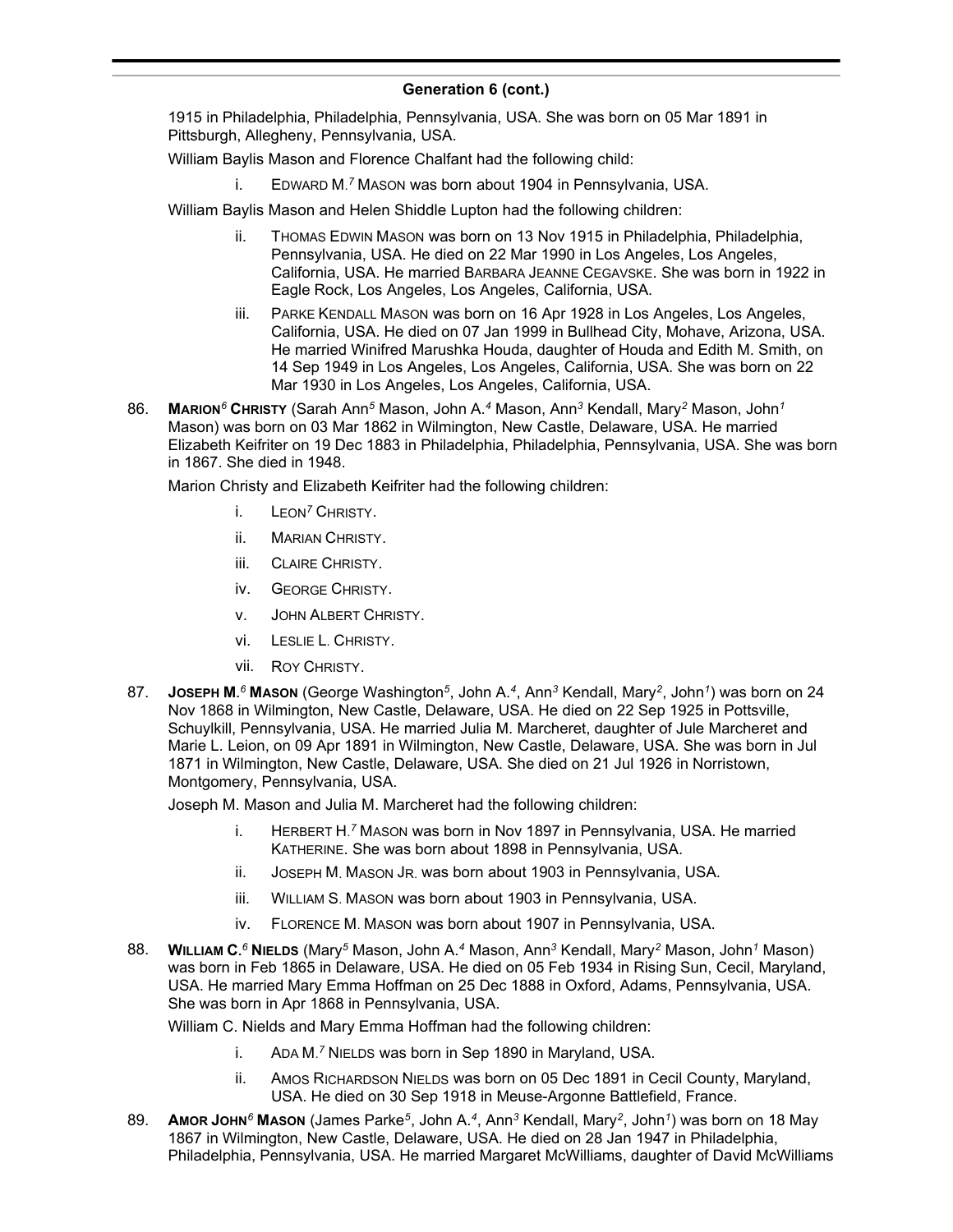## Generation 6 (cont.)

1915 in Philadelphia, Philadelphia, Pennsylvania, USA. She was born on 05 Mar 1891 in Pittsburgh, Allegheny, Pennsylvania, USA.

William Baylis Mason and Florence Chalfant had the following child:

i. EDWARD M.[7] MASON was born about 1904 in Pennsylvania, USA.

William Baylis Mason and Helen Shiddle Lupton had the following children:

ii. THOMAS EDWIN MASON was born on 13 Nov 1915 in Philadelphia, Philadelphia, Pennsylvania, USA. He died on 22 Mar 1990 in Los Angeles, Los Angeles, California, USA. He married BARBARA JEANNE CEGAVSKE. She was born in 1922 in Eagle Rock, Los Angeles, Los Angeles, California, USA.

iii. PARKE KENDALL MASON was born on 16 Apr 1928 in Los Angeles, Los Angeles, California, USA. He died on 07 Jan 1999 in Bullhead City, Mohave, Arizona, USA. He married Winifred Marushka Houda, daughter of Houda and Edith M. Smith, on 14 Sep 1949 in Los Angeles, Los Angeles, California, USA. She was born on 22 Mar 1930 in Los Angeles, Los Angeles, California, USA.

86. **MARION[6] CHRISTY** (Sarah Ann[5] Mason, John A.[4] Mason, Ann[3] Kendall, Mary[2] Mason, John[1] Mason) was born on 03 Mar 1862 in Wilmington, New Castle, Delaware, USA. He married Elizabeth Keifriter on 19 Dec 1883 in Philadelphia, Philadelphia, Pennsylvania, USA. She was born in 1867. She died in 1948.

Marion Christy and Elizabeth Keifriter had the following children:

i. LEON[7] CHRISTY.

ii. MARIAN CHRISTY.

iii. CLAIRE CHRISTY.

iv. GEORGE CHRISTY.

v. JOHN ALBERT CHRISTY.

vi. LESLIE L. CHRISTY.

vii. ROY CHRISTY.

87. **JOSEPH M.[6] MASON** (George Washington[5], John A.[4], Ann[3] Kendall, Mary[2], John[1]) was born on 24 Nov 1868 in Wilmington, New Castle, Delaware, USA. He died on 22 Sep 1925 in Pottsville, Schuylkill, Pennsylvania, USA. He married Julia M. Marcheret, daughter of Jule Marcheret and Marie L. Leion, on 09 Apr 1891 in Wilmington, New Castle, Delaware, USA. She was born in Jul 1871 in Wilmington, New Castle, Delaware, USA. She died on 21 Jul 1926 in Norristown, Montgomery, Pennsylvania, USA.

Joseph M. Mason and Julia M. Marcheret had the following children:

i. HERBERT H.[7] MASON was born in Nov 1897 in Pennsylvania, USA. He married KATHERINE. She was born about 1898 in Pennsylvania, USA.

ii. JOSEPH M. MASON JR. was born about 1903 in Pennsylvania, USA.

iii. WILLIAM S. MASON was born about 1903 in Pennsylvania, USA.

iv. FLORENCE M. MASON was born about 1907 in Pennsylvania, USA.

88. **WILLIAM C.[6] NIELDS** (Mary[5] Mason, John A.[4] Mason, Ann[3] Kendall, Mary[2] Mason, John[1] Mason) was born in Feb 1865 in Delaware, USA. He died on 05 Feb 1934 in Rising Sun, Cecil, Maryland, USA. He married Mary Emma Hoffman on 25 Dec 1888 in Oxford, Adams, Pennsylvania, USA. She was born in Apr 1868 in Pennsylvania, USA.

William C. Nields and Mary Emma Hoffman had the following children:

i. ADA M.[7] NIELDS was born in Sep 1890 in Maryland, USA.

ii. AMOS RICHARDSON NIELDS was born on 05 Dec 1891 in Cecil County, Maryland, USA. He died on 30 Sep 1918 in Meuse-Argonne Battlefield, France.

89. **AMOR JOHN[6] MASON** (James Parke[5], John A.[4], Ann[3] Kendall, Mary[2], John[1]) was born on 18 May 1867 in Wilmington, New Castle, Delaware, USA. He died on 28 Jan 1947 in Philadelphia, Philadelphia, Pennsylvania, USA. He married Margaret McWilliams, daughter of David McWilliams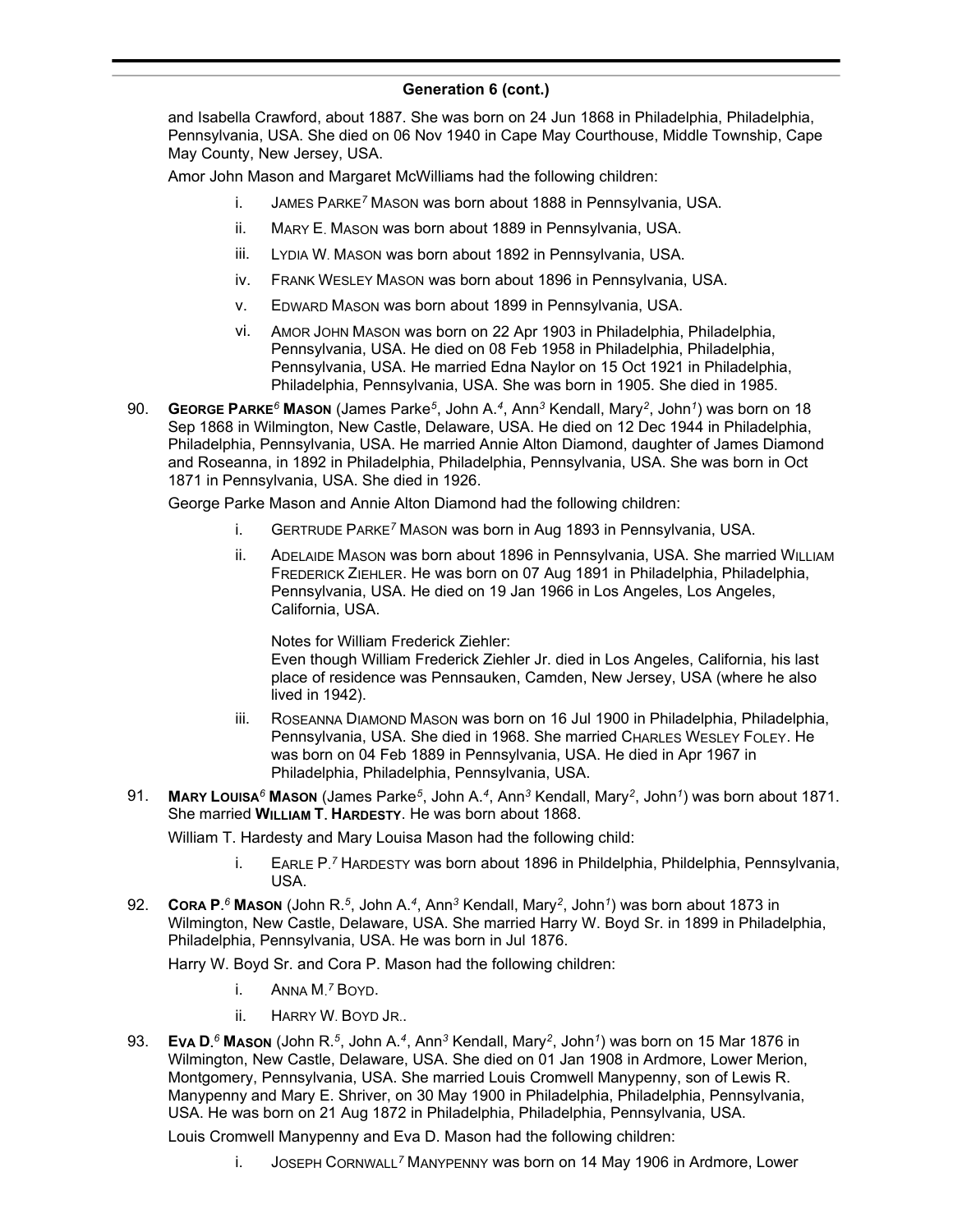## Generation 6 (cont.)

and Isabella Crawford, about 1887. She was born on 24 Jun 1868 in Philadelphia, Philadelphia, Pennsylvania, USA. She died on 06 Nov 1940 in Cape May Courthouse, Middle Township, Cape May County, New Jersey, USA.

Amor John Mason and Margaret McWilliams had the following children:

- i. JAMES PARKE[7] MASON was born about 1888 in Pennsylvania, USA.
- ii. MARY E. MASON was born about 1889 in Pennsylvania, USA.
- iii. LYDIA W. MASON was born about 1892 in Pennsylvania, USA.
- iv. FRANK WESLEY MASON was born about 1896 in Pennsylvania, USA.
- v. EDWARD MASON was born about 1899 in Pennsylvania, USA.
- vi. AMOR JOHN MASON was born on 22 Apr 1903 in Philadelphia, Philadelphia, Pennsylvania, USA. He died on 08 Feb 1958 in Philadelphia, Philadelphia, Pennsylvania, USA. He married Edna Naylor on 15 Oct 1921 in Philadelphia, Philadelphia, Pennsylvania, USA. She was born in 1905. She died in 1985.

90. **GEORGE PARKE[6] MASON** (James Parke[5], John A.[4], Ann[3] Kendall, Mary[2], John[1]) was born on 18 Sep 1868 in Wilmington, New Castle, Delaware, USA. He died on 12 Dec 1944 in Philadelphia, Philadelphia, Pennsylvania, USA. He married Annie Alton Diamond, daughter of James Diamond and Roseanna, in 1892 in Philadelphia, Philadelphia, Pennsylvania, USA. She was born in Oct 1871 in Pennsylvania, USA. She died in 1926.

George Parke Mason and Annie Alton Diamond had the following children:

- i. GERTRUDE PARKE[7] MASON was born in Aug 1893 in Pennsylvania, USA.
- ii. ADELAIDE MASON was born about 1896 in Pennsylvania, USA. She married WILLIAM FREDERICK ZIEHLER. He was born on 07 Aug 1891 in Philadelphia, Philadelphia, Pennsylvania, USA. He died on 19 Jan 1966 in Los Angeles, Los Angeles, California, USA.

  Notes for William Frederick Ziehler:
  Even though William Frederick Ziehler Jr. died in Los Angeles, California, his last place of residence was Pennsauken, Camden, New Jersey, USA (where he also lived in 1942).
- iii. ROSEANNA DIAMOND MASON was born on 16 Jul 1900 in Philadelphia, Philadelphia, Pennsylvania, USA. She died in 1968. She married CHARLES WESLEY FOLEY. He was born on 04 Feb 1889 in Pennsylvania, USA. He died in Apr 1967 in Philadelphia, Philadelphia, Pennsylvania, USA.

91. **MARY LOUISA[6] MASON** (James Parke[5], John A.[4], Ann[3] Kendall, Mary[2], John[1]) was born about 1871. She married **WILLIAM T. HARDESTY**. He was born about 1868.

William T. Hardesty and Mary Louisa Mason had the following child:

- i. EARLE P.[7] HARDESTY was born about 1896 in Phildelphia, Phildelphia, Pennsylvania, USA.

92. **CORA P.[6] MASON** (John R.[5], John A.[4], Ann[3] Kendall, Mary[2], John[1]) was born about 1873 in Wilmington, New Castle, Delaware, USA. She married Harry W. Boyd Sr. in 1899 in Philadelphia, Philadelphia, Pennsylvania, USA. He was born in Jul 1876.

Harry W. Boyd Sr. and Cora P. Mason had the following children:

- i. ANNA M.[7] BOYD.
- ii. HARRY W. BOYD JR..

93. **EVA D.[6] MASON** (John R.[5], John A.[4], Ann[3] Kendall, Mary[2], John[1]) was born on 15 Mar 1876 in Wilmington, New Castle, Delaware, USA. She died on 01 Jan 1908 in Ardmore, Lower Merion, Montgomery, Pennsylvania, USA. She married Louis Cromwell Manypenny, son of Lewis R. Manypenny and Mary E. Shriver, on 30 May 1900 in Philadelphia, Philadelphia, Pennsylvania, USA. He was born on 21 Aug 1872 in Philadelphia, Philadelphia, Pennsylvania, USA.

Louis Cromwell Manypenny and Eva D. Mason had the following children:

- i. JOSEPH CORNWALL[7] MANYPENNY was born on 14 May 1906 in Ardmore, Lower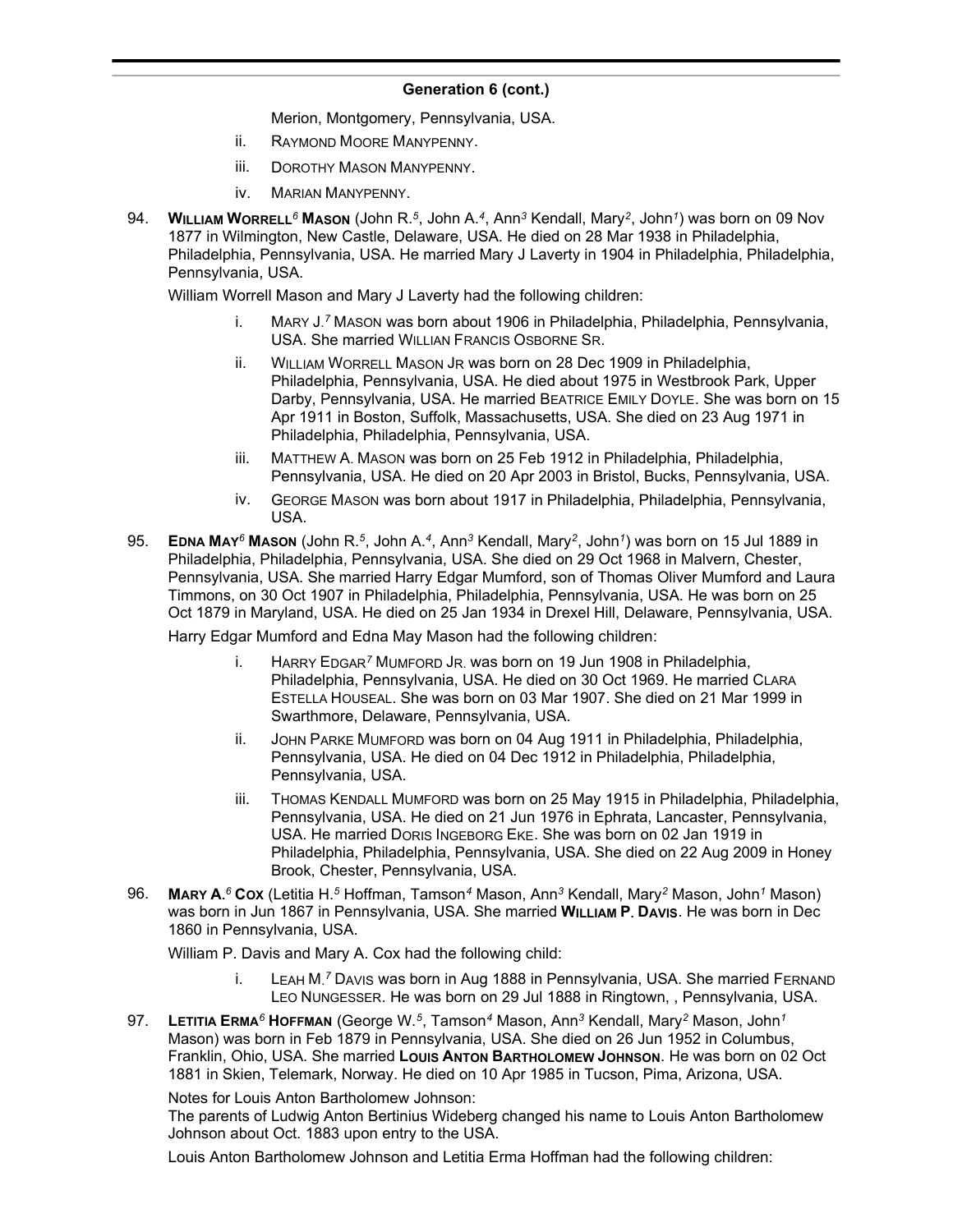## Generation 6 (cont.)

Merion, Montgomery, Pennsylvania, USA.

ii. RAYMOND MOORE MANYPENNY.

iii. DOROTHY MASON MANYPENNY.

iv. MARIAN MANYPENNY.

94. **WILLIAM WORRELL[6] MASON** (John R.[5], John A.[4], Ann[3] Kendall, Mary[2], John[1]) was born on 09 Nov 1877 in Wilmington, New Castle, Delaware, USA. He died on 28 Mar 1938 in Philadelphia, Philadelphia, Pennsylvania, USA. He married Mary J Laverty in 1904 in Philadelphia, Philadelphia, Pennsylvania, USA.

William Worrell Mason and Mary J Laverty had the following children:

i. MARY J.[7] MASON was born about 1906 in Philadelphia, Philadelphia, Pennsylvania, USA. She married WILLIAN FRANCIS OSBORNE SR.

ii. WILLIAM WORRELL MASON JR was born on 28 Dec 1909 in Philadelphia, Philadelphia, Pennsylvania, USA. He died about 1975 in Westbrook Park, Upper Darby, Pennsylvania, USA. He married BEATRICE EMILY DOYLE. She was born on 15 Apr 1911 in Boston, Suffolk, Massachusetts, USA. She died on 23 Aug 1971 in Philadelphia, Philadelphia, Pennsylvania, USA.

iii. MATTHEW A. MASON was born on 25 Feb 1912 in Philadelphia, Philadelphia, Pennsylvania, USA. He died on 20 Apr 2003 in Bristol, Bucks, Pennsylvania, USA.

iv. GEORGE MASON was born about 1917 in Philadelphia, Philadelphia, Pennsylvania, USA.

95. **EDNA MAY[6] MASON** (John R.[5], John A.[4], Ann[3] Kendall, Mary[2], John[1]) was born on 15 Jul 1889 in Philadelphia, Philadelphia, Pennsylvania, USA. She died on 29 Oct 1968 in Malvern, Chester, Pennsylvania, USA. She married Harry Edgar Mumford, son of Thomas Oliver Mumford and Laura Timmons, on 30 Oct 1907 in Philadelphia, Philadelphia, Pennsylvania, USA. He was born on 25 Oct 1879 in Maryland, USA. He died on 25 Jan 1934 in Drexel Hill, Delaware, Pennsylvania, USA.

Harry Edgar Mumford and Edna May Mason had the following children:

i. HARRY EDGAR[7] MUMFORD JR. was born on 19 Jun 1908 in Philadelphia, Philadelphia, Pennsylvania, USA. He died on 30 Oct 1969. He married CLARA ESTELLA HOUSEAL. She was born on 03 Mar 1907. She died on 21 Mar 1999 in Swarthmore, Delaware, Pennsylvania, USA.

ii. JOHN PARKE MUMFORD was born on 04 Aug 1911 in Philadelphia, Philadelphia, Pennsylvania, USA. He died on 04 Dec 1912 in Philadelphia, Philadelphia, Pennsylvania, USA.

iii. THOMAS KENDALL MUMFORD was born on 25 May 1915 in Philadelphia, Philadelphia, Pennsylvania, USA. He died on 21 Jun 1976 in Ephrata, Lancaster, Pennsylvania, USA. He married DORIS INGEBORG EKE. She was born on 02 Jan 1919 in Philadelphia, Philadelphia, Pennsylvania, USA. She died on 22 Aug 2009 in Honey Brook, Chester, Pennsylvania, USA.

96. **MARY A.[6] COX** (Letitia H.[5] Hoffman, Tamson[4] Mason, Ann[3] Kendall, Mary[2] Mason, John[1] Mason) was born in Jun 1867 in Pennsylvania, USA. She married **WILLIAM P. DAVIS**. He was born in Dec 1860 in Pennsylvania, USA.

William P. Davis and Mary A. Cox had the following child:

i. LEAH M.[7] DAVIS was born in Aug 1888 in Pennsylvania, USA. She married FERNAND LEO NUNGESSER. He was born on 29 Jul 1888 in Ringtown, , Pennsylvania, USA.

97. **LETITIA ERMA[6] HOFFMAN** (George W.[5], Tamson[4] Mason, Ann[3] Kendall, Mary[2] Mason, John[1] Mason) was born in Feb 1879 in Pennsylvania, USA. She died on 26 Jun 1952 in Columbus, Franklin, Ohio, USA. She married **LOUIS ANTON BARTHOLOMEW JOHNSON**. He was born on 02 Oct 1881 in Skien, Telemark, Norway. He died on 10 Apr 1985 in Tucson, Pima, Arizona, USA.

Notes for Louis Anton Bartholomew Johnson:
The parents of Ludwig Anton Bertinius Wideberg changed his name to Louis Anton Bartholomew Johnson about Oct. 1883 upon entry to the USA.

Louis Anton Bartholomew Johnson and Letitia Erma Hoffman had the following children: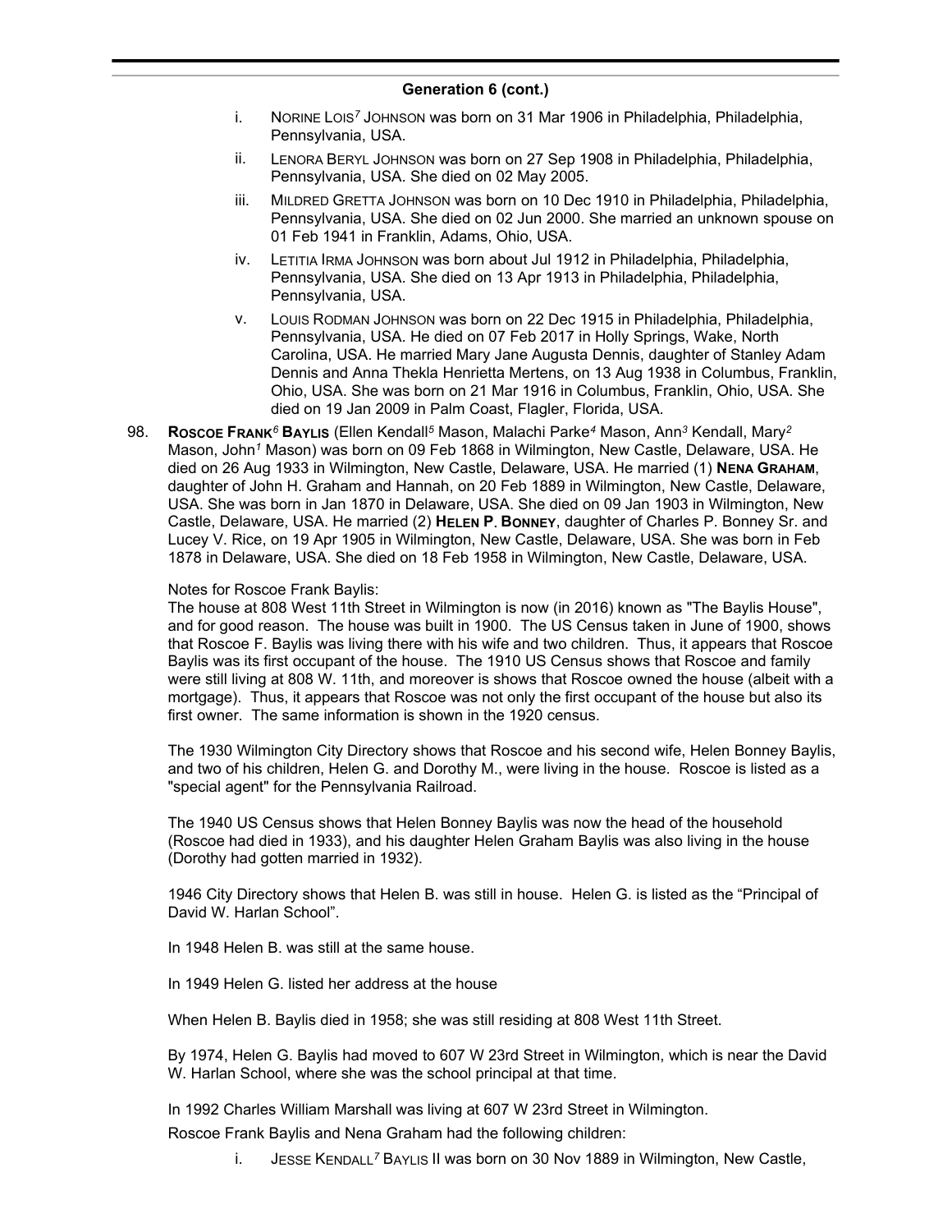## Generation 6 (cont.)

i. NORINE LOIS[7] JOHNSON was born on 31 Mar 1906 in Philadelphia, Philadelphia, Pennsylvania, USA.

ii. LENORA BERYL JOHNSON was born on 27 Sep 1908 in Philadelphia, Philadelphia, Pennsylvania, USA. She died on 02 May 2005.

iii. MILDRED GRETTA JOHNSON was born on 10 Dec 1910 in Philadelphia, Philadelphia, Pennsylvania, USA. She died on 02 Jun 2000. She married an unknown spouse on 01 Feb 1941 in Franklin, Adams, Ohio, USA.

iv. LETITIA IRMA JOHNSON was born about Jul 1912 in Philadelphia, Philadelphia, Pennsylvania, USA. She died on 13 Apr 1913 in Philadelphia, Philadelphia, Pennsylvania, USA.

v. LOUIS RODMAN JOHNSON was born on 22 Dec 1915 in Philadelphia, Philadelphia, Pennsylvania, USA. He died on 07 Feb 2017 in Holly Springs, Wake, North Carolina, USA. He married Mary Jane Augusta Dennis, daughter of Stanley Adam Dennis and Anna Thekla Henrietta Mertens, on 13 Aug 1938 in Columbus, Franklin, Ohio, USA. She was born on 21 Mar 1916 in Columbus, Franklin, Ohio, USA. She died on 19 Jan 2009 in Palm Coast, Flagler, Florida, USA.

98. **ROSCOE FRANK[6] BAYLIS** (Ellen Kendall[5] Mason, Malachi Parke[4] Mason, Ann[3] Kendall, Mary[2] Mason, John[1] Mason) was born on 09 Feb 1868 in Wilmington, New Castle, Delaware, USA. He died on 26 Aug 1933 in Wilmington, New Castle, Delaware, USA. He married (1) **NENA GRAHAM**, daughter of John H. Graham and Hannah, on 20 Feb 1889 in Wilmington, New Castle, Delaware, USA. She was born in Jan 1870 in Delaware, USA. She died on 09 Jan 1903 in Wilmington, New Castle, Delaware, USA. He married (2) **HELEN P. BONNEY**, daughter of Charles P. Bonney Sr. and Lucey V. Rice, on 19 Apr 1905 in Wilmington, New Castle, Delaware, USA. She was born in Feb 1878 in Delaware, USA. She died on 18 Feb 1958 in Wilmington, New Castle, Delaware, USA.

Notes for Roscoe Frank Baylis:

The house at 808 West 11th Street in Wilmington is now (in 2016) known as "The Baylis House", and for good reason. The house was built in 1900. The US Census taken in June of 1900, shows that Roscoe F. Baylis was living there with his wife and two children. Thus, it appears that Roscoe Baylis was its first occupant of the house. The 1910 US Census shows that Roscoe and family were still living at 808 W. 11th, and moreover is shows that Roscoe owned the house (albeit with a mortgage). Thus, it appears that Roscoe was not only the first occupant of the house but also its first owner. The same information is shown in the 1920 census.

The 1930 Wilmington City Directory shows that Roscoe and his second wife, Helen Bonney Baylis, and two of his children, Helen G. and Dorothy M., were living in the house. Roscoe is listed as a "special agent" for the Pennsylvania Railroad.

The 1940 US Census shows that Helen Bonney Baylis was now the head of the household (Roscoe had died in 1933), and his daughter Helen Graham Baylis was also living in the house (Dorothy had gotten married in 1932).

1946 City Directory shows that Helen B. was still in house. Helen G. is listed as the "Principal of David W. Harlan School".

In 1948 Helen B. was still at the same house.

In 1949 Helen G. listed her address at the house

When Helen B. Baylis died in 1958; she was still residing at 808 West 11th Street.

By 1974, Helen G. Baylis had moved to 607 W 23rd Street in Wilmington, which is near the David W. Harlan School, where she was the school principal at that time.

In 1992 Charles William Marshall was living at 607 W 23rd Street in Wilmington.

Roscoe Frank Baylis and Nena Graham had the following children:

i. JESSE KENDALL[7] BAYLIS II was born on 30 Nov 1889 in Wilmington, New Castle,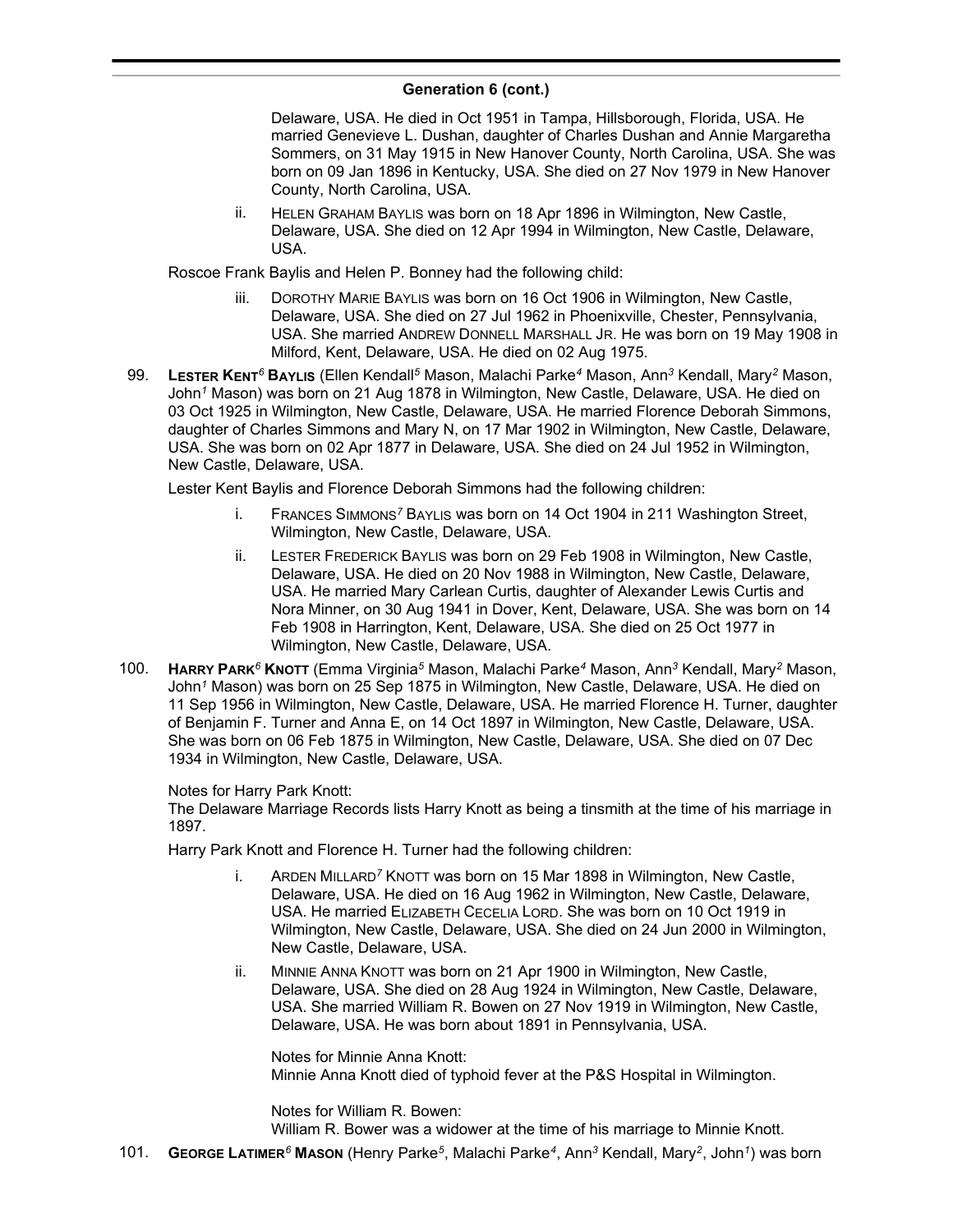## Generation 6 (cont.)

Delaware, USA. He died in Oct 1951 in Tampa, Hillsborough, Florida, USA. He married Genevieve L. Dushan, daughter of Charles Dushan and Annie Margaretha Sommers, on 31 May 1915 in New Hanover County, North Carolina, USA. She was born on 09 Jan 1896 in Kentucky, USA. She died on 27 Nov 1979 in New Hanover County, North Carolina, USA.

ii. HELEN GRAHAM BAYLIS was born on 18 Apr 1896 in Wilmington, New Castle, Delaware, USA. She died on 12 Apr 1994 in Wilmington, New Castle, Delaware, USA.

Roscoe Frank Baylis and Helen P. Bonney had the following child:

iii. DOROTHY MARIE BAYLIS was born on 16 Oct 1906 in Wilmington, New Castle, Delaware, USA. She died on 27 Jul 1962 in Phoenixville, Chester, Pennsylvania, USA. She married ANDREW DONNELL MARSHALL JR. He was born on 19 May 1908 in Milford, Kent, Delaware, USA. He died on 02 Aug 1975.

99. **LESTER KENT[6] BAYLIS** (Ellen Kendall[5] Mason, Malachi Parke[4] Mason, Ann[3] Kendall, Mary[2] Mason, John[1] Mason) was born on 21 Aug 1878 in Wilmington, New Castle, Delaware, USA. He died on 03 Oct 1925 in Wilmington, New Castle, Delaware, USA. He married Florence Deborah Simmons, daughter of Charles Simmons and Mary N, on 17 Mar 1902 in Wilmington, New Castle, Delaware, USA. She was born on 02 Apr 1877 in Delaware, USA. She died on 24 Jul 1952 in Wilmington, New Castle, Delaware, USA.

Lester Kent Baylis and Florence Deborah Simmons had the following children:

i. FRANCES SIMMONS[7] BAYLIS was born on 14 Oct 1904 in 211 Washington Street, Wilmington, New Castle, Delaware, USA.

ii. LESTER FREDERICK BAYLIS was born on 29 Feb 1908 in Wilmington, New Castle, Delaware, USA. He died on 20 Nov 1988 in Wilmington, New Castle, Delaware, USA. He married Mary Carlean Curtis, daughter of Alexander Lewis Curtis and Nora Minner, on 30 Aug 1941 in Dover, Kent, Delaware, USA. She was born on 14 Feb 1908 in Harrington, Kent, Delaware, USA. She died on 25 Oct 1977 in Wilmington, New Castle, Delaware, USA.

100. **HARRY PARK[6] KNOTT** (Emma Virginia[5] Mason, Malachi Parke[4] Mason, Ann[3] Kendall, Mary[2] Mason, John[1] Mason) was born on 25 Sep 1875 in Wilmington, New Castle, Delaware, USA. He died on 11 Sep 1956 in Wilmington, New Castle, Delaware, USA. He married Florence H. Turner, daughter of Benjamin F. Turner and Anna E, on 14 Oct 1897 in Wilmington, New Castle, Delaware, USA. She was born on 06 Feb 1875 in Wilmington, New Castle, Delaware, USA. She died on 07 Dec 1934 in Wilmington, New Castle, Delaware, USA.

Notes for Harry Park Knott:
The Delaware Marriage Records lists Harry Knott as being a tinsmith at the time of his marriage in 1897.

Harry Park Knott and Florence H. Turner had the following children:

i. ARDEN MILLARD[7] KNOTT was born on 15 Mar 1898 in Wilmington, New Castle, Delaware, USA. He died on 16 Aug 1962 in Wilmington, New Castle, Delaware, USA. He married ELIZABETH CECELIA LORD. She was born on 10 Oct 1919 in Wilmington, New Castle, Delaware, USA. She died on 24 Jun 2000 in Wilmington, New Castle, Delaware, USA.

ii. MINNIE ANNA KNOTT was born on 21 Apr 1900 in Wilmington, New Castle, Delaware, USA. She died on 28 Aug 1924 in Wilmington, New Castle, Delaware, USA. She married William R. Bowen on 27 Nov 1919 in Wilmington, New Castle, Delaware, USA. He was born about 1891 in Pennsylvania, USA.

Notes for Minnie Anna Knott:
Minnie Anna Knott died of typhoid fever at the P&S Hospital in Wilmington.

Notes for William R. Bowen:
William R. Bower was a widower at the time of his marriage to Minnie Knott.

101. **GEORGE LATIMER[6] MASON** (Henry Parke[5], Malachi Parke[4], Ann[3] Kendall, Mary[2], John[1]) was born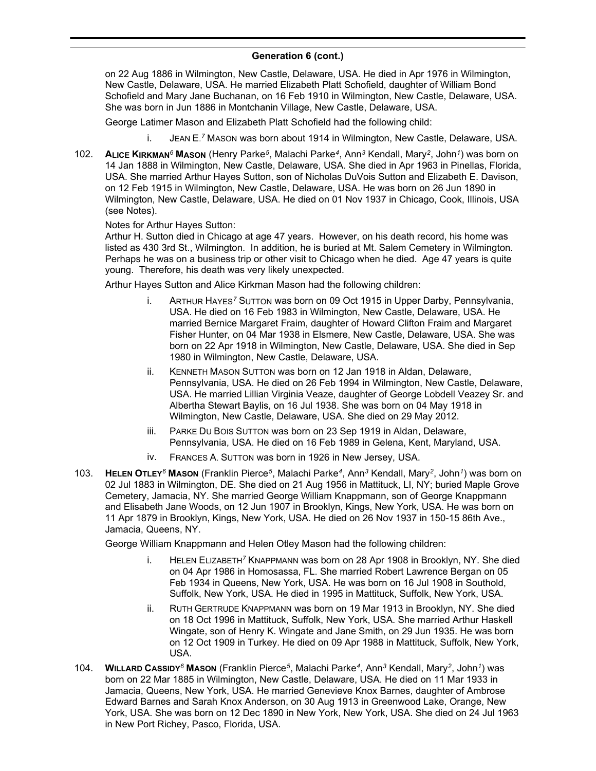## Generation 6 (cont.)

on 22 Aug 1886 in Wilmington, New Castle, Delaware, USA. He died in Apr 1976 in Wilmington, New Castle, Delaware, USA. He married Elizabeth Platt Schofield, daughter of William Bond Schofield and Mary Jane Buchanan, on 16 Feb 1910 in Wilmington, New Castle, Delaware, USA. She was born in Jun 1886 in Montchanin Village, New Castle, Delaware, USA.

George Latimer Mason and Elizabeth Platt Schofield had the following child:

i. JEAN E.[7] MASON was born about 1914 in Wilmington, New Castle, Delaware, USA.

102. **ALICE KIRKMAN[6] MASON** (Henry Parke[5], Malachi Parke[4], Ann[3] Kendall, Mary[2], John[1]) was born on 14 Jan 1888 in Wilmington, New Castle, Delaware, USA. She died in Apr 1963 in Pinellas, Florida, USA. She married Arthur Hayes Sutton, son of Nicholas DuVois Sutton and Elizabeth E. Davison, on 12 Feb 1915 in Wilmington, New Castle, Delaware, USA. He was born on 26 Jun 1890 in Wilmington, New Castle, Delaware, USA. He died on 01 Nov 1937 in Chicago, Cook, Illinois, USA (see Notes).

Notes for Arthur Hayes Sutton:
Arthur H. Sutton died in Chicago at age 47 years. However, on his death record, his home was listed as 430 3rd St., Wilmington. In addition, he is buried at Mt. Salem Cemetery in Wilmington. Perhaps he was on a business trip or other visit to Chicago when he died. Age 47 years is quite young. Therefore, his death was very likely unexpected.

Arthur Hayes Sutton and Alice Kirkman Mason had the following children:

i. ARTHUR HAYES[7] SUTTON was born on 09 Oct 1915 in Upper Darby, Pennsylvania, USA. He died on 16 Feb 1983 in Wilmington, New Castle, Delaware, USA. He married Bernice Margaret Fraim, daughter of Howard Clifton Fraim and Margaret Fisher Hunter, on 04 Mar 1938 in Elsmere, New Castle, Delaware, USA. She was born on 22 Apr 1918 in Wilmington, New Castle, Delaware, USA. She died in Sep 1980 in Wilmington, New Castle, Delaware, USA.

ii. KENNETH MASON SUTTON was born on 12 Jan 1918 in Aldan, Delaware, Pennsylvania, USA. He died on 26 Feb 1994 in Wilmington, New Castle, Delaware, USA. He married Lillian Virginia Veaze, daughter of George Lobdell Veazey Sr. and Albertha Stewart Baylis, on 16 Jul 1938. She was born on 04 May 1918 in Wilmington, New Castle, Delaware, USA. She died on 29 May 2012.

iii. PARKE DU BOIS SUTTON was born on 23 Sep 1919 in Aldan, Delaware, Pennsylvania, USA. He died on 16 Feb 1989 in Gelena, Kent, Maryland, USA.

iv. FRANCES A. SUTTON was born in 1926 in New Jersey, USA.

103. **HELEN OTLEY[6] MASON** (Franklin Pierce[5], Malachi Parke[4], Ann[3] Kendall, Mary[2], John[1]) was born on 02 Jul 1883 in Wilmington, DE. She died on 21 Aug 1956 in Mattituck, LI, NY; buried Maple Grove Cemetery, Jamacia, NY. She married George William Knappmann, son of George Knappmann and Elisabeth Jane Woods, on 12 Jun 1907 in Brooklyn, Kings, New York, USA. He was born on 11 Apr 1879 in Brooklyn, Kings, New York, USA. He died on 26 Nov 1937 in 150-15 86th Ave., Jamacia, Queens, NY.

George William Knappmann and Helen Otley Mason had the following children:

i. HELEN ELIZABETH[7] KNAPPMANN was born on 28 Apr 1908 in Brooklyn, NY. She died on 04 Apr 1986 in Homosassa, FL. She married Robert Lawrence Bergan on 05 Feb 1934 in Queens, New York, USA. He was born on 16 Jul 1908 in Southold, Suffolk, New York, USA. He died in 1995 in Mattituck, Suffolk, New York, USA.

ii. RUTH GERTRUDE KNAPPMANN was born on 19 Mar 1913 in Brooklyn, NY. She died on 18 Oct 1996 in Mattituck, Suffolk, New York, USA. She married Arthur Haskell Wingate, son of Henry K. Wingate and Jane Smith, on 29 Jun 1935. He was born on 12 Oct 1909 in Turkey. He died on 09 Apr 1988 in Mattituck, Suffolk, New York, USA.

104. **WILLARD CASSIDY[6] MASON** (Franklin Pierce[5], Malachi Parke[4], Ann[3] Kendall, Mary[2], John[1]) was born on 22 Mar 1885 in Wilmington, New Castle, Delaware, USA. He died on 11 Mar 1933 in Jamacia, Queens, New York, USA. He married Genevieve Knox Barnes, daughter of Ambrose Edward Barnes and Sarah Knox Anderson, on 30 Aug 1913 in Greenwood Lake, Orange, New York, USA. She was born on 12 Dec 1890 in New York, New York, USA. She died on 24 Jul 1963 in New Port Richey, Pasco, Florida, USA.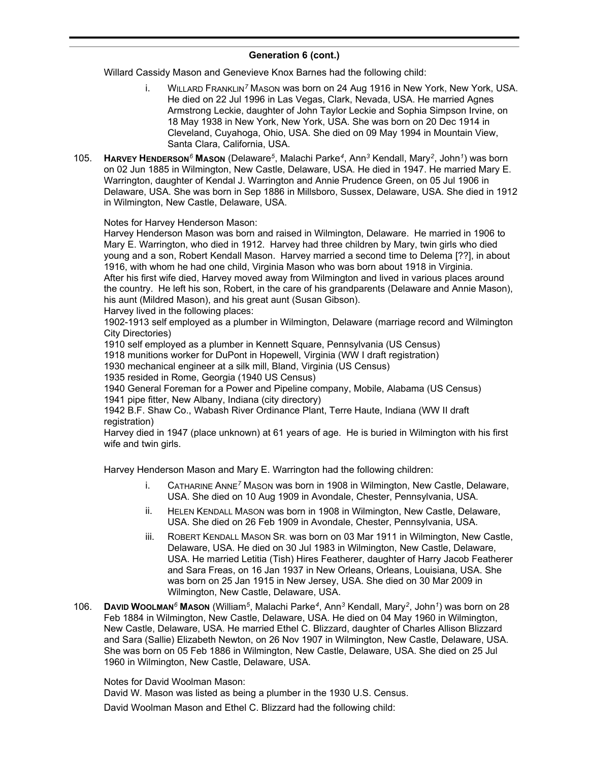## Generation 6 (cont.)

Willard Cassidy Mason and Genevieve Knox Barnes had the following child:

i. WILLARD FRANKLIN[7] MASON was born on 24 Aug 1916 in New York, New York, USA. He died on 22 Jul 1996 in Las Vegas, Clark, Nevada, USA. He married Agnes Armstrong Leckie, daughter of John Taylor Leckie and Sophia Simpson Irvine, on 18 May 1938 in New York, New York, USA. She was born on 20 Dec 1914 in Cleveland, Cuyahoga, Ohio, USA. She died on 09 May 1994 in Mountain View, Santa Clara, California, USA.

105. **HARVEY HENDERSON[6] MASON** (Delaware[5], Malachi Parke[4], Ann[3] Kendall, Mary[2], John[1]) was born on 02 Jun 1885 in Wilmington, New Castle, Delaware, USA. He died in 1947. He married Mary E. Warrington, daughter of Kendal J. Warrington and Annie Prudence Green, on 05 Jul 1906 in Delaware, USA. She was born in Sep 1886 in Millsboro, Sussex, Delaware, USA. She died in 1912 in Wilmington, New Castle, Delaware, USA.

Notes for Harvey Henderson Mason:
Harvey Henderson Mason was born and raised in Wilmington, Delaware. He married in 1906 to Mary E. Warrington, who died in 1912. Harvey had three children by Mary, twin girls who died young and a son, Robert Kendall Mason. Harvey married a second time to Delema [??], in about 1916, with whom he had one child, Virginia Mason who was born about 1918 in Virginia.
After his first wife died, Harvey moved away from Wilmington and lived in various places around the country. He left his son, Robert, in the care of his grandparents (Delaware and Annie Mason), his aunt (Mildred Mason), and his great aunt (Susan Gibson).
Harvey lived in the following places:
1902-1913 self employed as a plumber in Wilmington, Delaware (marriage record and Wilmington City Directories)
1910 self employed as a plumber in Kennett Square, Pennsylvania (US Census)
1918 munitions worker for DuPont in Hopewell, Virginia (WW I draft registration)
1930 mechanical engineer at a silk mill, Bland, Virginia (US Census)
1935 resided in Rome, Georgia (1940 US Census)
1940 General Foreman for a Power and Pipeline company, Mobile, Alabama (US Census)
1941 pipe fitter, New Albany, Indiana (city directory)
1942 B.F. Shaw Co., Wabash River Ordinance Plant, Terre Haute, Indiana (WW II draft registration)
Harvey died in 1947 (place unknown) at 61 years of age. He is buried in Wilmington with his first wife and twin girls.

Harvey Henderson Mason and Mary E. Warrington had the following children:

i. CATHARINE ANNE[7] MASON was born in 1908 in Wilmington, New Castle, Delaware, USA. She died on 10 Aug 1909 in Avondale, Chester, Pennsylvania, USA.

ii. HELEN KENDALL MASON was born in 1908 in Wilmington, New Castle, Delaware, USA. She died on 26 Feb 1909 in Avondale, Chester, Pennsylvania, USA.

iii. ROBERT KENDALL MASON SR. was born on 03 Mar 1911 in Wilmington, New Castle, Delaware, USA. He died on 30 Jul 1983 in Wilmington, New Castle, Delaware, USA. He married Letitia (Tish) Hires Featherer, daughter of Harry Jacob Featherer and Sara Freas, on 16 Jan 1937 in New Orleans, Orleans, Louisiana, USA. She was born on 25 Jan 1915 in New Jersey, USA. She died on 30 Mar 2009 in Wilmington, New Castle, Delaware, USA.

106. **DAVID WOOLMAN[6] MASON** (William[5], Malachi Parke[4], Ann[3] Kendall, Mary[2], John[1]) was born on 28 Feb 1884 in Wilmington, New Castle, Delaware, USA. He died on 04 May 1960 in Wilmington, New Castle, Delaware, USA. He married Ethel C. Blizzard, daughter of Charles Allison Blizzard and Sara (Sallie) Elizabeth Newton, on 26 Nov 1907 in Wilmington, New Castle, Delaware, USA. She was born on 05 Feb 1886 in Wilmington, New Castle, Delaware, USA. She died on 25 Jul 1960 in Wilmington, New Castle, Delaware, USA.

Notes for David Woolman Mason:
David W. Mason was listed as being a plumber in the 1930 U.S. Census.

David Woolman Mason and Ethel C. Blizzard had the following child: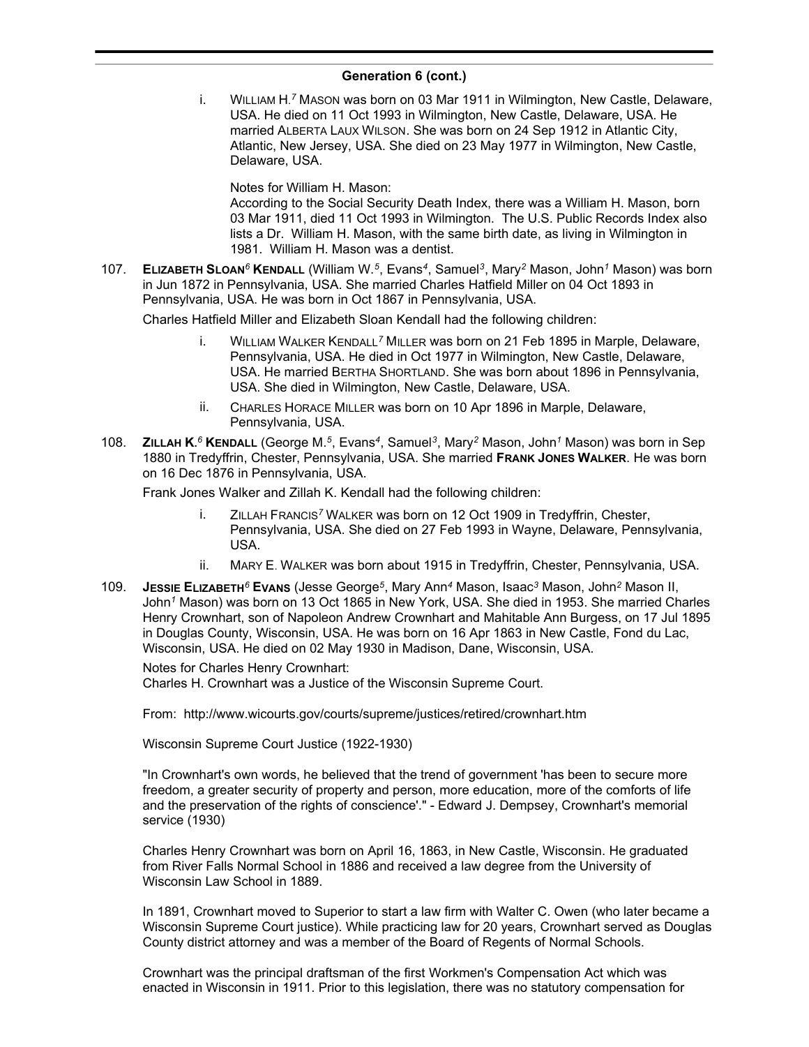**Generation 6 (cont.)**

i. WILLIAM H.[7] MASON was born on 03 Mar 1911 in Wilmington, New Castle, Delaware, USA. He died on 11 Oct 1993 in Wilmington, New Castle, Delaware, USA. He married ALBERTA LAUX WILSON. She was born on 24 Sep 1912 in Atlantic City, Atlantic, New Jersey, USA. She died on 23 May 1977 in Wilmington, New Castle, Delaware, USA.

Notes for William H. Mason:
According to the Social Security Death Index, there was a William H. Mason, born 03 Mar 1911, died 11 Oct 1993 in Wilmington. The U.S. Public Records Index also lists a Dr. William H. Mason, with the same birth date, as living in Wilmington in 1981. William H. Mason was a dentist.

107. **ELIZABETH SLOAN[6] KENDALL** (William W.[5], Evans[4], Samuel[3], Mary[2] Mason, John[1] Mason) was born in Jun 1872 in Pennsylvania, USA. She married Charles Hatfield Miller on 04 Oct 1893 in Pennsylvania, USA. He was born in Oct 1867 in Pennsylvania, USA.

Charles Hatfield Miller and Elizabeth Sloan Kendall had the following children:

i. WILLIAM WALKER KENDALL[7] MILLER was born on 21 Feb 1895 in Marple, Delaware, Pennsylvania, USA. He died in Oct 1977 in Wilmington, New Castle, Delaware, USA. He married BERTHA SHORTLAND. She was born about 1896 in Pennsylvania, USA. She died in Wilmington, New Castle, Delaware, USA.

ii. CHARLES HORACE MILLER was born on 10 Apr 1896 in Marple, Delaware, Pennsylvania, USA.

108. **ZILLAH K.[6] KENDALL** (George M.[5], Evans[4], Samuel[3], Mary[2] Mason, John[1] Mason) was born in Sep 1880 in Tredyffrin, Chester, Pennsylvania, USA. She married **FRANK JONES WALKER**. He was born on 16 Dec 1876 in Pennsylvania, USA.

Frank Jones Walker and Zillah K. Kendall had the following children:

i. ZILLAH FRANCIS[7] WALKER was born on 12 Oct 1909 in Tredyffrin, Chester, Pennsylvania, USA. She died on 27 Feb 1993 in Wayne, Delaware, Pennsylvania, USA.

ii. MARY E. WALKER was born about 1915 in Tredyffrin, Chester, Pennsylvania, USA.

109. **JESSIE ELIZABETH[6] EVANS** (Jesse George[5], Mary Ann[4] Mason, Isaac[3] Mason, John[2] Mason II, John[1] Mason) was born on 13 Oct 1865 in New York, USA. She died in 1953. She married Charles Henry Crownhart, son of Napoleon Andrew Crownhart and Mahitable Ann Burgess, on 17 Jul 1895 in Douglas County, Wisconsin, USA. He was born on 16 Apr 1863 in New Castle, Fond du Lac, Wisconsin, USA. He died on 02 May 1930 in Madison, Dane, Wisconsin, USA.

Notes for Charles Henry Crownhart:
Charles H. Crownhart was a Justice of the Wisconsin Supreme Court.

From: http://www.wicourts.gov/courts/supreme/justices/retired/crownhart.htm

Wisconsin Supreme Court Justice (1922-1930)

"In Crownhart's own words, he believed that the trend of government 'has been to secure more freedom, a greater security of property and person, more education, more of the comforts of life and the preservation of the rights of conscience'." - Edward J. Dempsey, Crownhart's memorial service (1930)

Charles Henry Crownhart was born on April 16, 1863, in New Castle, Wisconsin. He graduated from River Falls Normal School in 1886 and received a law degree from the University of Wisconsin Law School in 1889.

In 1891, Crownhart moved to Superior to start a law firm with Walter C. Owen (who later became a Wisconsin Supreme Court justice). While practicing law for 20 years, Crownhart served as Douglas County district attorney and was a member of the Board of Regents of Normal Schools.

Crownhart was the principal draftsman of the first Workmen's Compensation Act which was enacted in Wisconsin in 1911. Prior to this legislation, there was no statutory compensation for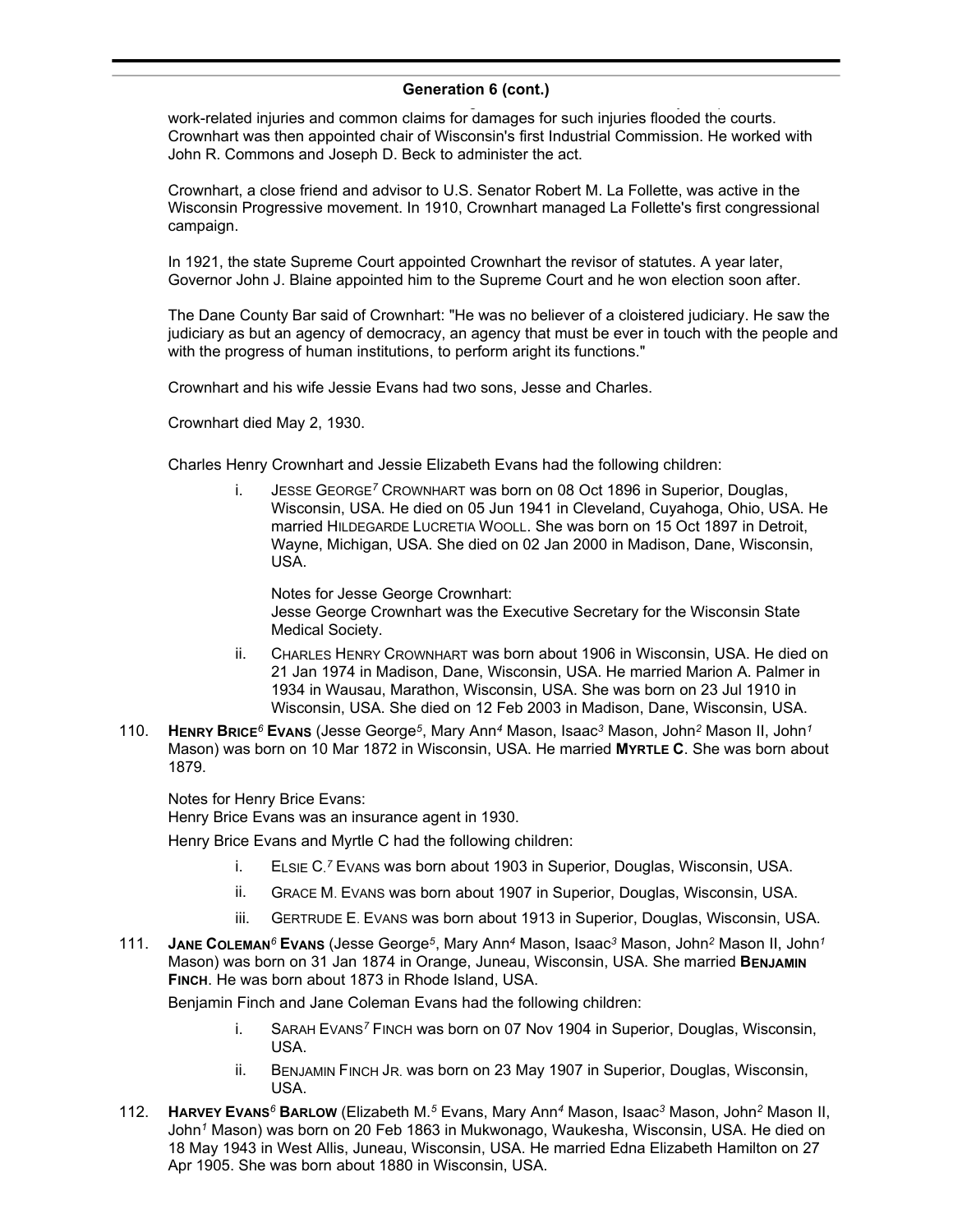## Generation 6 (cont.)

work-related injuries and common claims for damages for such injuries flooded the courts. Crownhart was then appointed chair of Wisconsin's first Industrial Commission. He worked with John R. Commons and Joseph D. Beck to administer the act.

Crownhart, a close friend and advisor to U.S. Senator Robert M. La Follette, was active in the Wisconsin Progressive movement. In 1910, Crownhart managed La Follette's first congressional campaign.

In 1921, the state Supreme Court appointed Crownhart the revisor of statutes. A year later, Governor John J. Blaine appointed him to the Supreme Court and he won election soon after.

The Dane County Bar said of Crownhart: "He was no believer of a cloistered judiciary. He saw the judiciary as but an agency of democracy, an agency that must be ever in touch with the people and with the progress of human institutions, to perform aright its functions."

Crownhart and his wife Jessie Evans had two sons, Jesse and Charles.

Crownhart died May 2, 1930.

Charles Henry Crownhart and Jessie Elizabeth Evans had the following children:

i. JESSE GEORGE[7] CROWNHART was born on 08 Oct 1896 in Superior, Douglas, Wisconsin, USA. He died on 05 Jun 1941 in Cleveland, Cuyahoga, Ohio, USA. He married HILDEGARDE LUCRETIA WOOLL. She was born on 15 Oct 1897 in Detroit, Wayne, Michigan, USA. She died on 02 Jan 2000 in Madison, Dane, Wisconsin, USA.

   Notes for Jesse George Crownhart:
   Jesse George Crownhart was the Executive Secretary for the Wisconsin State Medical Society.

ii. CHARLES HENRY CROWNHART was born about 1906 in Wisconsin, USA. He died on 21 Jan 1974 in Madison, Dane, Wisconsin, USA. He married Marion A. Palmer in 1934 in Wausau, Marathon, Wisconsin, USA. She was born on 23 Jul 1910 in Wisconsin, USA. She died on 12 Feb 2003 in Madison, Dane, Wisconsin, USA.

110. **HENRY BRICE[6] EVANS** (Jesse George[5], Mary Ann[4] Mason, Isaac[3] Mason, John[2] Mason II, John[1] Mason) was born on 10 Mar 1872 in Wisconsin, USA. He married **MYRTLE C**. She was born about 1879.

Notes for Henry Brice Evans:
Henry Brice Evans was an insurance agent in 1930.

Henry Brice Evans and Myrtle C had the following children:

i. ELSIE C.[7] EVANS was born about 1903 in Superior, Douglas, Wisconsin, USA.

ii. GRACE M. EVANS was born about 1907 in Superior, Douglas, Wisconsin, USA.

iii. GERTRUDE E. EVANS was born about 1913 in Superior, Douglas, Wisconsin, USA.

111. **JANE COLEMAN[6] EVANS** (Jesse George[5], Mary Ann[4] Mason, Isaac[3] Mason, John[2] Mason II, John[1] Mason) was born on 31 Jan 1874 in Orange, Juneau, Wisconsin, USA. She married **BENJAMIN FINCH**. He was born about 1873 in Rhode Island, USA.

Benjamin Finch and Jane Coleman Evans had the following children:

i. SARAH EVANS[7] FINCH was born on 07 Nov 1904 in Superior, Douglas, Wisconsin, USA.

ii. BENJAMIN FINCH JR. was born on 23 May 1907 in Superior, Douglas, Wisconsin, USA.

112. **HARVEY EVANS[6] BARLOW** (Elizabeth M.[5] Evans, Mary Ann[4] Mason, Isaac[3] Mason, John[2] Mason II, John[1] Mason) was born on 20 Feb 1863 in Mukwonago, Waukesha, Wisconsin, USA. He died on 18 May 1943 in West Allis, Juneau, Wisconsin, USA. He married Edna Elizabeth Hamilton on 27 Apr 1905. She was born about 1880 in Wisconsin, USA.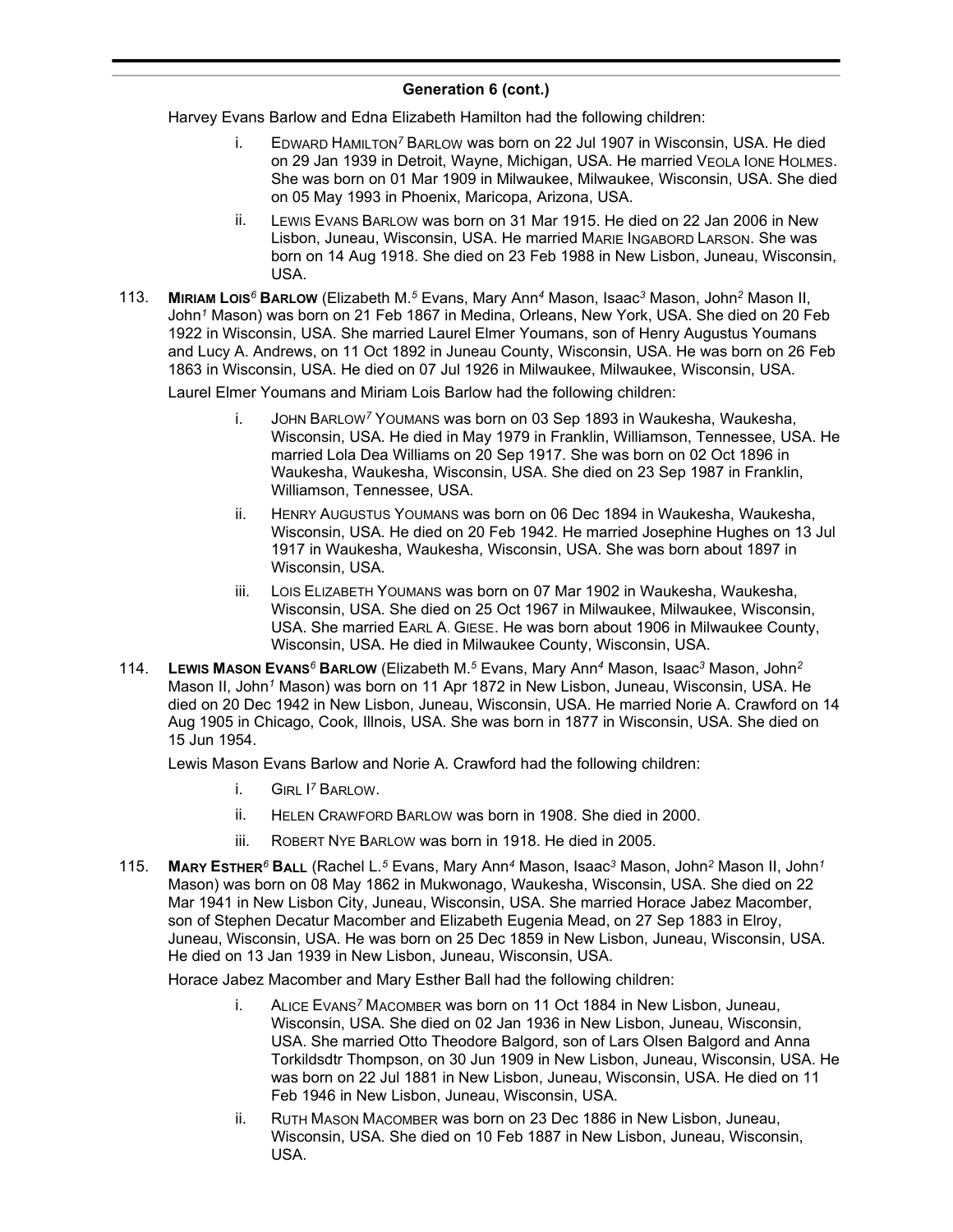## Generation 6 (cont.)

Harvey Evans Barlow and Edna Elizabeth Hamilton had the following children:

- i. EDWARD HAMILTON[7] BARLOW was born on 22 Jul 1907 in Wisconsin, USA. He died on 29 Jan 1939 in Detroit, Wayne, Michigan, USA. He married VEOLA IONE HOLMES. She was born on 01 Mar 1909 in Milwaukee, Milwaukee, Wisconsin, USA. She died on 05 May 1993 in Phoenix, Maricopa, Arizona, USA.
- ii. LEWIS EVANS BARLOW was born on 31 Mar 1915. He died on 22 Jan 2006 in New Lisbon, Juneau, Wisconsin, USA. He married MARIE INGABORD LARSON. She was born on 14 Aug 1918. She died on 23 Feb 1988 in New Lisbon, Juneau, Wisconsin, USA.

113. **MIRIAM LOIS[6] BARLOW** (Elizabeth M.[5] Evans, Mary Ann[4] Mason, Isaac[3] Mason, John[2] Mason II, John[1] Mason) was born on 21 Feb 1867 in Medina, Orleans, New York, USA. She died on 20 Feb 1922 in Wisconsin, USA. She married Laurel Elmer Youmans, son of Henry Augustus Youmans and Lucy A. Andrews, on 11 Oct 1892 in Juneau County, Wisconsin, USA. He was born on 26 Feb 1863 in Wisconsin, USA. He died on 07 Jul 1926 in Milwaukee, Milwaukee, Wisconsin, USA.

Laurel Elmer Youmans and Miriam Lois Barlow had the following children:

- i. JOHN BARLOW[7] YOUMANS was born on 03 Sep 1893 in Waukesha, Waukesha, Wisconsin, USA. He died in May 1979 in Franklin, Williamson, Tennessee, USA. He married Lola Dea Williams on 20 Sep 1917. She was born on 02 Oct 1896 in Waukesha, Waukesha, Wisconsin, USA. She died on 23 Sep 1987 in Franklin, Williamson, Tennessee, USA.
- ii. HENRY AUGUSTUS YOUMANS was born on 06 Dec 1894 in Waukesha, Waukesha, Wisconsin, USA. He died on 20 Feb 1942. He married Josephine Hughes on 13 Jul 1917 in Waukesha, Waukesha, Wisconsin, USA. She was born about 1897 in Wisconsin, USA.
- iii. LOIS ELIZABETH YOUMANS was born on 07 Mar 1902 in Waukesha, Waukesha, Wisconsin, USA. She died on 25 Oct 1967 in Milwaukee, Milwaukee, Wisconsin, USA. She married EARL A. GIESE. He was born about 1906 in Milwaukee County, Wisconsin, USA. He died in Milwaukee County, Wisconsin, USA.

114. **LEWIS MASON EVANS[6] BARLOW** (Elizabeth M.[5] Evans, Mary Ann[4] Mason, Isaac[3] Mason, John[2] Mason II, John[1] Mason) was born on 11 Apr 1872 in New Lisbon, Juneau, Wisconsin, USA. He died on 20 Dec 1942 in New Lisbon, Juneau, Wisconsin, USA. He married Norie A. Crawford on 14 Aug 1905 in Chicago, Cook, Illnois, USA. She was born in 1877 in Wisconsin, USA. She died on 15 Jun 1954.

Lewis Mason Evans Barlow and Norie A. Crawford had the following children:

- i. GIRL I[7] BARLOW.
- ii. HELEN CRAWFORD BARLOW was born in 1908. She died in 2000.
- iii. ROBERT NYE BARLOW was born in 1918. He died in 2005.

115. **MARY ESTHER[6] BALL** (Rachel L.[5] Evans, Mary Ann[4] Mason, Isaac[3] Mason, John[2] Mason II, John[1] Mason) was born on 08 May 1862 in Mukwonago, Waukesha, Wisconsin, USA. She died on 22 Mar 1941 in New Lisbon City, Juneau, Wisconsin, USA. She married Horace Jabez Macomber, son of Stephen Decatur Macomber and Elizabeth Eugenia Mead, on 27 Sep 1883 in Elroy, Juneau, Wisconsin, USA. He was born on 25 Dec 1859 in New Lisbon, Juneau, Wisconsin, USA. He died on 13 Jan 1939 in New Lisbon, Juneau, Wisconsin, USA.

Horace Jabez Macomber and Mary Esther Ball had the following children:

- i. ALICE EVANS[7] MACOMBER was born on 11 Oct 1884 in New Lisbon, Juneau, Wisconsin, USA. She died on 02 Jan 1936 in New Lisbon, Juneau, Wisconsin, USA. She married Otto Theodore Balgord, son of Lars Olsen Balgord and Anna Torkildsdtr Thompson, on 30 Jun 1909 in New Lisbon, Juneau, Wisconsin, USA. He was born on 22 Jul 1881 in New Lisbon, Juneau, Wisconsin, USA. He died on 11 Feb 1946 in New Lisbon, Juneau, Wisconsin, USA.
- ii. RUTH MASON MACOMBER was born on 23 Dec 1886 in New Lisbon, Juneau, Wisconsin, USA. She died on 10 Feb 1887 in New Lisbon, Juneau, Wisconsin, USA.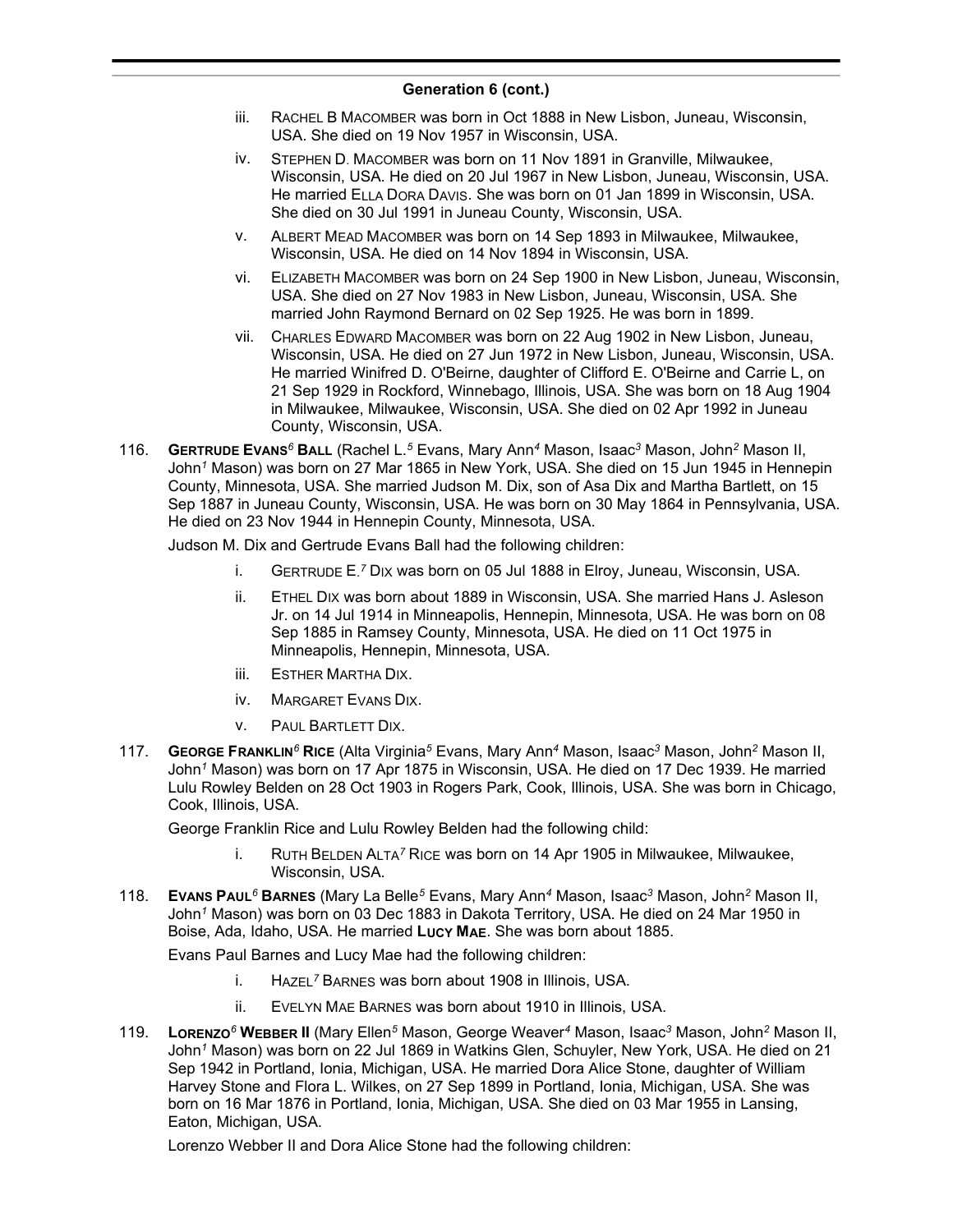## Generation 6 (cont.)

iii. RACHEL B MACOMBER was born in Oct 1888 in New Lisbon, Juneau, Wisconsin, USA. She died on 19 Nov 1957 in Wisconsin, USA.

iv. STEPHEN D. MACOMBER was born on 11 Nov 1891 in Granville, Milwaukee, Wisconsin, USA. He died on 20 Jul 1967 in New Lisbon, Juneau, Wisconsin, USA. He married ELLA DORA DAVIS. She was born on 01 Jan 1899 in Wisconsin, USA. She died on 30 Jul 1991 in Juneau County, Wisconsin, USA.

v. ALBERT MEAD MACOMBER was born on 14 Sep 1893 in Milwaukee, Milwaukee, Wisconsin, USA. He died on 14 Nov 1894 in Wisconsin, USA.

vi. ELIZABETH MACOMBER was born on 24 Sep 1900 in New Lisbon, Juneau, Wisconsin, USA. She died on 27 Nov 1983 in New Lisbon, Juneau, Wisconsin, USA. She married John Raymond Bernard on 02 Sep 1925. He was born in 1899.

vii. CHARLES EDWARD MACOMBER was born on 22 Aug 1902 in New Lisbon, Juneau, Wisconsin, USA. He died on 27 Jun 1972 in New Lisbon, Juneau, Wisconsin, USA. He married Winifred D. O'Beirne, daughter of Clifford E. O'Beirne and Carrie L, on 21 Sep 1929 in Rockford, Winnebago, Illinois, USA. She was born on 18 Aug 1904 in Milwaukee, Milwaukee, Wisconsin, USA. She died on 02 Apr 1992 in Juneau County, Wisconsin, USA.

116. **GERTRUDE EVANS*6* BALL** (Rachel L.*5* Evans, Mary Ann*4* Mason, Isaac*3* Mason, John*2* Mason II, John*1* Mason) was born on 27 Mar 1865 in New York, USA. She died on 15 Jun 1945 in Hennepin County, Minnesota, USA. She married Judson M. Dix, son of Asa Dix and Martha Bartlett, on 15 Sep 1887 in Juneau County, Wisconsin, USA. He was born on 30 May 1864 in Pennsylvania, USA. He died on 23 Nov 1944 in Hennepin County, Minnesota, USA.

Judson M. Dix and Gertrude Evans Ball had the following children:

i. GERTRUDE E.*7* DIX was born on 05 Jul 1888 in Elroy, Juneau, Wisconsin, USA.

ii. ETHEL DIX was born about 1889 in Wisconsin, USA. She married Hans J. Asleson Jr. on 14 Jul 1914 in Minneapolis, Hennepin, Minnesota, USA. He was born on 08 Sep 1885 in Ramsey County, Minnesota, USA. He died on 11 Oct 1975 in Minneapolis, Hennepin, Minnesota, USA.

iii. ESTHER MARTHA DIX.

iv. MARGARET EVANS DIX.

v. PAUL BARTLETT DIX.

117. **GEORGE FRANKLIN*6* RICE** (Alta Virginia*5* Evans, Mary Ann*4* Mason, Isaac*3* Mason, John*2* Mason II, John*1* Mason) was born on 17 Apr 1875 in Wisconsin, USA. He died on 17 Dec 1939. He married Lulu Rowley Belden on 28 Oct 1903 in Rogers Park, Cook, Illinois, USA. She was born in Chicago, Cook, Illinois, USA.

George Franklin Rice and Lulu Rowley Belden had the following child:

i. RUTH BELDEN ALTA*7* RICE was born on 14 Apr 1905 in Milwaukee, Milwaukee, Wisconsin, USA.

118. **EVANS PAUL*6* BARNES** (Mary La Belle*5* Evans, Mary Ann*4* Mason, Isaac*3* Mason, John*2* Mason II, John*1* Mason) was born on 03 Dec 1883 in Dakota Territory, USA. He died on 24 Mar 1950 in Boise, Ada, Idaho, USA. He married **LUCY MAE**. She was born about 1885.

Evans Paul Barnes and Lucy Mae had the following children:

i. HAZEL*7* BARNES was born about 1908 in Illinois, USA.

ii. EVELYN MAE BARNES was born about 1910 in Illinois, USA.

119. **LORENZO*6* WEBBER II** (Mary Ellen*5* Mason, George Weaver*4* Mason, Isaac*3* Mason, John*2* Mason II, John*1* Mason) was born on 22 Jul 1869 in Watkins Glen, Schuyler, New York, USA. He died on 21 Sep 1942 in Portland, Ionia, Michigan, USA. He married Dora Alice Stone, daughter of William Harvey Stone and Flora L. Wilkes, on 27 Sep 1899 in Portland, Ionia, Michigan, USA. She was born on 16 Mar 1876 in Portland, Ionia, Michigan, USA. She died on 03 Mar 1955 in Lansing, Eaton, Michigan, USA.

Lorenzo Webber II and Dora Alice Stone had the following children: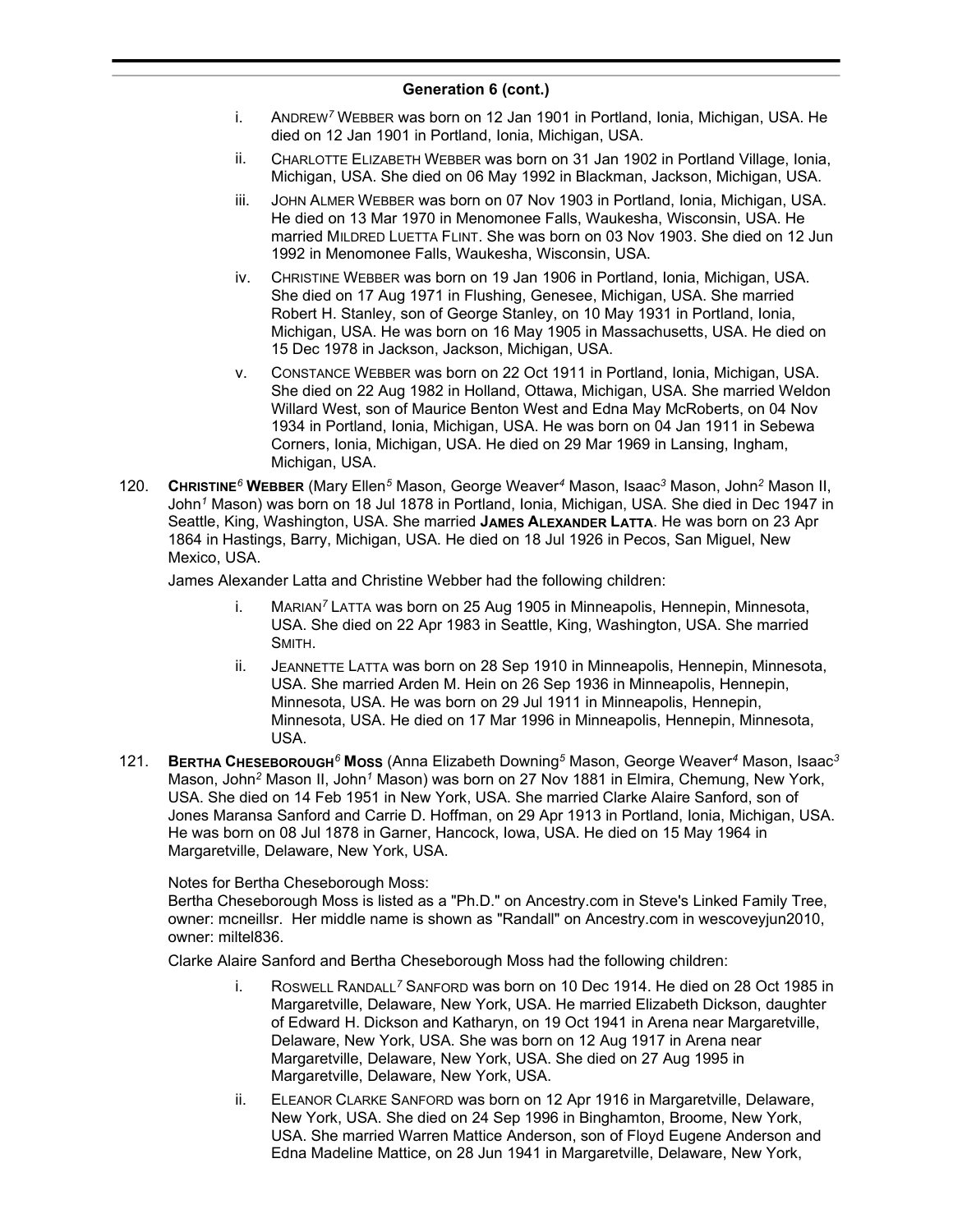**Generation 6 (cont.)**

- i. ANDREW[7] WEBBER was born on 12 Jan 1901 in Portland, Ionia, Michigan, USA. He died on 12 Jan 1901 in Portland, Ionia, Michigan, USA.
- ii. CHARLOTTE ELIZABETH WEBBER was born on 31 Jan 1902 in Portland Village, Ionia, Michigan, USA. She died on 06 May 1992 in Blackman, Jackson, Michigan, USA.
- iii. JOHN ALMER WEBBER was born on 07 Nov 1903 in Portland, Ionia, Michigan, USA. He died on 13 Mar 1970 in Menomonee Falls, Waukesha, Wisconsin, USA. He married MILDRED LUETTA FLINT. She was born on 03 Nov 1903. She died on 12 Jun 1992 in Menomonee Falls, Waukesha, Wisconsin, USA.
- iv. CHRISTINE WEBBER was born on 19 Jan 1906 in Portland, Ionia, Michigan, USA. She died on 17 Aug 1971 in Flushing, Genesee, Michigan, USA. She married Robert H. Stanley, son of George Stanley, on 10 May 1931 in Portland, Ionia, Michigan, USA. He was born on 16 May 1905 in Massachusetts, USA. He died on 15 Dec 1978 in Jackson, Jackson, Michigan, USA.
- v. CONSTANCE WEBBER was born on 22 Oct 1911 in Portland, Ionia, Michigan, USA. She died on 22 Aug 1982 in Holland, Ottawa, Michigan, USA. She married Weldon Willard West, son of Maurice Benton West and Edna May McRoberts, on 04 Nov 1934 in Portland, Ionia, Michigan, USA. He was born on 04 Jan 1911 in Sebewa Corners, Ionia, Michigan, USA. He died on 29 Mar 1969 in Lansing, Ingham, Michigan, USA.

120. **CHRISTINE[6] WEBBER** (Mary Ellen[5] Mason, George Weaver[4] Mason, Isaac[3] Mason, John[2] Mason II, John[1] Mason) was born on 18 Jul 1878 in Portland, Ionia, Michigan, USA. She died in Dec 1947 in Seattle, King, Washington, USA. She married **JAMES ALEXANDER LATTA**. He was born on 23 Apr 1864 in Hastings, Barry, Michigan, USA. He died on 18 Jul 1926 in Pecos, San Miguel, New Mexico, USA.

James Alexander Latta and Christine Webber had the following children:

- i. MARIAN[7] LATTA was born on 25 Aug 1905 in Minneapolis, Hennepin, Minnesota, USA. She died on 22 Apr 1983 in Seattle, King, Washington, USA. She married SMITH.
- ii. JEANNETTE LATTA was born on 28 Sep 1910 in Minneapolis, Hennepin, Minnesota, USA. She married Arden M. Hein on 26 Sep 1936 in Minneapolis, Hennepin, Minnesota, USA. He was born on 29 Jul 1911 in Minneapolis, Hennepin, Minnesota, USA. He died on 17 Mar 1996 in Minneapolis, Hennepin, Minnesota, USA.

121. **BERTHA CHESEBOROUGH[6] MOSS** (Anna Elizabeth Downing[5] Mason, George Weaver[4] Mason, Isaac[3] Mason, John[2] Mason II, John[1] Mason) was born on 27 Nov 1881 in Elmira, Chemung, New York, USA. She died on 14 Feb 1951 in New York, USA. She married Clarke Alaire Sanford, son of Jones Maransa Sanford and Carrie D. Hoffman, on 29 Apr 1913 in Portland, Ionia, Michigan, USA. He was born on 08 Jul 1878 in Garner, Hancock, Iowa, USA. He died on 15 May 1964 in Margaretville, Delaware, New York, USA.

Notes for Bertha Cheseborough Moss:
Bertha Cheseborough Moss is listed as a "Ph.D." on Ancestry.com in Steve's Linked Family Tree, owner: mcneillsr. Her middle name is shown as "Randall" on Ancestry.com in wescoveyjun2010, owner: miltel836.

Clarke Alaire Sanford and Bertha Cheseborough Moss had the following children:

- i. ROSWELL RANDALL[7] SANFORD was born on 10 Dec 1914. He died on 28 Oct 1985 in Margaretville, Delaware, New York, USA. He married Elizabeth Dickson, daughter of Edward H. Dickson and Katharyn, on 19 Oct 1941 in Arena near Margaretville, Delaware, New York, USA. She was born on 12 Aug 1917 in Arena near Margaretville, Delaware, New York, USA. She died on 27 Aug 1995 in Margaretville, Delaware, New York, USA.
- ii. ELEANOR CLARKE SANFORD was born on 12 Apr 1916 in Margaretville, Delaware, New York, USA. She died on 24 Sep 1996 in Binghamton, Broome, New York, USA. She married Warren Mattice Anderson, son of Floyd Eugene Anderson and Edna Madeline Mattice, on 28 Jun 1941 in Margaretville, Delaware, New York,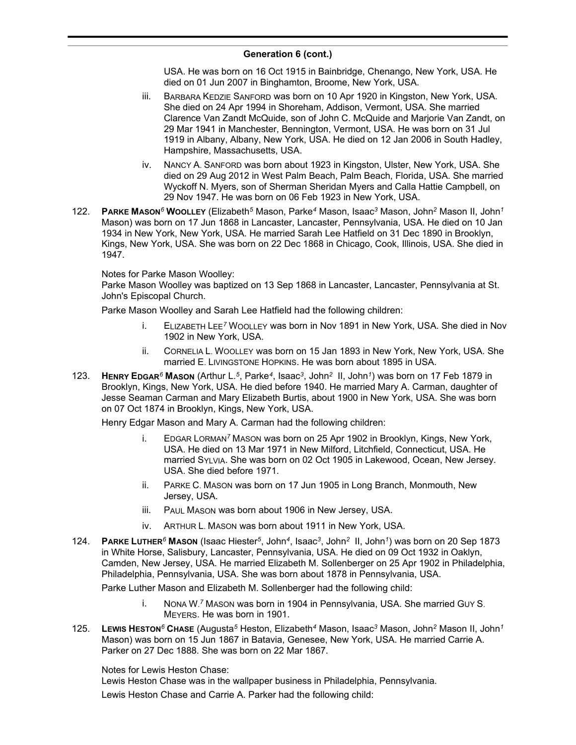## Generation 6 (cont.)

USA. He was born on 16 Oct 1915 in Bainbridge, Chenango, New York, USA. He died on 01 Jun 2007 in Binghamton, Broome, New York, USA.

iii. BARBARA KEDZIE SANFORD was born on 10 Apr 1920 in Kingston, New York, USA. She died on 24 Apr 1994 in Shoreham, Addison, Vermont, USA. She married Clarence Van Zandt McQuide, son of John C. McQuide and Marjorie Van Zandt, on 29 Mar 1941 in Manchester, Bennington, Vermont, USA. He was born on 31 Jul 1919 in Albany, Albany, New York, USA. He died on 12 Jan 2006 in South Hadley, Hampshire, Massachusetts, USA.

iv. NANCY A. SANFORD was born about 1923 in Kingston, Ulster, New York, USA. She died on 29 Aug 2012 in West Palm Beach, Palm Beach, Florida, USA. She married Wyckoff N. Myers, son of Sherman Sheridan Myers and Calla Hattie Campbell, on 29 Nov 1947. He was born on 06 Feb 1923 in New York, USA.

122. **PARKE MASON**[6] **WOOLLEY** (Elizabeth[5] Mason, Parke[4] Mason, Isaac[3] Mason, John[2] Mason II, John[1] Mason) was born on 17 Jun 1868 in Lancaster, Lancaster, Pennsylvania, USA. He died on 10 Jan 1934 in New York, New York, USA. He married Sarah Lee Hatfield on 31 Dec 1890 in Brooklyn, Kings, New York, USA. She was born on 22 Dec 1868 in Chicago, Cook, Illinois, USA. She died in 1947.

Notes for Parke Mason Woolley:
Parke Mason Woolley was baptized on 13 Sep 1868 in Lancaster, Lancaster, Pennsylvania at St. John's Episcopal Church.

Parke Mason Woolley and Sarah Lee Hatfield had the following children:

i. ELIZABETH LEE[7] WOOLLEY was born in Nov 1891 in New York, USA. She died in Nov 1902 in New York, USA.

ii. CORNELIA L. WOOLLEY was born on 15 Jan 1893 in New York, New York, USA. She married E. LIVINGSTONE HOPKINS. He was born about 1895 in USA.

123. **HENRY EDGAR**[6] **MASON** (Arthur L.[5], Parke[4], Isaac[3], John[2] II, John[1]) was born on 17 Feb 1879 in Brooklyn, Kings, New York, USA. He died before 1940. He married Mary A. Carman, daughter of Jesse Seaman Carman and Mary Elizabeth Burtis, about 1900 in New York, USA. She was born on 07 Oct 1874 in Brooklyn, Kings, New York, USA.

Henry Edgar Mason and Mary A. Carman had the following children:

i. EDGAR LORMAN[7] MASON was born on 25 Apr 1902 in Brooklyn, Kings, New York, USA. He died on 13 Mar 1971 in New Milford, Litchfield, Connecticut, USA. He married SYLVIA. She was born on 02 Oct 1905 in Lakewood, Ocean, New Jersey. USA. She died before 1971.

ii. PARKE C. MASON was born on 17 Jun 1905 in Long Branch, Monmouth, New Jersey, USA.

iii. PAUL MASON was born about 1906 in New Jersey, USA.

iv. ARTHUR L. MASON was born about 1911 in New York, USA.

124. **PARKE LUTHER**[6] **MASON** (Isaac Hiester[5], John[4], Isaac[3], John[2] II, John[1]) was born on 20 Sep 1873 in White Horse, Salisbury, Lancaster, Pennsylvania, USA. He died on 09 Oct 1932 in Oaklyn, Camden, New Jersey, USA. He married Elizabeth M. Sollenberger on 25 Apr 1902 in Philadelphia, Philadelphia, Pennsylvania, USA. She was born about 1878 in Pennsylvania, USA.

Parke Luther Mason and Elizabeth M. Sollenberger had the following child:

i. NONA W.[7] MASON was born in 1904 in Pennsylvania, USA. She married GUY S. MEYERS. He was born in 1901.

125. **LEWIS HESTON**[6] **CHASE** (Augusta[5] Heston, Elizabeth[4] Mason, Isaac[3] Mason, John[2] Mason II, John[1] Mason) was born on 15 Jun 1867 in Batavia, Genesee, New York, USA. He married Carrie A. Parker on 27 Dec 1888. She was born on 22 Mar 1867.

Notes for Lewis Heston Chase:
Lewis Heston Chase was in the wallpaper business in Philadelphia, Pennsylvania.

Lewis Heston Chase and Carrie A. Parker had the following child: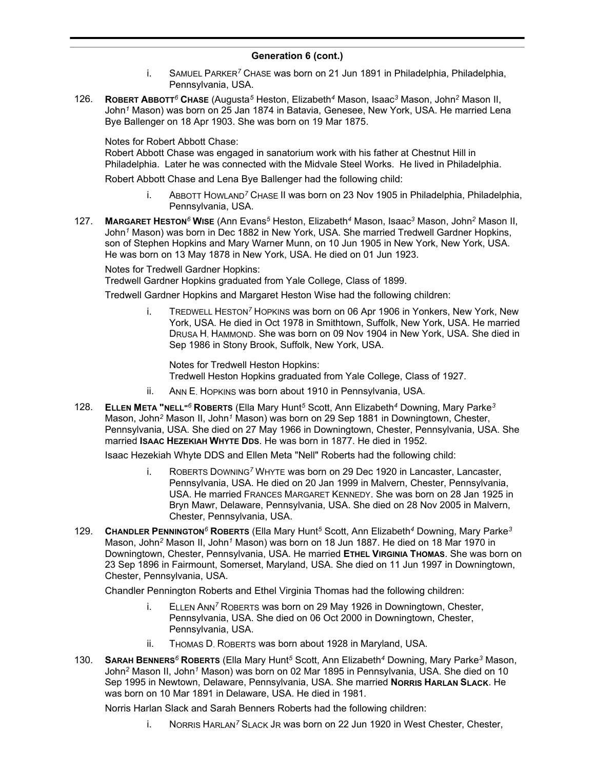## Generation 6 (cont.)

i. SAMUEL PARKER$^{7}$ CHASE was born on 21 Jun 1891 in Philadelphia, Philadelphia, Pennsylvania, USA.

126. **ROBERT ABBOTT$^{6}$ CHASE** (Augusta$^{5}$ Heston, Elizabeth$^{4}$ Mason, Isaac$^{3}$ Mason, John$^{2}$ Mason II, John$^{1}$ Mason) was born on 25 Jan 1874 in Batavia, Genesee, New York, USA. He married Lena Bye Ballenger on 18 Apr 1903. She was born on 19 Mar 1875.

Notes for Robert Abbott Chase:
Robert Abbott Chase was engaged in sanatorium work with his father at Chestnut Hill in Philadelphia. Later he was connected with the Midvale Steel Works. He lived in Philadelphia.

Robert Abbott Chase and Lena Bye Ballenger had the following child:

i. ABBOTT HOWLAND$^{7}$ CHASE II was born on 23 Nov 1905 in Philadelphia, Philadelphia, Pennsylvania, USA.

127. **MARGARET HESTON$^{6}$ WISE** (Ann Evans$^{5}$ Heston, Elizabeth$^{4}$ Mason, Isaac$^{3}$ Mason, John$^{2}$ Mason II, John$^{1}$ Mason) was born in Dec 1882 in New York, USA. She married Tredwell Gardner Hopkins, son of Stephen Hopkins and Mary Warner Munn, on 10 Jun 1905 in New York, New York, USA. He was born on 13 May 1878 in New York, USA. He died on 01 Jun 1923.

Notes for Tredwell Gardner Hopkins:
Tredwell Gardner Hopkins graduated from Yale College, Class of 1899.

Tredwell Gardner Hopkins and Margaret Heston Wise had the following children:

i. TREDWELL HESTON$^{7}$ HOPKINS was born on 06 Apr 1906 in Yonkers, New York, New York, USA. He died in Oct 1978 in Smithtown, Suffolk, New York, USA. He married DRUSA H. HAMMOND. She was born on 09 Nov 1904 in New York, USA. She died in Sep 1986 in Stony Brook, Suffolk, New York, USA.

   Notes for Tredwell Heston Hopkins:
   Tredwell Heston Hopkins graduated from Yale College, Class of 1927.

ii. ANN E. HOPKINS was born about 1910 in Pennsylvania, USA.

128. **ELLEN META "NELL"$^{6}$ ROBERTS** (Ella Mary Hunt$^{5}$ Scott, Ann Elizabeth$^{4}$ Downing, Mary Parke$^{3}$ Mason, John$^{2}$ Mason II, John$^{1}$ Mason) was born on 29 Sep 1881 in Downingtown, Chester, Pennsylvania, USA. She died on 27 May 1966 in Downingtown, Chester, Pennsylvania, USA. She married **ISAAC HEZEKIAH WHYTE DDS**. He was born in 1877. He died in 1952.

Isaac Hezekiah Whyte DDS and Ellen Meta "Nell" Roberts had the following child:

i. ROBERTS DOWNING$^{7}$ WHYTE was born on 29 Dec 1920 in Lancaster, Lancaster, Pennsylvania, USA. He died on 20 Jan 1999 in Malvern, Chester, Pennsylvania, USA. He married FRANCES MARGARET KENNEDY. She was born on 28 Jan 1925 in Bryn Mawr, Delaware, Pennsylvania, USA. She died on 28 Nov 2005 in Malvern, Chester, Pennsylvania, USA.

129. **CHANDLER PENNINGTON$^{6}$ ROBERTS** (Ella Mary Hunt$^{5}$ Scott, Ann Elizabeth$^{4}$ Downing, Mary Parke$^{3}$ Mason, John$^{2}$ Mason II, John$^{1}$ Mason) was born on 18 Jun 1887. He died on 18 Mar 1970 in Downingtown, Chester, Pennsylvania, USA. He married **ETHEL VIRGINIA THOMAS**. She was born on 23 Sep 1896 in Fairmount, Somerset, Maryland, USA. She died on 11 Jun 1997 in Downingtown, Chester, Pennsylvania, USA.

Chandler Pennington Roberts and Ethel Virginia Thomas had the following children:

i. ELLEN ANN$^{7}$ ROBERTS was born on 29 May 1926 in Downingtown, Chester, Pennsylvania, USA. She died on 06 Oct 2000 in Downingtown, Chester, Pennsylvania, USA.

ii. THOMAS D. ROBERTS was born about 1928 in Maryland, USA.

130. **SARAH BENNERS$^{6}$ ROBERTS** (Ella Mary Hunt$^{5}$ Scott, Ann Elizabeth$^{4}$ Downing, Mary Parke$^{3}$ Mason, John$^{2}$ Mason II, John$^{1}$ Mason) was born on 02 Mar 1895 in Pennsylvania, USA. She died on 10 Sep 1995 in Newtown, Delaware, Pennsylvania, USA. She married **NORRIS HARLAN SLACK**. He was born on 10 Mar 1891 in Delaware, USA. He died in 1981.

Norris Harlan Slack and Sarah Benners Roberts had the following children:

i. NORRIS HARLAN$^{7}$ SLACK JR was born on 22 Jun 1920 in West Chester, Chester,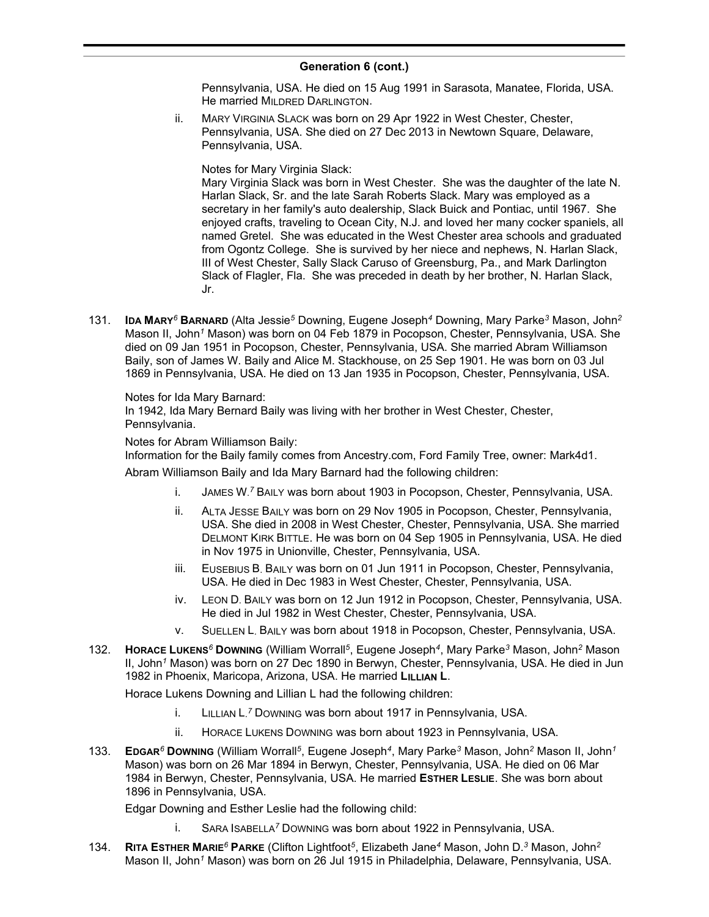## Generation 6 (cont.)

Pennsylvania, USA. He died on 15 Aug 1991 in Sarasota, Manatee, Florida, USA. He married MILDRED DARLINGTON.

ii. MARY VIRGINIA SLACK was born on 29 Apr 1922 in West Chester, Chester, Pennsylvania, USA. She died on 27 Dec 2013 in Newtown Square, Delaware, Pennsylvania, USA.

Notes for Mary Virginia Slack:
Mary Virginia Slack was born in West Chester. She was the daughter of the late N. Harlan Slack, Sr. and the late Sarah Roberts Slack. Mary was employed as a secretary in her family's auto dealership, Slack Buick and Pontiac, until 1967. She enjoyed crafts, traveling to Ocean City, N.J. and loved her many cocker spaniels, all named Gretel. She was educated in the West Chester area schools and graduated from Ogontz College. She is survived by her niece and nephews, N. Harlan Slack, III of West Chester, Sally Slack Caruso of Greensburg, Pa., and Mark Darlington Slack of Flagler, Fla. She was preceded in death by her brother, N. Harlan Slack, Jr.

131. **IDA MARY[6] BARNARD** (Alta Jessie[5] Downing, Eugene Joseph[4] Downing, Mary Parke[3] Mason, John[2] Mason II, John[1] Mason) was born on 04 Feb 1879 in Pocopson, Chester, Pennsylvania, USA. She died on 09 Jan 1951 in Pocopson, Chester, Pennsylvania, USA. She married Abram Williamson Baily, son of James W. Baily and Alice M. Stackhouse, on 25 Sep 1901. He was born on 03 Jul 1869 in Pennsylvania, USA. He died on 13 Jan 1935 in Pocopson, Chester, Pennsylvania, USA.

Notes for Ida Mary Barnard:
In 1942, Ida Mary Bernard Baily was living with her brother in West Chester, Chester, Pennsylvania.

Notes for Abram Williamson Baily:
Information for the Baily family comes from Ancestry.com, Ford Family Tree, owner: Mark4d1.

Abram Williamson Baily and Ida Mary Barnard had the following children:

i. JAMES W.[7] BAILY was born about 1903 in Pocopson, Chester, Pennsylvania, USA.

ii. ALTA JESSE BAILY was born on 29 Nov 1905 in Pocopson, Chester, Pennsylvania, USA. She died in 2008 in West Chester, Chester, Pennsylvania, USA. She married DELMONT KIRK BITTLE. He was born on 04 Sep 1905 in Pennsylvania, USA. He died in Nov 1975 in Unionville, Chester, Pennsylvania, USA.

iii. EUSEBIUS B. BAILY was born on 01 Jun 1911 in Pocopson, Chester, Pennsylvania, USA. He died in Dec 1983 in West Chester, Chester, Pennsylvania, USA.

iv. LEON D. BAILY was born on 12 Jun 1912 in Pocopson, Chester, Pennsylvania, USA. He died in Jul 1982 in West Chester, Chester, Pennsylvania, USA.

v. SUELLEN L. BAILY was born about 1918 in Pocopson, Chester, Pennsylvania, USA.

132. **HORACE LUKENS[6] DOWNING** (William Worrall[5], Eugene Joseph[4], Mary Parke[3] Mason, John[2] Mason II, John[1] Mason) was born on 27 Dec 1890 in Berwyn, Chester, Pennsylvania, USA. He died in Jun 1982 in Phoenix, Maricopa, Arizona, USA. He married **LILLIAN L**.

Horace Lukens Downing and Lillian L had the following children:

i. LILLIAN L.[7] DOWNING was born about 1917 in Pennsylvania, USA.

ii. HORACE LUKENS DOWNING was born about 1923 in Pennsylvania, USA.

133. **EDGAR[6] DOWNING** (William Worrall[5], Eugene Joseph[4], Mary Parke[3] Mason, John[2] Mason II, John[1] Mason) was born on 26 Mar 1894 in Berwyn, Chester, Pennsylvania, USA. He died on 06 Mar 1984 in Berwyn, Chester, Pennsylvania, USA. He married **ESTHER LESLIE**. She was born about 1896 in Pennsylvania, USA.

Edgar Downing and Esther Leslie had the following child:

i. SARA ISABELLA[7] DOWNING was born about 1922 in Pennsylvania, USA.

134. **RITA ESTHER MARIE[6] PARKE** (Clifton Lightfoot[5], Elizabeth Jane[4] Mason, John D.[3] Mason, John[2] Mason II, John[1] Mason) was born on 26 Jul 1915 in Philadelphia, Delaware, Pennsylvania, USA.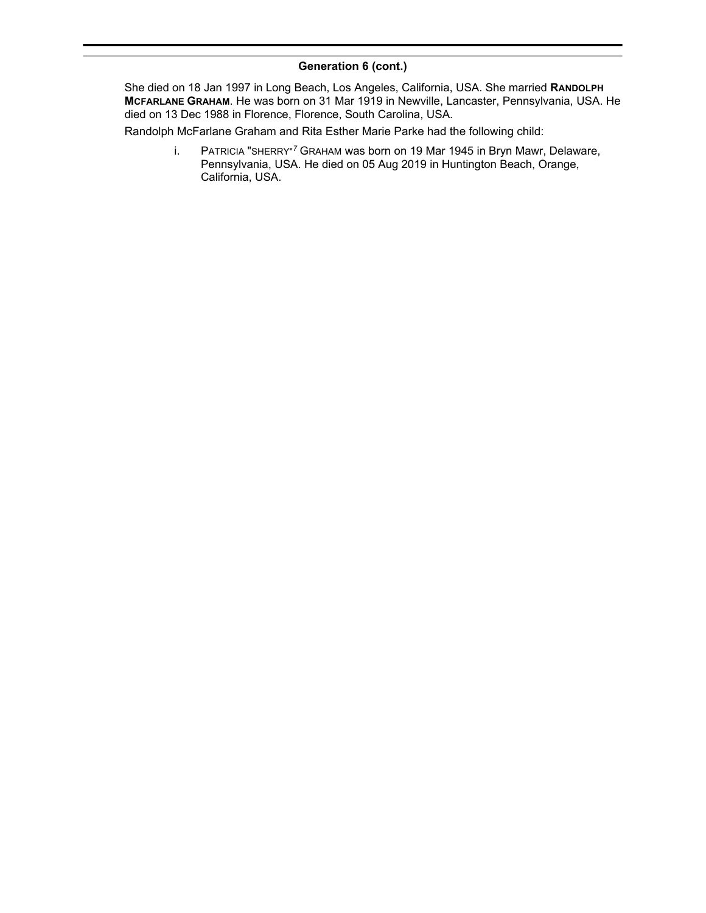## Generation 6 (cont.)

She died on 18 Jan 1997 in Long Beach, Los Angeles, California, USA. She married **RANDOLPH MCFARLANE GRAHAM**. He was born on 31 Mar 1919 in Newville, Lancaster, Pennsylvania, USA. He died on 13 Dec 1988 in Florence, Florence, South Carolina, USA.

Randolph McFarlane Graham and Rita Esther Marie Parke had the following child:

i. PATRICIA "SHERRY"[7] GRAHAM was born on 19 Mar 1945 in Bryn Mawr, Delaware, Pennsylvania, USA. He died on 05 Aug 2019 in Huntington Beach, Orange, California, USA.